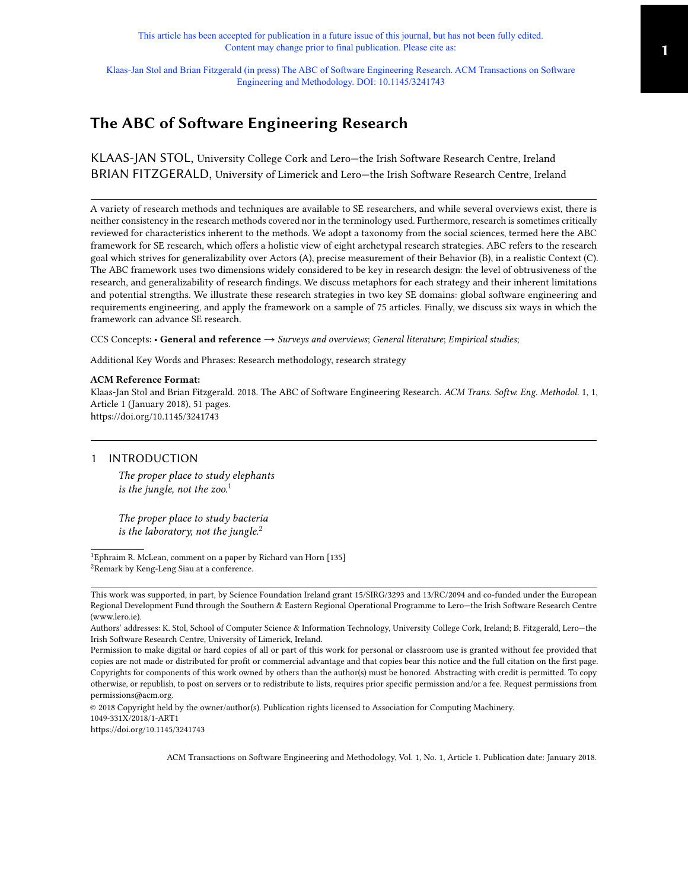This article has been accepted for publication in a future issue of this journal, but has not been fully edited. Content may change prior to final publication. Please cite as:

Klaas-Jan Stol and Brian Fitzgerald (in press) The ABC of Software Engineering Research. ACM Transactions on Software Engineering and Methodology. DOI: 10.1145/3241743

# The ABC of Software Engineering Research

KLAAS-JAN STOL, University College Cork and Lero—the Irish Software Research Centre, Ireland
BRIAN FITZGERALD, University of Limerick and Lero—the Irish Software Research Centre, Ireland

A variety of research methods and techniques are available to SE researchers, and while several overviews exist, there is neither consistency in the research methods covered nor in the terminology used. Furthermore, research is sometimes critically reviewed for characteristics inherent to the methods. We adopt a taxonomy from the social sciences, termed here the ABC framework for SE research, which offers a holistic view of eight archetypal research strategies. ABC refers to the research goal which strives for generalizability over Actors (A), precise measurement of their Behavior (B), in a realistic Context (C). The ABC framework uses two dimensions widely considered to be key in research design: the level of obtrusiveness of the research, and generalizability of research findings. We discuss metaphors for each strategy and their inherent limitations and potential strengths. We illustrate these research strategies in two key SE domains: global software engineering and requirements engineering, and apply the framework on a sample of 75 articles. Finally, we discuss six ways in which the framework can advance SE research.

CCS Concepts: • **General and reference** → *Surveys and overviews*; *General literature*; *Empirical studies*;

Additional Key Words and Phrases: Research methodology, research strategy

**ACM Reference Format:**
Klaas-Jan Stol and Brian Fitzgerald. 2018. The ABC of Software Engineering Research. *ACM Trans. Softw. Eng. Methodol.* 1, 1, Article 1 (January 2018), 51 pages.
https://doi.org/10.1145/3241743

## 1 INTRODUCTION

*The proper place to study elephants*
*is the jungle, not the zoo.*[1]

*The proper place to study bacteria*
*is the laboratory, not the jungle.*[2]

[1] Ephraim R. McLean, comment on a paper by Richard van Horn [135]
[2] Remark by Keng-Leng Siau at a conference.

This work was supported, in part, by Science Foundation Ireland grant 15/SIRG/3293 and 13/RC/2094 and co-funded under the European Regional Development Fund through the Southern & Eastern Regional Operational Programme to Lero—the Irish Software Research Centre (www.lero.ie).

Authors' addresses: K. Stol, School of Computer Science & Information Technology, University College Cork, Ireland; B. Fitzgerald, Lero—the Irish Software Research Centre, University of Limerick, Ireland.

Permission to make digital or hard copies of all or part of this work for personal or classroom use is granted without fee provided that copies are not made or distributed for profit or commercial advantage and that copies bear this notice and the full citation on the first page. Copyrights for components of this work owned by others than the author(s) must be honored. Abstracting with credit is permitted. To copy otherwise, or republish, to post on servers or to redistribute to lists, requires prior specific permission and/or a fee. Request permissions from permissions@acm.org.

© 2018 Copyright held by the owner/author(s). Publication rights licensed to Association for Computing Machinery.
1049-331X/2018/1-ART1
https://doi.org/10.1145/3241743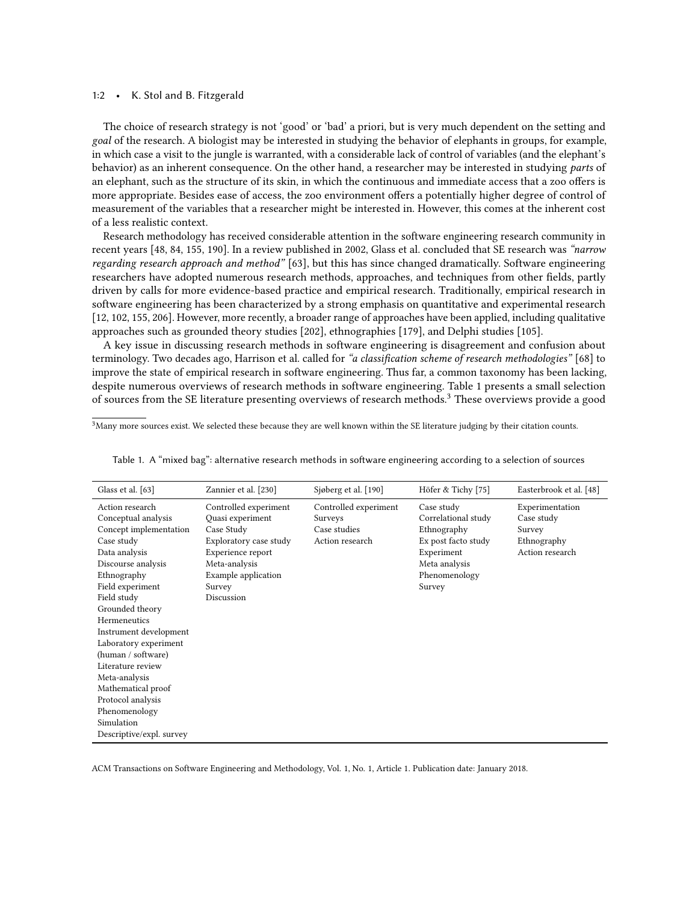The choice of research strategy is not 'good' or 'bad' a priori, but is very much dependent on the setting and *goal* of the research. A biologist may be interested in studying the behavior of elephants in groups, for example, in which case a visit to the jungle is warranted, with a considerable lack of control of variables (and the elephant's behavior) as an inherent consequence. On the other hand, a researcher may be interested in studying *parts* of an elephant, such as the structure of its skin, in which the continuous and immediate access that a zoo offers is more appropriate. Besides ease of access, the zoo environment offers a potentially higher degree of control of measurement of the variables that a researcher might be interested in. However, this comes at the inherent cost of a less realistic context.

Research methodology has received considerable attention in the software engineering research community in recent years [48, 84, 155, 190]. In a review published in 2002, Glass et al. concluded that SE research was *"narrow regarding research approach and method"* [63], but this has since changed dramatically. Software engineering researchers have adopted numerous research methods, approaches, and techniques from other fields, partly driven by calls for more evidence-based practice and empirical research. Traditionally, empirical research in software engineering has been characterized by a strong emphasis on quantitative and experimental research [12, 102, 155, 206]. However, more recently, a broader range of approaches have been applied, including qualitative approaches such as grounded theory studies [202], ethnographies [179], and Delphi studies [105].

A key issue in discussing research methods in software engineering is disagreement and confusion about terminology. Two decades ago, Harrison et al. called for *"a classification scheme of research methodologies"* [68] to improve the state of empirical research in software engineering. Thus far, a common taxonomy has been lacking, despite numerous overviews of research methods in software engineering. Table 1 presents a small selection of sources from the SE literature presenting overviews of research methods.[3] These overviews provide a good

[3]Many more sources exist. We selected these because they are well known within the SE literature judging by their citation counts.

Table 1. A "mixed bag": alternative research methods in software engineering according to a selection of sources

| Glass et al. [63] | Zannier et al. [230] | Sjøberg et al. [190] | Höfer & Tichy [75] | Easterbrook et al. [48] |
|---|---|---|---|---|
| Action research | Controlled experiment | Controlled experiment | Case study | Experimentation |
| Conceptual analysis | Quasi experiment | Surveys | Correlational study | Case study |
| Concept implementation | Case Study | Case studies | Ethnography | Survey |
| Case study | Exploratory case study | Action research | Ex post facto study | Ethnography |
| Data analysis | Experience report | | Experiment | Action research |
| Discourse analysis | Meta-analysis | | Meta analysis | |
| Ethnography | Example application | | Phenomenology | |
| Field experiment | Survey | | Survey | |
| Field study | Discussion | | | |
| Grounded theory | | | | |
| Hermeneutics | | | | |
| Instrument development | | | | |
| Laboratory experiment (human / software) | | | | |
| Literature review | | | | |
| Meta-analysis | | | | |
| Mathematical proof | | | | |
| Protocol analysis | | | | |
| Phenomenology | | | | |
| Simulation | | | | |
| Descriptive/expl. survey | | | | |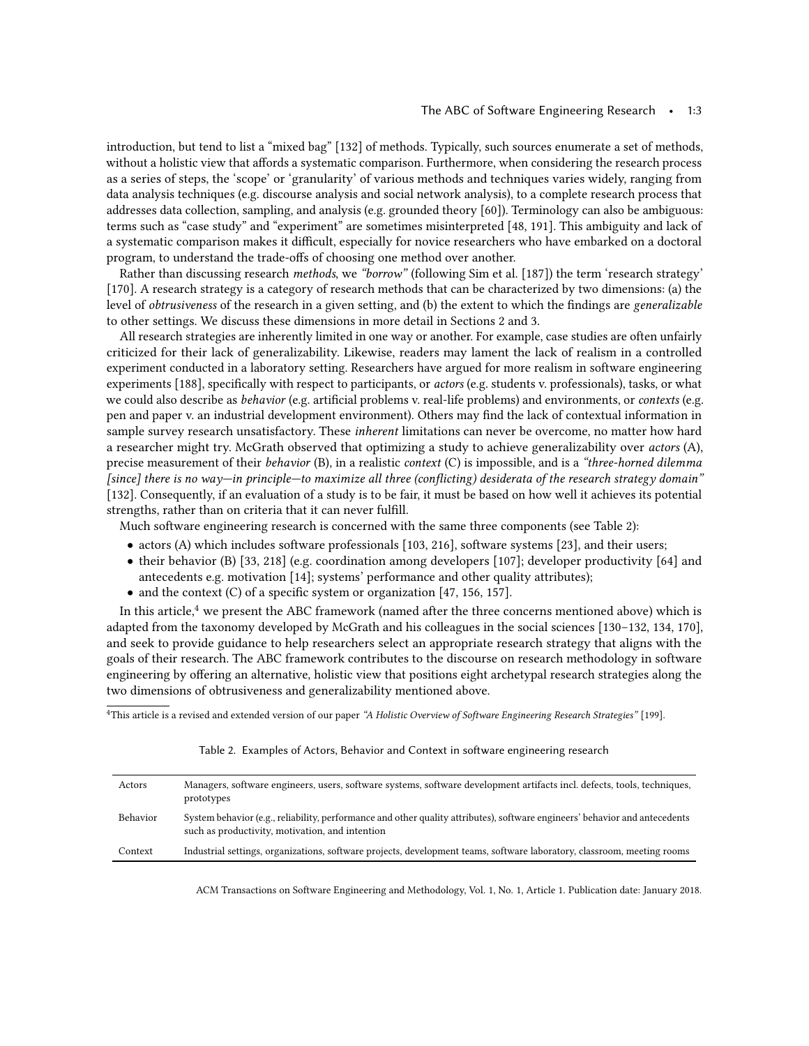introduction, but tend to list a "mixed bag" [132] of methods. Typically, such sources enumerate a set of methods, without a holistic view that affords a systematic comparison. Furthermore, when considering the research process as a series of steps, the 'scope' or 'granularity' of various methods and techniques varies widely, ranging from data analysis techniques (e.g. discourse analysis and social network analysis), to a complete research process that addresses data collection, sampling, and analysis (e.g. grounded theory [60]). Terminology can also be ambiguous: terms such as "case study" and "experiment" are sometimes misinterpreted [48, 191]. This ambiguity and lack of a systematic comparison makes it difficult, especially for novice researchers who have embarked on a doctoral program, to understand the trade-offs of choosing one method over another.

Rather than discussing research *methods*, we *"borrow"* (following Sim et al. [187]) the term 'research strategy' [170]. A research strategy is a category of research methods that can be characterized by two dimensions: (a) the level of *obtrusiveness* of the research in a given setting, and (b) the extent to which the findings are *generalizable* to other settings. We discuss these dimensions in more detail in Sections 2 and 3.

All research strategies are inherently limited in one way or another. For example, case studies are often unfairly criticized for their lack of generalizability. Likewise, readers may lament the lack of realism in a controlled experiment conducted in a laboratory setting. Researchers have argued for more realism in software engineering experiments [188], specifically with respect to participants, or *actors* (e.g. students v. professionals), tasks, or what we could also describe as *behavior* (e.g. artificial problems v. real-life problems) and environments, or *contexts* (e.g. pen and paper v. an industrial development environment). Others may find the lack of contextual information in sample survey research unsatisfactory. These *inherent* limitations can never be overcome, no matter how hard a researcher might try. McGrath observed that optimizing a study to achieve generalizability over *actors* (A), precise measurement of their *behavior* (B), in a realistic *context* (C) is impossible, and is a *"three-horned dilemma [since] there is no way—in principle—to maximize all three (conflicting) desiderata of the research strategy domain"* [132]. Consequently, if an evaluation of a study is to be fair, it must be based on how well it achieves its potential strengths, rather than on criteria that it can never fulfill.

Much software engineering research is concerned with the same three components (see Table 2):

- actors (A) which includes software professionals [103, 216], software systems [23], and their users;
- their behavior (B) [33, 218] (e.g. coordination among developers [107]; developer productivity [64] and antecedents e.g. motivation [14]; systems' performance and other quality attributes);
- and the context (C) of a specific system or organization [47, 156, 157].

In this article,[4] we present the ABC framework (named after the three concerns mentioned above) which is adapted from the taxonomy developed by McGrath and his colleagues in the social sciences [130–132, 134, 170], and seek to provide guidance to help researchers select an appropriate research strategy that aligns with the goals of their research. The ABC framework contributes to the discourse on research methodology in software engineering by offering an alternative, holistic view that positions eight archetypal research strategies along the two dimensions of obtrusiveness and generalizability mentioned above.

[4]This article is a revised and extended version of our paper *"A Holistic Overview of Software Engineering Research Strategies"* [199].

Table 2. Examples of Actors, Behavior and Context in software engineering research

| | |
|---|---|
| Actors | Managers, software engineers, users, software systems, software development artifacts incl. defects, tools, techniques, prototypes |
| Behavior | System behavior (e.g., reliability, performance and other quality attributes), software engineers' behavior and antecedents such as productivity, motivation, and intention |
| Context | Industrial settings, organizations, software projects, development teams, software laboratory, classroom, meeting rooms |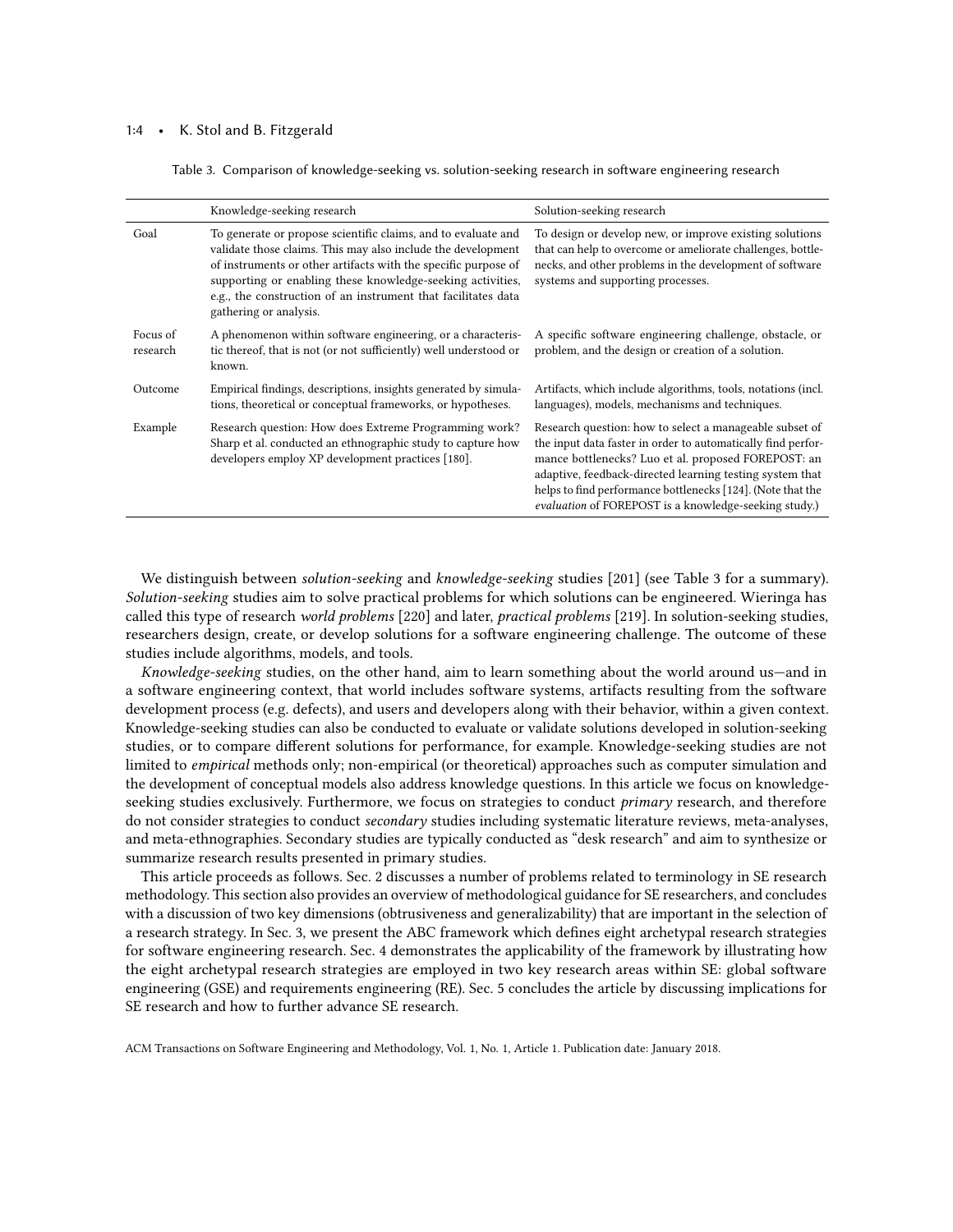Table 3. Comparison of knowledge-seeking vs. solution-seeking research in software engineering research

| | Knowledge-seeking research | Solution-seeking research |
|---|---|---|
| Goal | To generate or propose scientific claims, and to evaluate and validate those claims. This may also include the development of instruments or other artifacts with the specific purpose of supporting or enabling these knowledge-seeking activities, e.g., the construction of an instrument that facilitates data gathering or analysis. | To design or develop new, or improve existing solutions that can help to overcome or ameliorate challenges, bottlenecks, and other problems in the development of software systems and supporting processes. |
| Focus of research | A phenomenon within software engineering, or a characteristic thereof, that is not (or not sufficiently) well understood or known. | A specific software engineering challenge, obstacle, or problem, and the design or creation of a solution. |
| Outcome | Empirical findings, descriptions, insights generated by simulations, theoretical or conceptual frameworks, or hypotheses. | Artifacts, which include algorithms, tools, notations (incl. languages), models, mechanisms and techniques. |
| Example | Research question: How does Extreme Programming work? Sharp et al. conducted an ethnographic study to capture how developers employ XP development practices [180]. | Research question: how to select a manageable subset of the input data faster in order to automatically find performance bottlenecks? Luo et al. proposed FOREPOST: an adaptive, feedback-directed learning testing system that helps to find performance bottlenecks [124]. (Note that the *evaluation* of FOREPOST is a knowledge-seeking study.) |

We distinguish between *solution-seeking* and *knowledge-seeking* studies [201] (see Table 3 for a summary). *Solution-seeking* studies aim to solve practical problems for which solutions can be engineered. Wieringa has called this type of research *world problems* [220] and later, *practical problems* [219]. In solution-seeking studies, researchers design, create, or develop solutions for a software engineering challenge. The outcome of these studies include algorithms, models, and tools.

*Knowledge-seeking* studies, on the other hand, aim to learn something about the world around us—and in a software engineering context, that world includes software systems, artifacts resulting from the software development process (e.g. defects), and users and developers along with their behavior, within a given context. Knowledge-seeking studies can also be conducted to evaluate or validate solutions developed in solution-seeking studies, or to compare different solutions for performance, for example. Knowledge-seeking studies are not limited to *empirical* methods only; non-empirical (or theoretical) approaches such as computer simulation and the development of conceptual models also address knowledge questions. In this article we focus on knowledge-seeking studies exclusively. Furthermore, we focus on strategies to conduct *primary* research, and therefore do not consider strategies to conduct *secondary* studies including systematic literature reviews, meta-analyses, and meta-ethnographies. Secondary studies are typically conducted as "desk research" and aim to synthesize or summarize research results presented in primary studies.

This article proceeds as follows. Sec. 2 discusses a number of problems related to terminology in SE research methodology. This section also provides an overview of methodological guidance for SE researchers, and concludes with a discussion of two key dimensions (obtrusiveness and generalizability) that are important in the selection of a research strategy. In Sec. 3, we present the ABC framework which defines eight archetypal research strategies for software engineering research. Sec. 4 demonstrates the applicability of the framework by illustrating how the eight archetypal research strategies are employed in two key research areas within SE: global software engineering (GSE) and requirements engineering (RE). Sec. 5 concludes the article by discussing implications for SE research and how to further advance SE research.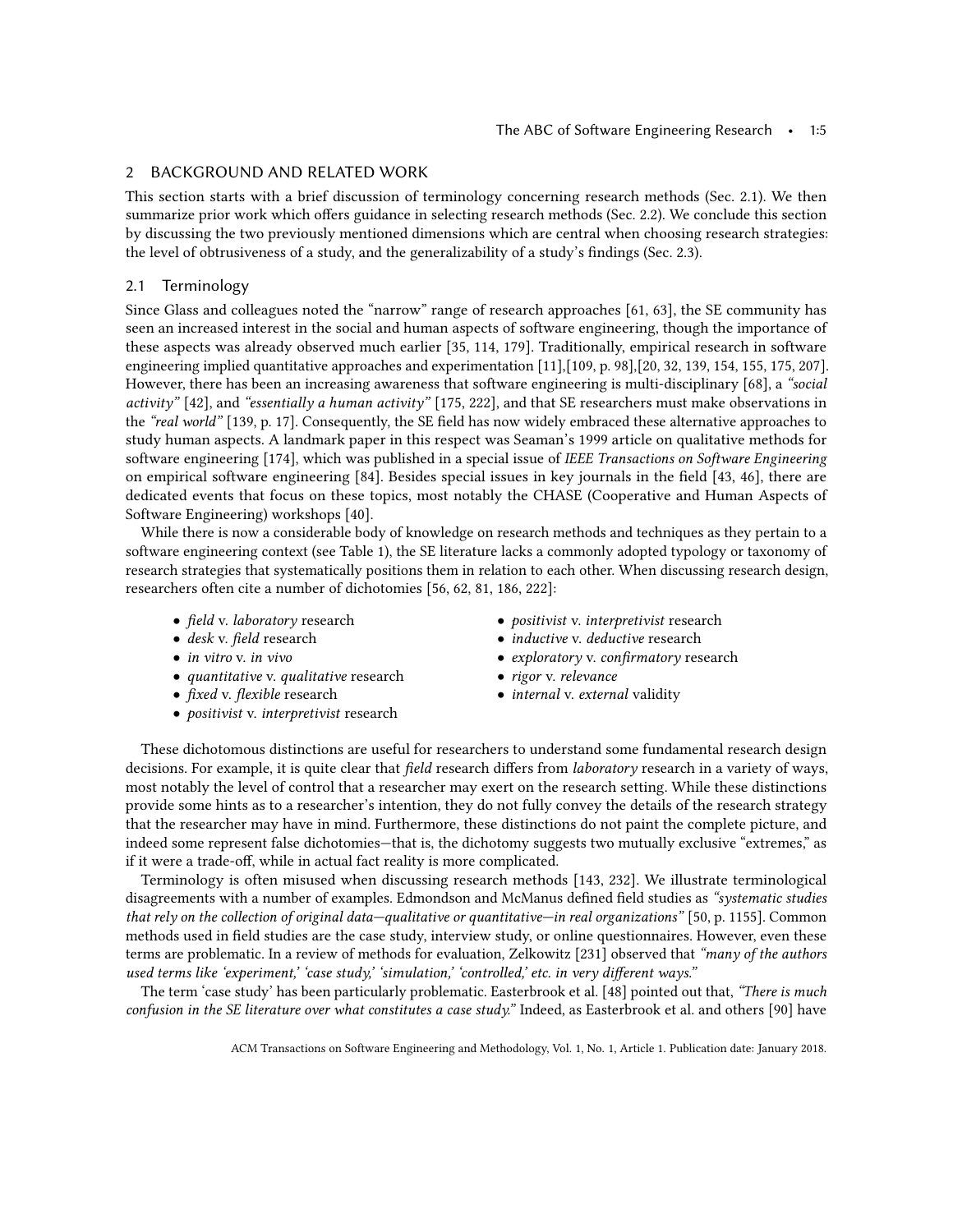## 2 BACKGROUND AND RELATED WORK

This section starts with a brief discussion of terminology concerning research methods (Sec. 2.1). We then summarize prior work which offers guidance in selecting research methods (Sec. 2.2). We conclude this section by discussing the two previously mentioned dimensions which are central when choosing research strategies: the level of obtrusiveness of a study, and the generalizability of a study's findings (Sec. 2.3).

### 2.1 Terminology

Since Glass and colleagues noted the "narrow" range of research approaches [61, 63], the SE community has seen an increased interest in the social and human aspects of software engineering, though the importance of these aspects was already observed much earlier [35, 114, 179]. Traditionally, empirical research in software engineering implied quantitative approaches and experimentation [11],[109, p. 98],[20, 32, 139, 154, 155, 175, 207]. However, there has been an increasing awareness that software engineering is multi-disciplinary [68], a *"social activity"* [42], and *"essentially a human activity"* [175, 222], and that SE researchers must make observations in the *"real world"* [139, p. 17]. Consequently, the SE field has now widely embraced these alternative approaches to study human aspects. A landmark paper in this respect was Seaman's 1999 article on qualitative methods for software engineering [174], which was published in a special issue of *IEEE Transactions on Software Engineering* on empirical software engineering [84]. Besides special issues in key journals in the field [43, 46], there are dedicated events that focus on these topics, most notably the CHASE (Cooperative and Human Aspects of Software Engineering) workshops [40].

While there is now a considerable body of knowledge on research methods and techniques as they pertain to a software engineering context (see Table 1), the SE literature lacks a commonly adopted typology or taxonomy of research strategies that systematically positions them in relation to each other. When discussing research design, researchers often cite a number of dichotomies [56, 62, 81, 186, 222]:

- *field* v. *laboratory* research
- *desk* v. *field* research
- *in vitro* v. *in vivo*
- *quantitative* v. *qualitative* research
- *fixed* v. *flexible* research
- *positivist* v. *interpretivist* research
- *positivist* v. *interpretivist* research
- *inductive* v. *deductive* research
- *exploratory* v. *confirmatory* research
- *rigor* v. *relevance*
- *internal* v. *external* validity

These dichotomous distinctions are useful for researchers to understand some fundamental research design decisions. For example, it is quite clear that *field* research differs from *laboratory* research in a variety of ways, most notably the level of control that a researcher may exert on the research setting. While these distinctions provide some hints as to a researcher's intention, they do not fully convey the details of the research strategy that the researcher may have in mind. Furthermore, these distinctions do not paint the complete picture, and indeed some represent false dichotomies—that is, the dichotomy suggests two mutually exclusive "extremes," as if it were a trade-off, while in actual fact reality is more complicated.

Terminology is often misused when discussing research methods [143, 232]. We illustrate terminological disagreements with a number of examples. Edmondson and McManus defined field studies as *"systematic studies that rely on the collection of original data—qualitative or quantitative—in real organizations"* [50, p. 1155]. Common methods used in field studies are the case study, interview study, or online questionnaires. However, even these terms are problematic. In a review of methods for evaluation, Zelkowitz [231] observed that *"many of the authors used terms like 'experiment,' 'case study,' 'simulation,' 'controlled,' etc. in very different ways."*

The term 'case study' has been particularly problematic. Easterbrook et al. [48] pointed out that, *"There is much confusion in the SE literature over what constitutes a case study."* Indeed, as Easterbrook et al. and others [90] have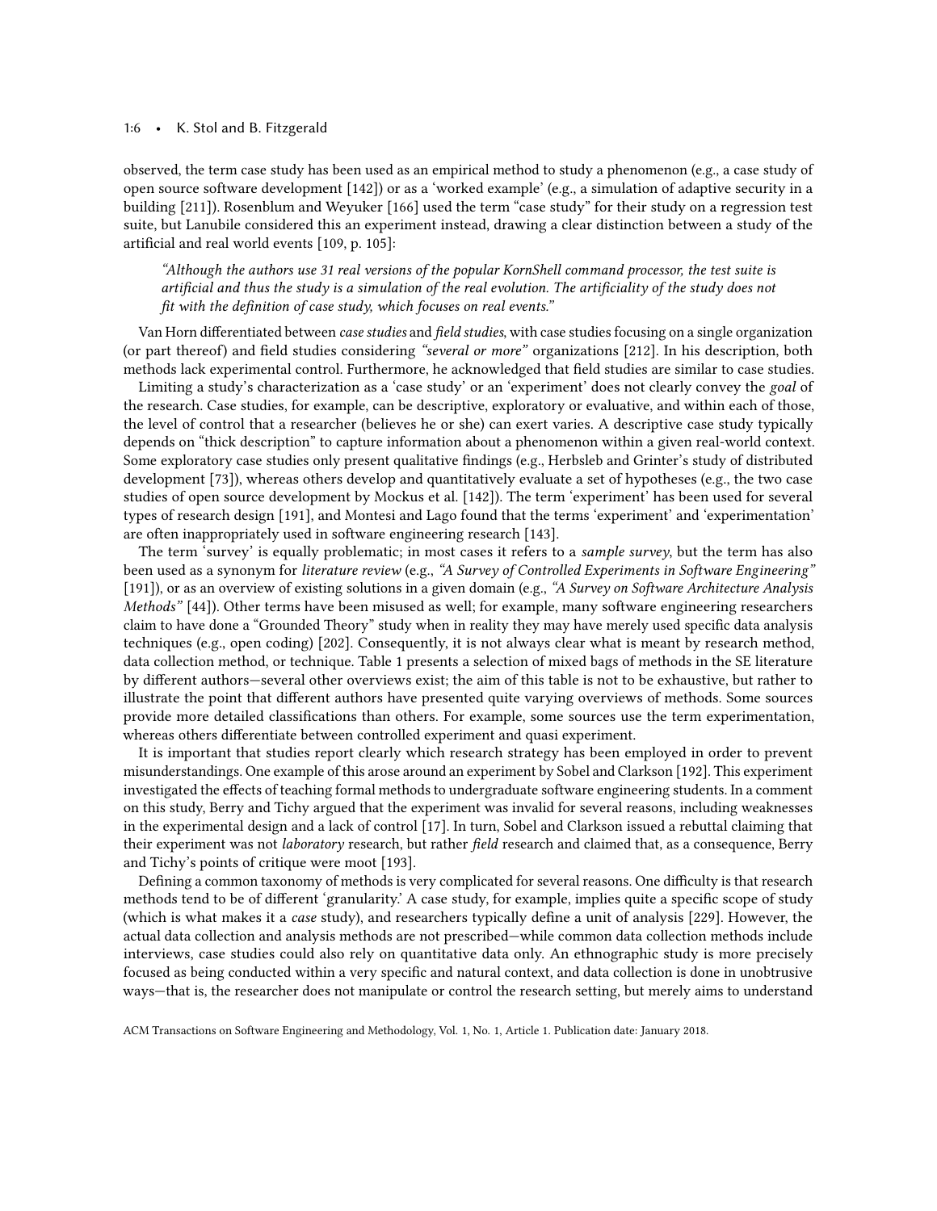observed, the term case study has been used as an empirical method to study a phenomenon (e.g., a case study of open source software development [142]) or as a 'worked example' (e.g., a simulation of adaptive security in a building [211]). Rosenblum and Weyuker [166] used the term "case study" for their study on a regression test suite, but Lanubile considered this an experiment instead, drawing a clear distinction between a study of the artificial and real world events [109, p. 105]:

> *"Although the authors use 31 real versions of the popular KornShell command processor, the test suite is artificial and thus the study is a simulation of the real evolution. The artificiality of the study does not fit with the definition of case study, which focuses on real events."*

Van Horn differentiated between *case studies* and *field studies*, with case studies focusing on a single organization (or part thereof) and field studies considering *"several or more"* organizations [212]. In his description, both methods lack experimental control. Furthermore, he acknowledged that field studies are similar to case studies.

Limiting a study's characterization as a 'case study' or an 'experiment' does not clearly convey the *goal* of the research. Case studies, for example, can be descriptive, exploratory or evaluative, and within each of those, the level of control that a researcher (believes he or she) can exert varies. A descriptive case study typically depends on "thick description" to capture information about a phenomenon within a given real-world context. Some exploratory case studies only present qualitative findings (e.g., Herbsleb and Grinter's study of distributed development [73]), whereas others develop and quantitatively evaluate a set of hypotheses (e.g., the two case studies of open source development by Mockus et al. [142]). The term 'experiment' has been used for several types of research design [191], and Montesi and Lago found that the terms 'experiment' and 'experimentation' are often inappropriately used in software engineering research [143].

The term 'survey' is equally problematic; in most cases it refers to a *sample survey*, but the term has also been used as a synonym for *literature review* (e.g., *"A Survey of Controlled Experiments in Software Engineering"* [191]), or as an overview of existing solutions in a given domain (e.g., *"A Survey on Software Architecture Analysis Methods"* [44]). Other terms have been misused as well; for example, many software engineering researchers claim to have done a "Grounded Theory" study when in reality they may have merely used specific data analysis techniques (e.g., open coding) [202]. Consequently, it is not always clear what is meant by research method, data collection method, or technique. Table 1 presents a selection of mixed bags of methods in the SE literature by different authors—several other overviews exist; the aim of this table is not to be exhaustive, but rather to illustrate the point that different authors have presented quite varying overviews of methods. Some sources provide more detailed classifications than others. For example, some sources use the term experimentation, whereas others differentiate between controlled experiment and quasi experiment.

It is important that studies report clearly which research strategy has been employed in order to prevent misunderstandings. One example of this arose around an experiment by Sobel and Clarkson [192]. This experiment investigated the effects of teaching formal methods to undergraduate software engineering students. In a comment on this study, Berry and Tichy argued that the experiment was invalid for several reasons, including weaknesses in the experimental design and a lack of control [17]. In turn, Sobel and Clarkson issued a rebuttal claiming that their experiment was not *laboratory* research, but rather *field* research and claimed that, as a consequence, Berry and Tichy's points of critique were moot [193].

Defining a common taxonomy of methods is very complicated for several reasons. One difficulty is that research methods tend to be of different 'granularity.' A case study, for example, implies quite a specific scope of study (which is what makes it a *case* study), and researchers typically define a unit of analysis [229]. However, the actual data collection and analysis methods are not prescribed—while common data collection methods include interviews, case studies could also rely on quantitative data only. An ethnographic study is more precisely focused as being conducted within a very specific and natural context, and data collection is done in unobtrusive ways—that is, the researcher does not manipulate or control the research setting, but merely aims to understand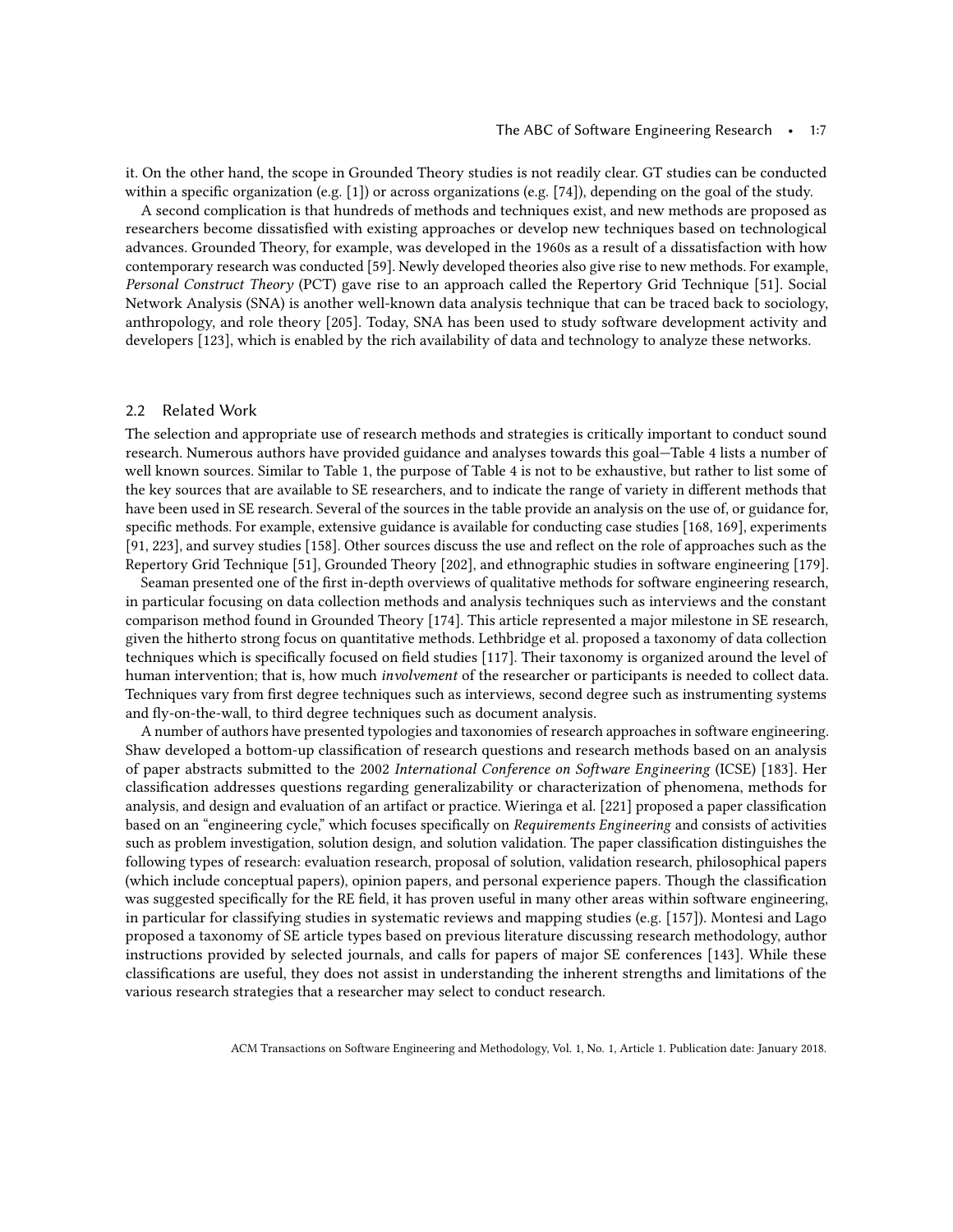it. On the other hand, the scope in Grounded Theory studies is not readily clear. GT studies can be conducted within a specific organization (e.g. [1]) or across organizations (e.g. [74]), depending on the goal of the study.

A second complication is that hundreds of methods and techniques exist, and new methods are proposed as researchers become dissatisfied with existing approaches or develop new techniques based on technological advances. Grounded Theory, for example, was developed in the 1960s as a result of a dissatisfaction with how contemporary research was conducted [59]. Newly developed theories also give rise to new methods. For example, *Personal Construct Theory* (PCT) gave rise to an approach called the Repertory Grid Technique [51]. Social Network Analysis (SNA) is another well-known data analysis technique that can be traced back to sociology, anthropology, and role theory [205]. Today, SNA has been used to study software development activity and developers [123], which is enabled by the rich availability of data and technology to analyze these networks.

## 2.2 Related Work

The selection and appropriate use of research methods and strategies is critically important to conduct sound research. Numerous authors have provided guidance and analyses towards this goal—Table 4 lists a number of well known sources. Similar to Table 1, the purpose of Table 4 is not to be exhaustive, but rather to list some of the key sources that are available to SE researchers, and to indicate the range of variety in different methods that have been used in SE research. Several of the sources in the table provide an analysis on the use of, or guidance for, specific methods. For example, extensive guidance is available for conducting case studies [168, 169], experiments [91, 223], and survey studies [158]. Other sources discuss the use and reflect on the role of approaches such as the Repertory Grid Technique [51], Grounded Theory [202], and ethnographic studies in software engineering [179].

Seaman presented one of the first in-depth overviews of qualitative methods for software engineering research, in particular focusing on data collection methods and analysis techniques such as interviews and the constant comparison method found in Grounded Theory [174]. This article represented a major milestone in SE research, given the hitherto strong focus on quantitative methods. Lethbridge et al. proposed a taxonomy of data collection techniques which is specifically focused on field studies [117]. Their taxonomy is organized around the level of human intervention; that is, how much *involvement* of the researcher or participants is needed to collect data. Techniques vary from first degree techniques such as interviews, second degree such as instrumenting systems and fly-on-the-wall, to third degree techniques such as document analysis.

A number of authors have presented typologies and taxonomies of research approaches in software engineering. Shaw developed a bottom-up classification of research questions and research methods based on an analysis of paper abstracts submitted to the 2002 *International Conference on Software Engineering* (ICSE) [183]. Her classification addresses questions regarding generalizability or characterization of phenomena, methods for analysis, and design and evaluation of an artifact or practice. Wieringa et al. [221] proposed a paper classification based on an "engineering cycle," which focuses specifically on *Requirements Engineering* and consists of activities such as problem investigation, solution design, and solution validation. The paper classification distinguishes the following types of research: evaluation research, proposal of solution, validation research, philosophical papers (which include conceptual papers), opinion papers, and personal experience papers. Though the classification was suggested specifically for the RE field, it has proven useful in many other areas within software engineering, in particular for classifying studies in systematic reviews and mapping studies (e.g. [157]). Montesi and Lago proposed a taxonomy of SE article types based on previous literature discussing research methodology, author instructions provided by selected journals, and calls for papers of major SE conferences [143]. While these classifications are useful, they does not assist in understanding the inherent strengths and limitations of the various research strategies that a researcher may select to conduct research.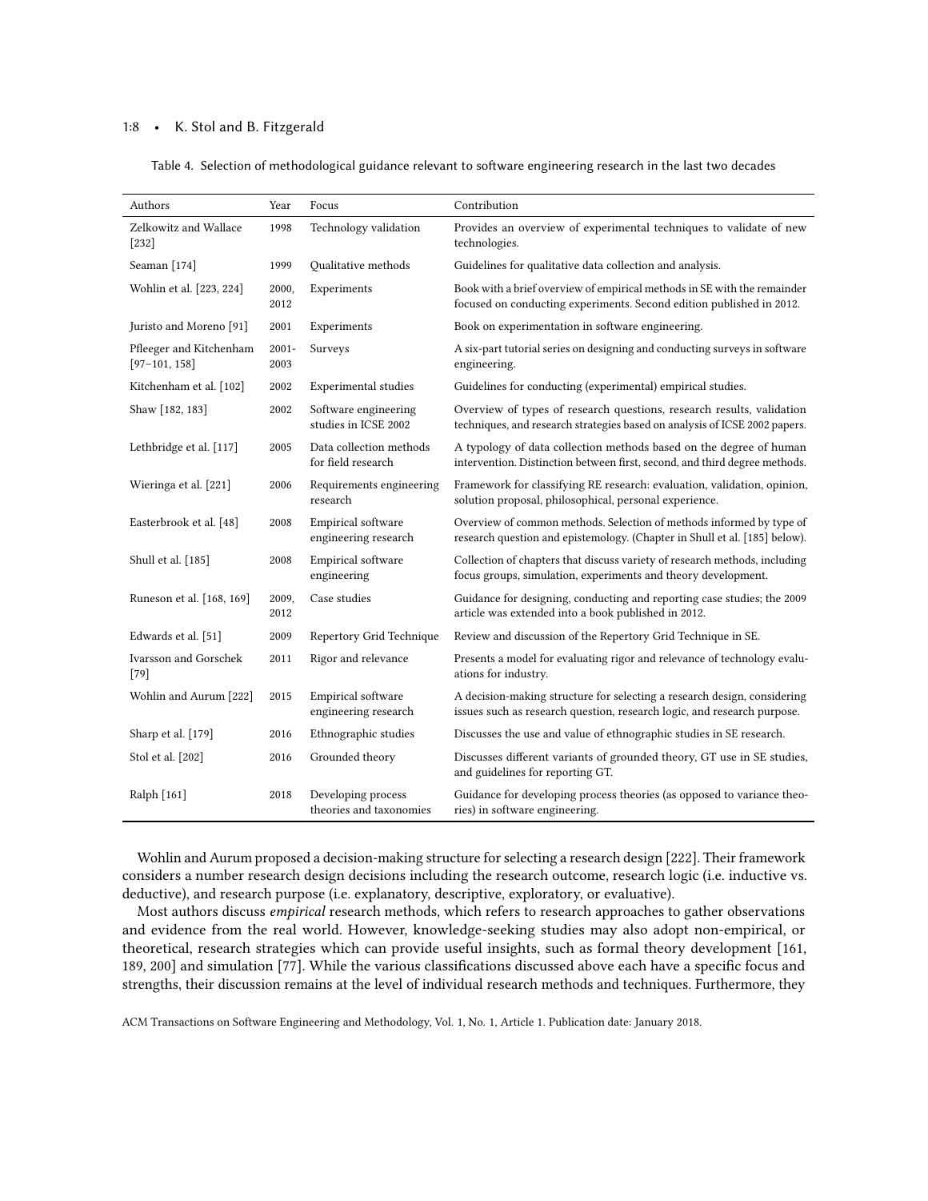Table 4. Selection of methodological guidance relevant to software engineering research in the last two decades

| Authors | Year | Focus | Contribution |
|---|---|---|---|
| Zelkowitz and Wallace [232] | 1998 | Technology validation | Provides an overview of experimental techniques to validate of new technologies. |
| Seaman [174] | 1999 | Qualitative methods | Guidelines for qualitative data collection and analysis. |
| Wohlin et al. [223, 224] | 2000, 2012 | Experiments | Book with a brief overview of empirical methods in SE with the remainder focused on conducting experiments. Second edition published in 2012. |
| Juristo and Moreno [91] | 2001 | Experiments | Book on experimentation in software engineering. |
| Pfleeger and Kitchenham [97–101, 158] | 2001-2003 | Surveys | A six-part tutorial series on designing and conducting surveys in software engineering. |
| Kitchenham et al. [102] | 2002 | Experimental studies | Guidelines for conducting (experimental) empirical studies. |
| Shaw [182, 183] | 2002 | Software engineering studies in ICSE 2002 | Overview of types of research questions, research results, validation techniques, and research strategies based on analysis of ICSE 2002 papers. |
| Lethbridge et al. [117] | 2005 | Data collection methods for field research | A typology of data collection methods based on the degree of human intervention. Distinction between first, second, and third degree methods. |
| Wieringa et al. [221] | 2006 | Requirements engineering research | Framework for classifying RE research: evaluation, validation, opinion, solution proposal, philosophical, personal experience. |
| Easterbrook et al. [48] | 2008 | Empirical software engineering research | Overview of common methods. Selection of methods informed by type of research question and epistemology. (Chapter in Shull et al. [185] below). |
| Shull et al. [185] | 2008 | Empirical software engineering | Collection of chapters that discuss variety of research methods, including focus groups, simulation, experiments and theory development. |
| Runeson et al. [168, 169] | 2009, 2012 | Case studies | Guidance for designing, conducting and reporting case studies; the 2009 article was extended into a book published in 2012. |
| Edwards et al. [51] | 2009 | Repertory Grid Technique | Review and discussion of the Repertory Grid Technique in SE. |
| Ivarsson and Gorschek [79] | 2011 | Rigor and relevance | Presents a model for evaluating rigor and relevance of technology evaluations for industry. |
| Wohlin and Aurum [222] | 2015 | Empirical software engineering research | A decision-making structure for selecting a research design, considering issues such as research question, research logic, and research purpose. |
| Sharp et al. [179] | 2016 | Ethnographic studies | Discusses the use and value of ethnographic studies in SE research. |
| Stol et al. [202] | 2016 | Grounded theory | Discusses different variants of grounded theory, GT use in SE studies, and guidelines for reporting GT. |
| Ralph [161] | 2018 | Developing process theories and taxonomies | Guidance for developing process theories (as opposed to variance theories) in software engineering. |

Wohlin and Aurum proposed a decision-making structure for selecting a research design [222]. Their framework considers a number research design decisions including the research outcome, research logic (i.e. inductive vs. deductive), and research purpose (i.e. explanatory, descriptive, exploratory, or evaluative).

Most authors discuss *empirical* research methods, which refers to research approaches to gather observations and evidence from the real world. However, knowledge-seeking studies may also adopt non-empirical, or theoretical, research strategies which can provide useful insights, such as formal theory development [161, 189, 200] and simulation [77]. While the various classifications discussed above each have a specific focus and strengths, their discussion remains at the level of individual research methods and techniques. Furthermore, they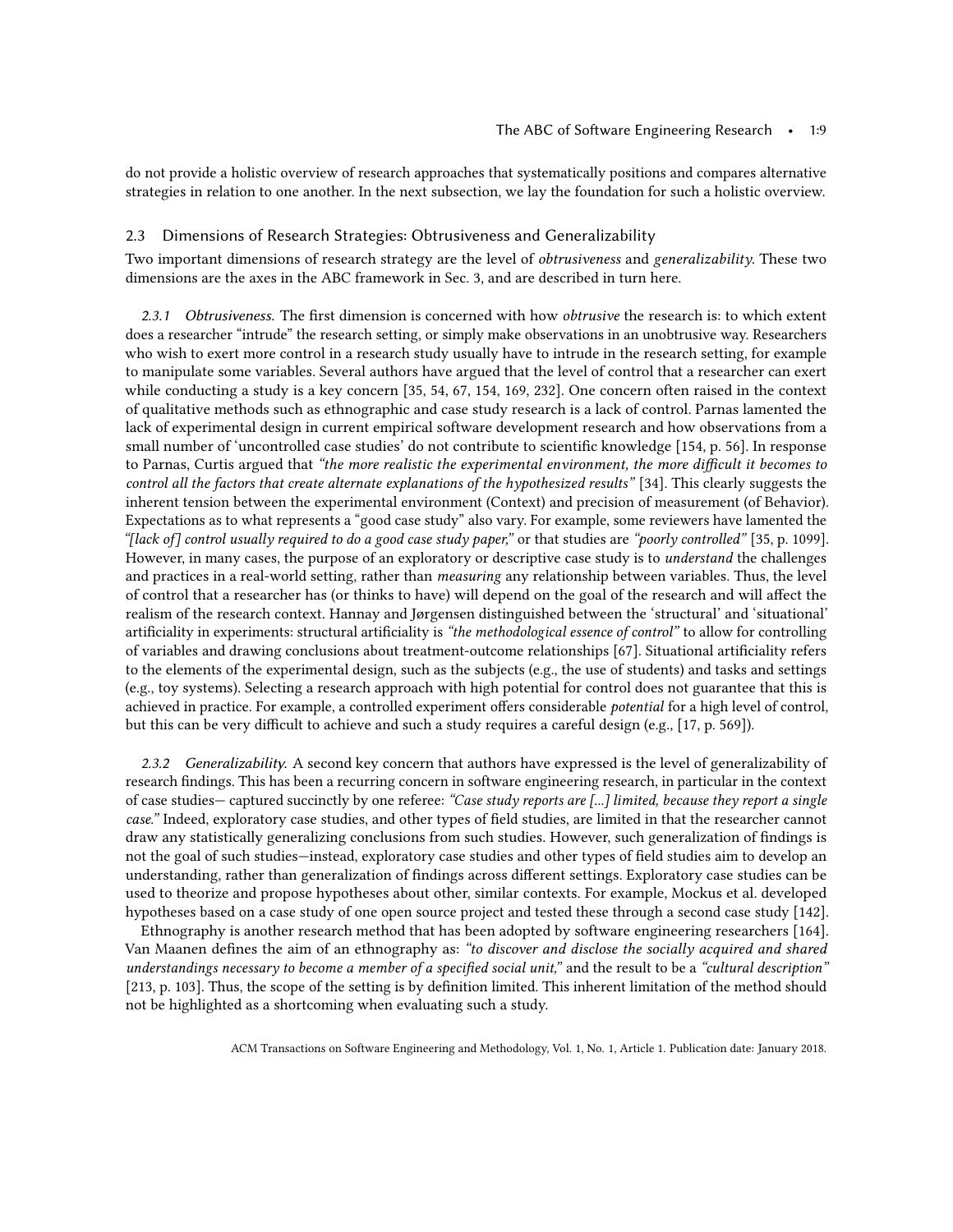do not provide a holistic overview of research approaches that systematically positions and compares alternative strategies in relation to one another. In the next subsection, we lay the foundation for such a holistic overview.

## 2.3 Dimensions of Research Strategies: Obtrusiveness and Generalizability

Two important dimensions of research strategy are the level of *obtrusiveness* and *generalizability*. These two dimensions are the axes in the ABC framework in Sec. 3, and are described in turn here.

*2.3.1 Obtrusiveness.* The first dimension is concerned with how *obtrusive* the research is: to which extent does a researcher "intrude" the research setting, or simply make observations in an unobtrusive way. Researchers who wish to exert more control in a research study usually have to intrude in the research setting, for example to manipulate some variables. Several authors have argued that the level of control that a researcher can exert while conducting a study is a key concern [35, 54, 67, 154, 169, 232]. One concern often raised in the context of qualitative methods such as ethnographic and case study research is a lack of control. Parnas lamented the lack of experimental design in current empirical software development research and how observations from a small number of 'uncontrolled case studies' do not contribute to scientific knowledge [154, p. 56]. In response to Parnas, Curtis argued that *"the more realistic the experimental environment, the more difficult it becomes to control all the factors that create alternate explanations of the hypothesized results"* [34]. This clearly suggests the inherent tension between the experimental environment (Context) and precision of measurement (of Behavior). Expectations as to what represents a "good case study" also vary. For example, some reviewers have lamented the *"[lack of] control usually required to do a good case study paper,"* or that studies are *"poorly controlled"* [35, p. 1099]. However, in many cases, the purpose of an exploratory or descriptive case study is to *understand* the challenges and practices in a real-world setting, rather than *measuring* any relationship between variables. Thus, the level of control that a researcher has (or thinks to have) will depend on the goal of the research and will affect the realism of the research context. Hannay and Jørgensen distinguished between the 'structural' and 'situational' artificiality in experiments: structural artificiality is *"the methodological essence of control"* to allow for controlling of variables and drawing conclusions about treatment-outcome relationships [67]. Situational artificiality refers to the elements of the experimental design, such as the subjects (e.g., the use of students) and tasks and settings (e.g., toy systems). Selecting a research approach with high potential for control does not guarantee that this is achieved in practice. For example, a controlled experiment offers considerable *potential* for a high level of control, but this can be very difficult to achieve and such a study requires a careful design (e.g., [17, p. 569]).

*2.3.2 Generalizability.* A second key concern that authors have expressed is the level of generalizability of research findings. This has been a recurring concern in software engineering research, in particular in the context of case studies— captured succinctly by one referee: *"Case study reports are [...] limited, because they report a single case."* Indeed, exploratory case studies, and other types of field studies, are limited in that the researcher cannot draw any statistically generalizing conclusions from such studies. However, such generalization of findings is not the goal of such studies—instead, exploratory case studies and other types of field studies aim to develop an understanding, rather than generalization of findings across different settings. Exploratory case studies can be used to theorize and propose hypotheses about other, similar contexts. For example, Mockus et al. developed hypotheses based on a case study of one open source project and tested these through a second case study [142].

Ethnography is another research method that has been adopted by software engineering researchers [164]. Van Maanen defines the aim of an ethnography as: *"to discover and disclose the socially acquired and shared understandings necessary to become a member of a specified social unit,"* and the result to be a *"cultural description"* [213, p. 103]. Thus, the scope of the setting is by definition limited. This inherent limitation of the method should not be highlighted as a shortcoming when evaluating such a study.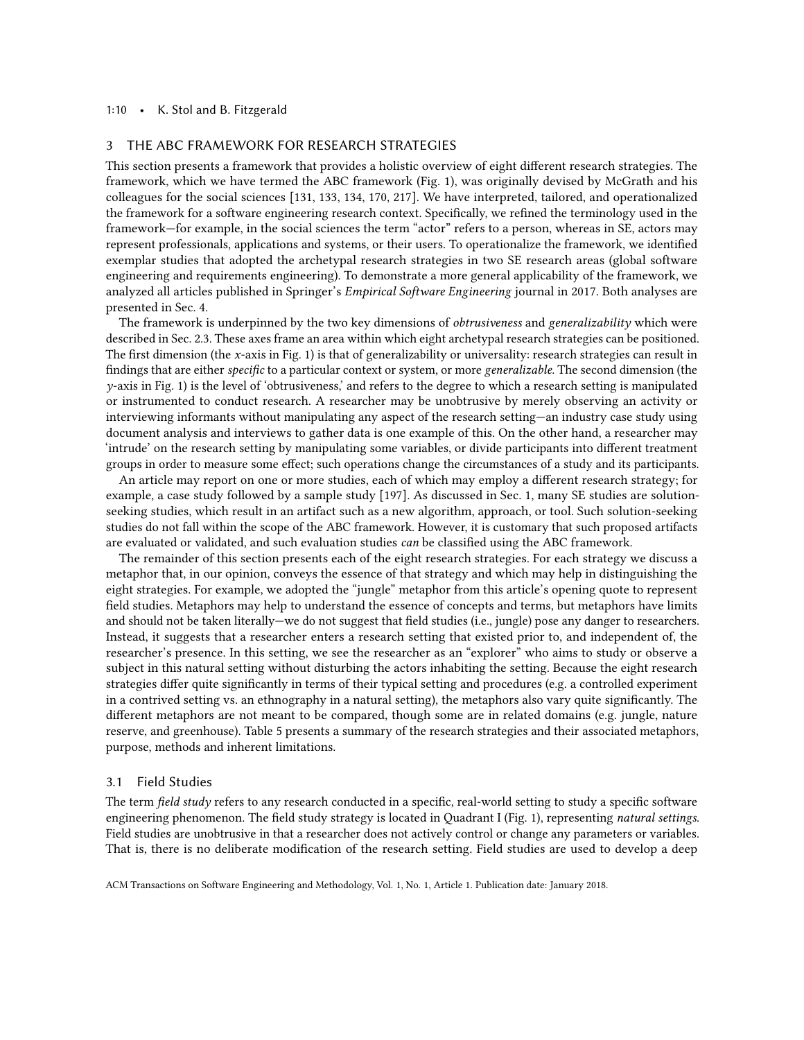## 3 THE ABC FRAMEWORK FOR RESEARCH STRATEGIES

This section presents a framework that provides a holistic overview of eight different research strategies. The framework, which we have termed the ABC framework (Fig. 1), was originally devised by McGrath and his colleagues for the social sciences [131, 133, 134, 170, 217]. We have interpreted, tailored, and operationalized the framework for a software engineering research context. Specifically, we refined the terminology used in the framework—for example, in the social sciences the term "actor" refers to a person, whereas in SE, actors may represent professionals, applications and systems, or their users. To operationalize the framework, we identified exemplar studies that adopted the archetypal research strategies in two SE research areas (global software engineering and requirements engineering). To demonstrate a more general applicability of the framework, we analyzed all articles published in Springer's *Empirical Software Engineering* journal in 2017. Both analyses are presented in Sec. 4.

The framework is underpinned by the two key dimensions of *obtrusiveness* and *generalizability* which were described in Sec. 2.3. These axes frame an area within which eight archetypal research strategies can be positioned. The first dimension (the $x$-axis in Fig. 1) is that of generalizability or universality: research strategies can result in findings that are either *specific* to a particular context or system, or more *generalizable*. The second dimension (the $y$-axis in Fig. 1) is the level of 'obtrusiveness,' and refers to the degree to which a research setting is manipulated or instrumented to conduct research. A researcher may be unobtrusive by merely observing an activity or interviewing informants without manipulating any aspect of the research setting—an industry case study using document analysis and interviews to gather data is one example of this. On the other hand, a researcher may 'intrude' on the research setting by manipulating some variables, or divide participants into different treatment groups in order to measure some effect; such operations change the circumstances of a study and its participants.

An article may report on one or more studies, each of which may employ a different research strategy; for example, a case study followed by a sample study [197]. As discussed in Sec. 1, many SE studies are solution-seeking studies, which result in an artifact such as a new algorithm, approach, or tool. Such solution-seeking studies do not fall within the scope of the ABC framework. However, it is customary that such proposed artifacts are evaluated or validated, and such evaluation studies *can* be classified using the ABC framework.

The remainder of this section presents each of the eight research strategies. For each strategy we discuss a metaphor that, in our opinion, conveys the essence of that strategy and which may help in distinguishing the eight strategies. For example, we adopted the "jungle" metaphor from this article's opening quote to represent field studies. Metaphors may help to understand the essence of concepts and terms, but metaphors have limits and should not be taken literally—we do not suggest that field studies (i.e., jungle) pose any danger to researchers. Instead, it suggests that a researcher enters a research setting that existed prior to, and independent of, the researcher's presence. In this setting, we see the researcher as an "explorer" who aims to study or observe a subject in this natural setting without disturbing the actors inhabiting the setting. Because the eight research strategies differ quite significantly in terms of their typical setting and procedures (e.g. a controlled experiment in a contrived setting vs. an ethnography in a natural setting), the metaphors also vary quite significantly. The different metaphors are not meant to be compared, though some are in related domains (e.g. jungle, nature reserve, and greenhouse). Table 5 presents a summary of the research strategies and their associated metaphors, purpose, methods and inherent limitations.

### 3.1 Field Studies

The term *field study* refers to any research conducted in a specific, real-world setting to study a specific software engineering phenomenon. The field study strategy is located in Quadrant I (Fig. 1), representing *natural settings*. Field studies are unobtrusive in that a researcher does not actively control or change any parameters or variables. That is, there is no deliberate modification of the research setting. Field studies are used to develop a deep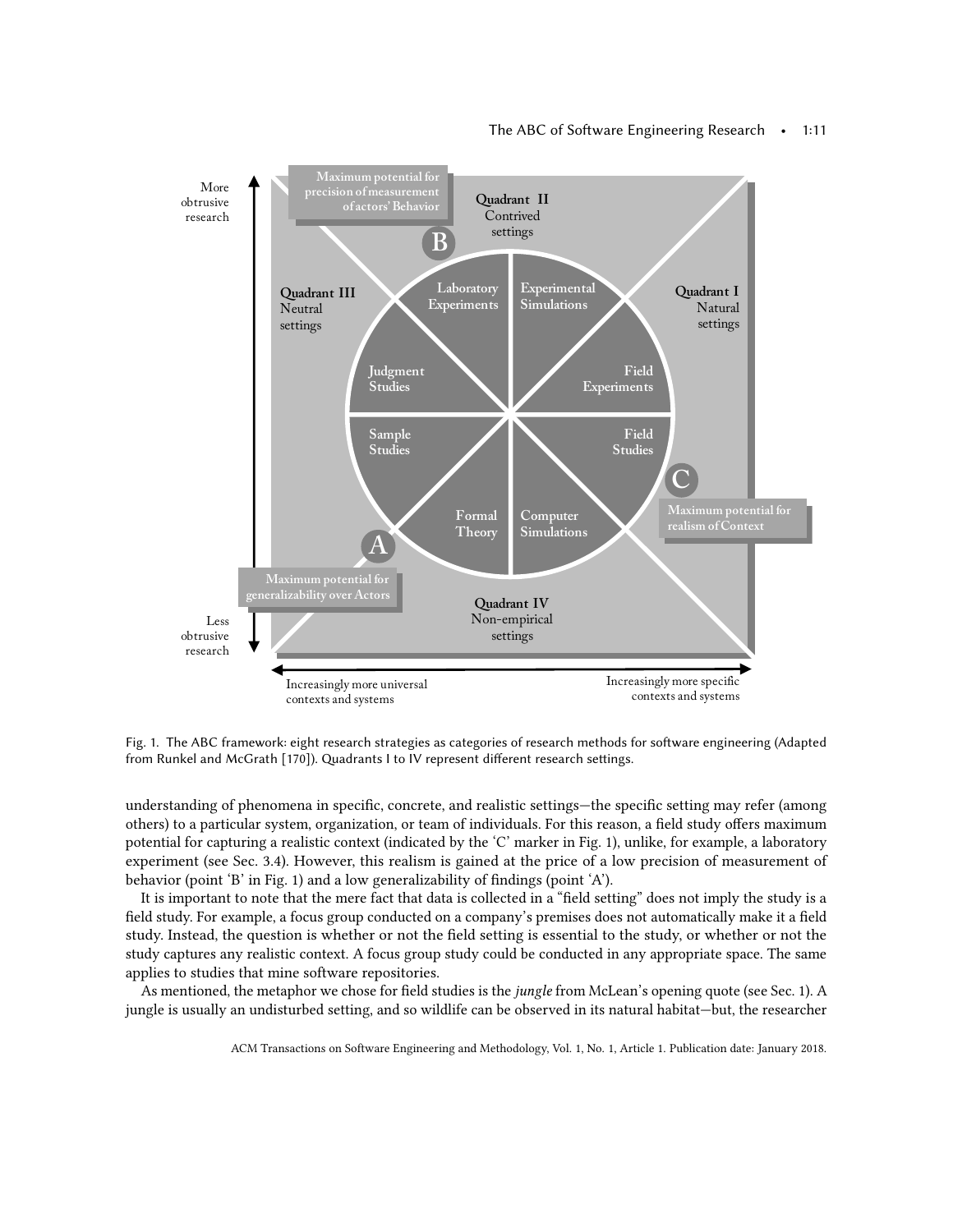Fig. 1. The ABC framework: eight research strategies as categories of research methods for software engineering (Adapted from Runkel and McGrath [170]). Quadrants I to IV represent different research settings.

understanding of phenomena in specific, concrete, and realistic settings—the specific setting may refer (among others) to a particular system, organization, or team of individuals. For this reason, a field study offers maximum potential for capturing a realistic context (indicated by the 'C' marker in Fig. 1), unlike, for example, a laboratory experiment (see Sec. 3.4). However, this realism is gained at the price of a low precision of measurement of behavior (point 'B' in Fig. 1) and a low generalizability of findings (point 'A').

It is important to note that the mere fact that data is collected in a "field setting" does not imply the study is a field study. For example, a focus group conducted on a company's premises does not automatically make it a field study. Instead, the question is whether or not the field setting is essential to the study, or whether or not the study captures any realistic context. A focus group study could be conducted in any appropriate space. The same applies to studies that mine software repositories.

As mentioned, the metaphor we chose for field studies is the *jungle* from McLean's opening quote (see Sec. 1). A jungle is usually an undisturbed setting, and so wildlife can be observed in its natural habitat—but, the researcher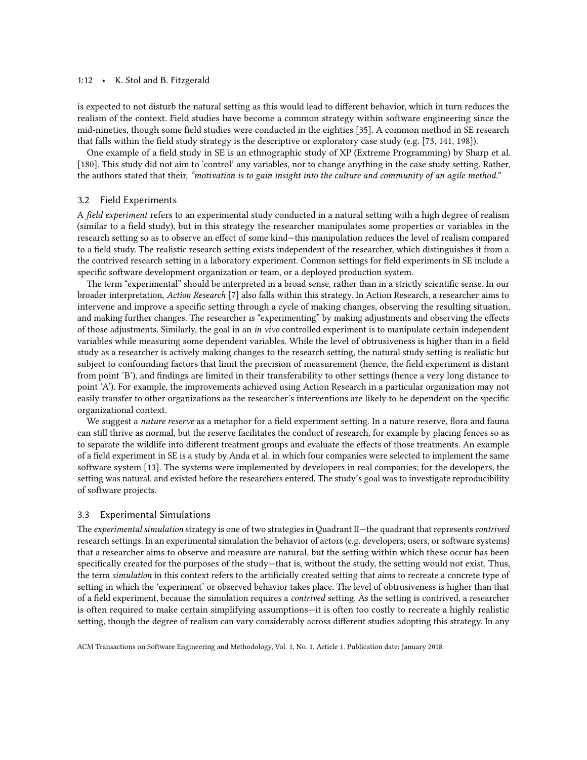is expected to not disturb the natural setting as this would lead to different behavior, which in turn reduces the realism of the context. Field studies have become a common strategy within software engineering since the mid-nineties, though some field studies were conducted in the eighties [35]. A common method in SE research that falls within the field study strategy is the descriptive or exploratory case study (e.g. [73, 141, 198]).

One example of a field study in SE is an ethnographic study of XP (Extreme Programming) by Sharp et al. [180]. This study did not aim to 'control' any variables, nor to change anything in the case study setting. Rather, the authors stated that their, *"motivation is to gain insight into the culture and community of an agile method."*

## 3.2 Field Experiments

A *field experiment* refers to an experimental study conducted in a natural setting with a high degree of realism (similar to a field study), but in this strategy the researcher manipulates some properties or variables in the research setting so as to observe an effect of some kind—this manipulation reduces the level of realism compared to a field study. The realistic research setting exists independent of the researcher, which distinguishes it from a the contrived research setting in a laboratory experiment. Common settings for field experiments in SE include a specific software development organization or team, or a deployed production system.

The term "experimental" should be interpreted in a broad sense, rather than in a strictly scientific sense. In our broader interpretation, *Action Research* [7] also falls within this strategy. In Action Research, a researcher aims to intervene and improve a specific setting through a cycle of making changes, observing the resulting situation, and making further changes. The researcher is "experimenting" by making adjustments and observing the effects of those adjustments. Similarly, the goal in an *in vivo* controlled experiment is to manipulate certain independent variables while measuring some dependent variables. While the level of obtrusiveness is higher than in a field study as a researcher is actively making changes to the research setting, the natural study setting is realistic but subject to confounding factors that limit the precision of measurement (hence, the field experiment is distant from point 'B'), and findings are limited in their transferability to other settings (hence a very long distance to point 'A'). For example, the improvements achieved using Action Research in a particular organization may not easily transfer to other organizations as the researcher's interventions are likely to be dependent on the specific organizational context.

We suggest a *nature reserve* as a metaphor for a field experiment setting. In a nature reserve, flora and fauna can still thrive as normal, but the reserve facilitates the conduct of research, for example by placing fences so as to separate the wildlife into different treatment groups and evaluate the effects of those treatments. An example of a field experiment in SE is a study by Anda et al. in which four companies were selected to implement the same software system [13]. The systems were implemented by developers in real companies; for the developers, the setting was natural, and existed before the researchers entered. The study's goal was to investigate reproducibility of software projects.

## 3.3 Experimental Simulations

The *experimental simulation* strategy is one of two strategies in Quadrant II—the quadrant that represents *contrived* research settings. In an experimental simulation the behavior of actors (e.g. developers, users, or software systems) that a researcher aims to observe and measure are natural, but the setting within which these occur has been specifically created for the purposes of the study—that is, without the study, the setting would not exist. Thus, the term *simulation* in this context refers to the artificially created setting that aims to recreate a concrete type of setting in which the 'experiment' or observed behavior takes place. The level of obtrusiveness is higher than that of a field experiment, because the simulation requires a *contrived* setting. As the setting is contrived, a researcher is often required to make certain simplifying assumptions—it is often too costly to recreate a highly realistic setting, though the degree of realism can vary considerably across different studies adopting this strategy. In any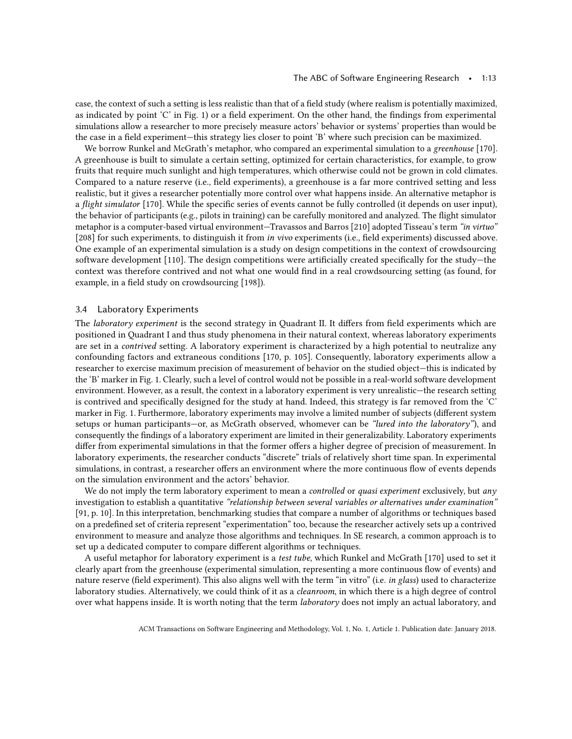case, the context of such a setting is less realistic than that of a field study (where realism is potentially maximized, as indicated by point 'C' in Fig. 1) or a field experiment. On the other hand, the findings from experimental simulations allow a researcher to more precisely measure actors' behavior or systems' properties than would be the case in a field experiment—this strategy lies closer to point 'B' where such precision can be maximized.

We borrow Runkel and McGrath's metaphor, who compared an experimental simulation to a *greenhouse* [170]. A greenhouse is built to simulate a certain setting, optimized for certain characteristics, for example, to grow fruits that require much sunlight and high temperatures, which otherwise could not be grown in cold climates. Compared to a nature reserve (i.e., field experiments), a greenhouse is a far more contrived setting and less realistic, but it gives a researcher potentially more control over what happens inside. An alternative metaphor is a *flight simulator* [170]. While the specific series of events cannot be fully controlled (it depends on user input), the behavior of participants (e.g., pilots in training) can be carefully monitored and analyzed. The flight simulator metaphor is a computer-based virtual environment—Travassos and Barros [210] adopted Tisseau's term *"in virtuo"* [208] for such experiments, to distinguish it from *in vivo* experiments (i.e., field experiments) discussed above. One example of an experimental simulation is a study on design competitions in the context of crowdsourcing software development [110]. The design competitions were artificially created specifically for the study—the context was therefore contrived and not what one would find in a real crowdsourcing setting (as found, for example, in a field study on crowdsourcing [198]).

### 3.4 Laboratory Experiments

The *laboratory experiment* is the second strategy in Quadrant II. It differs from field experiments which are positioned in Quadrant I and thus study phenomena in their natural context, whereas laboratory experiments are set in a *contrived* setting. A laboratory experiment is characterized by a high potential to neutralize any confounding factors and extraneous conditions [170, p. 105]. Consequently, laboratory experiments allow a researcher to exercise maximum precision of measurement of behavior on the studied object—this is indicated by the 'B' marker in Fig. 1. Clearly, such a level of control would not be possible in a real-world software development environment. However, as a result, the context in a laboratory experiment is very unrealistic—the research setting is contrived and specifically designed for the study at hand. Indeed, this strategy is far removed from the 'C' marker in Fig. 1. Furthermore, laboratory experiments may involve a limited number of subjects (different system setups or human participants—or, as McGrath observed, whomever can be *"lured into the laboratory"*), and consequently the findings of a laboratory experiment are limited in their generalizability. Laboratory experiments differ from experimental simulations in that the former offers a higher degree of precision of measurement. In laboratory experiments, the researcher conducts "discrete" trials of relatively short time span. In experimental simulations, in contrast, a researcher offers an environment where the more continuous flow of events depends on the simulation environment and the actors' behavior.

We do not imply the term laboratory experiment to mean a *controlled* or *quasi experiment* exclusively, but *any* investigation to establish a quantitative *"relationship between several variables or alternatives under examination"* [91, p. 10]. In this interpretation, benchmarking studies that compare a number of algorithms or techniques based on a predefined set of criteria represent "experimentation" too, because the researcher actively sets up a contrived environment to measure and analyze those algorithms and techniques. In SE research, a common approach is to set up a dedicated computer to compare different algorithms or techniques.

A useful metaphor for laboratory experiment is a *test tube*, which Runkel and McGrath [170] used to set it clearly apart from the greenhouse (experimental simulation, representing a more continuous flow of events) and nature reserve (field experiment). This also aligns well with the term "in vitro" (i.e. *in glass*) used to characterize laboratory studies. Alternatively, we could think of it as a *cleanroom*, in which there is a high degree of control over what happens inside. It is worth noting that the term *laboratory* does not imply an actual laboratory, and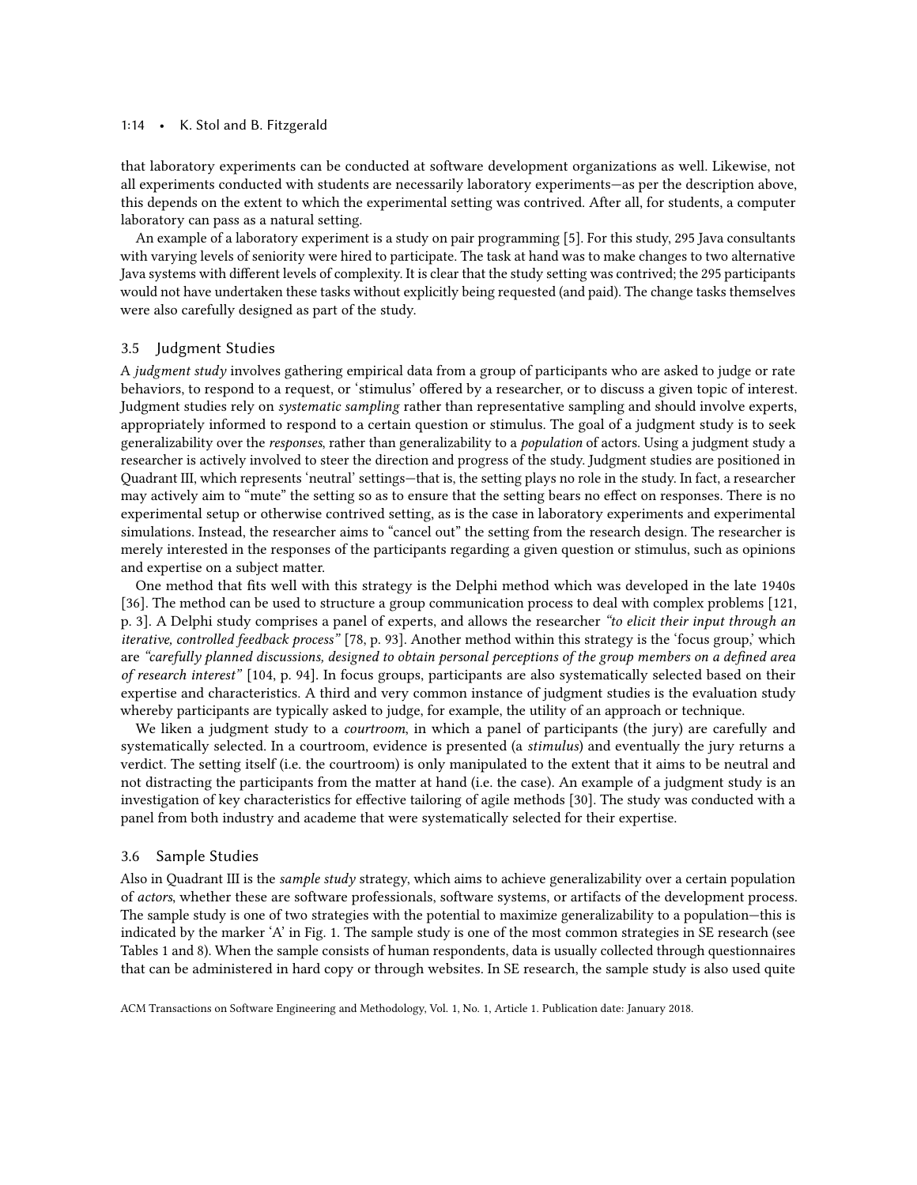that laboratory experiments can be conducted at software development organizations as well. Likewise, not all experiments conducted with students are necessarily laboratory experiments—as per the description above, this depends on the extent to which the experimental setting was contrived. After all, for students, a computer laboratory can pass as a natural setting.

An example of a laboratory experiment is a study on pair programming [5]. For this study, 295 Java consultants with varying levels of seniority were hired to participate. The task at hand was to make changes to two alternative Java systems with different levels of complexity. It is clear that the study setting was contrived; the 295 participants would not have undertaken these tasks without explicitly being requested (and paid). The change tasks themselves were also carefully designed as part of the study.

## 3.5 Judgment Studies

A *judgment study* involves gathering empirical data from a group of participants who are asked to judge or rate behaviors, to respond to a request, or 'stimulus' offered by a researcher, or to discuss a given topic of interest. Judgment studies rely on *systematic sampling* rather than representative sampling and should involve experts, appropriately informed to respond to a certain question or stimulus. The goal of a judgment study is to seek generalizability over the *responses*, rather than generalizability to a *population* of actors. Using a judgment study a researcher is actively involved to steer the direction and progress of the study. Judgment studies are positioned in Quadrant III, which represents 'neutral' settings—that is, the setting plays no role in the study. In fact, a researcher may actively aim to "mute" the setting so as to ensure that the setting bears no effect on responses. There is no experimental setup or otherwise contrived setting, as is the case in laboratory experiments and experimental simulations. Instead, the researcher aims to "cancel out" the setting from the research design. The researcher is merely interested in the responses of the participants regarding a given question or stimulus, such as opinions and expertise on a subject matter.

One method that fits well with this strategy is the Delphi method which was developed in the late 1940s [36]. The method can be used to structure a group communication process to deal with complex problems [121, p. 3]. A Delphi study comprises a panel of experts, and allows the researcher *"to elicit their input through an iterative, controlled feedback process"* [78, p. 93]. Another method within this strategy is the 'focus group,' which are *"carefully planned discussions, designed to obtain personal perceptions of the group members on a defined area of research interest"* [104, p. 94]. In focus groups, participants are also systematically selected based on their expertise and characteristics. A third and very common instance of judgment studies is the evaluation study whereby participants are typically asked to judge, for example, the utility of an approach or technique.

We liken a judgment study to a *courtroom*, in which a panel of participants (the jury) are carefully and systematically selected. In a courtroom, evidence is presented (a *stimulus*) and eventually the jury returns a verdict. The setting itself (i.e. the courtroom) is only manipulated to the extent that it aims to be neutral and not distracting the participants from the matter at hand (i.e. the case). An example of a judgment study is an investigation of key characteristics for effective tailoring of agile methods [30]. The study was conducted with a panel from both industry and academe that were systematically selected for their expertise.

## 3.6 Sample Studies

Also in Quadrant III is the *sample study* strategy, which aims to achieve generalizability over a certain population of *actors*, whether these are software professionals, software systems, or artifacts of the development process. The sample study is one of two strategies with the potential to maximize generalizability to a population—this is indicated by the marker 'A' in Fig. 1. The sample study is one of the most common strategies in SE research (see Tables 1 and 8). When the sample consists of human respondents, data is usually collected through questionnaires that can be administered in hard copy or through websites. In SE research, the sample study is also used quite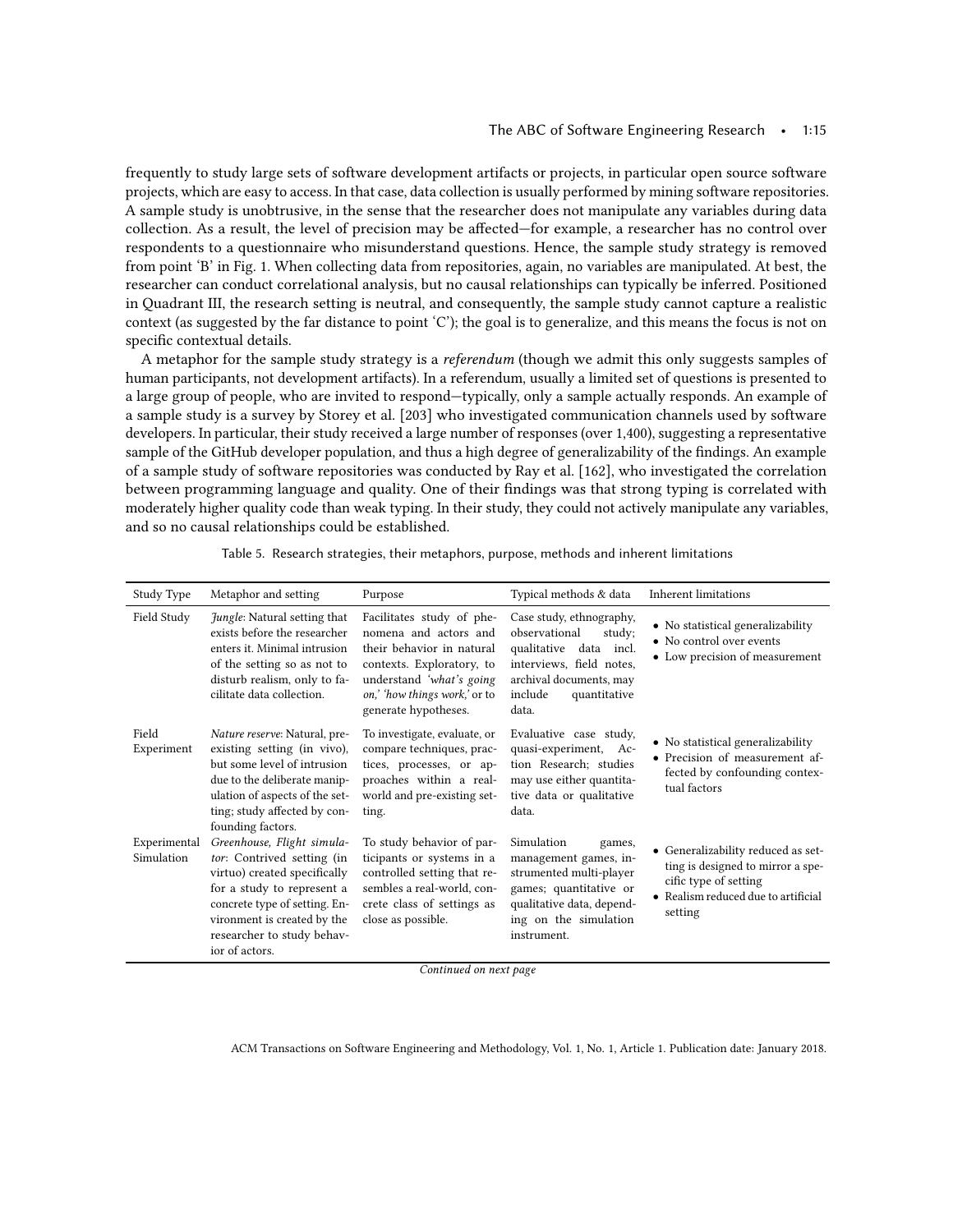frequently to study large sets of software development artifacts or projects, in particular open source software projects, which are easy to access. In that case, data collection is usually performed by mining software repositories. A sample study is unobtrusive, in the sense that the researcher does not manipulate any variables during data collection. As a result, the level of precision may be affected—for example, a researcher has no control over respondents to a questionnaire who misunderstand questions. Hence, the sample study strategy is removed from point 'B' in Fig. 1. When collecting data from repositories, again, no variables are manipulated. At best, the researcher can conduct correlational analysis, but no causal relationships can typically be inferred. Positioned in Quadrant III, the research setting is neutral, and consequently, the sample study cannot capture a realistic context (as suggested by the far distance to point 'C'); the goal is to generalize, and this means the focus is not on specific contextual details.

A metaphor for the sample study strategy is a *referendum* (though we admit this only suggests samples of human participants, not development artifacts). In a referendum, usually a limited set of questions is presented to a large group of people, who are invited to respond—typically, only a sample actually responds. An example of a sample study is a survey by Storey et al. [203] who investigated communication channels used by software developers. In particular, their study received a large number of responses (over 1,400), suggesting a representative sample of the GitHub developer population, and thus a high degree of generalizability of the findings. An example of a sample study of software repositories was conducted by Ray et al. [162], who investigated the correlation between programming language and quality. One of their findings was that strong typing is correlated with moderately higher quality code than weak typing. In their study, they could not actively manipulate any variables, and so no causal relationships could be established.

Table 5. Research strategies, their metaphors, purpose, methods and inherent limitations

| Study Type | Metaphor and setting | Purpose | Typical methods & data | Inherent limitations |
|---|---|---|---|---|
| Field Study | *Jungle*: Natural setting that exists before the researcher enters it. Minimal intrusion of the setting so as not to disturb realism, only to facilitate data collection. | Facilitates study of phenomena and actors and their behavior in natural contexts. Exploratory, to understand *'what's going on,' 'how things work,'* or to generate hypotheses. | Case study, ethnography, observational study; qualitative data incl. interviews, field notes, archival documents, may include quantitative data. | • No statistical generalizability<br>• No control over events<br>• Low precision of measurement |
| Field Experiment | *Nature reserve*: Natural, pre-existing setting (in vivo), but some level of intrusion due to the deliberate manipulation of aspects of the setting; study affected by confounding factors. | To investigate, evaluate, or compare techniques, practices, processes, or approaches within a real-world and pre-existing setting. | Evaluative case study, quasi-experiment, Action Research; studies may use either quantitative data or qualitative data. | • No statistical generalizability<br>• Precision of measurement affected by confounding contextual factors |
| Experimental Simulation | *Greenhouse, Flight simulator*: Contrived setting (in virtuo) created specifically for a study to represent a concrete type of setting. Environment is created by the researcher to study behavior of actors. | To study behavior of participants or systems in a controlled setting that resembles a real-world, concrete class of settings as close as possible. | Simulation games, management games, instrumented multi-player games; quantitative or qualitative data, depending on the simulation instrument. | • Generalizability reduced as setting is designed to mirror a specific type of setting<br>• Realism reduced due to artificial setting |

*Continued on next page*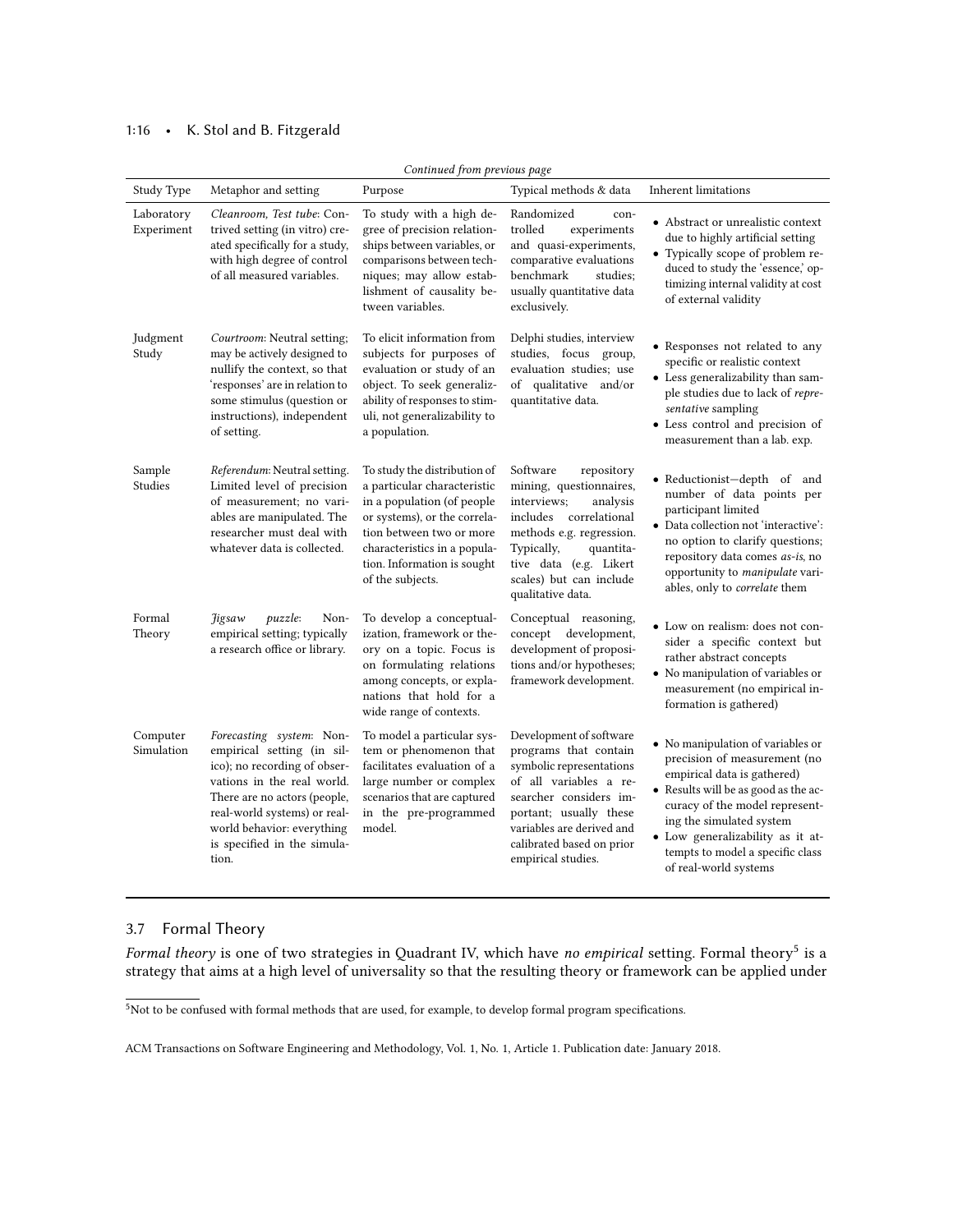*Continued from previous page*

| Study Type | Metaphor and setting | Purpose | Typical methods & data | Inherent limitations |
|---|---|---|---|---|
| Laboratory Experiment | *Cleanroom, Test tube*: Contrived setting (in vitro) created specifically for a study, with high degree of control of all measured variables. | To study with a high degree of precision relationships between variables, or comparisons between techniques; may allow establishment of causality between variables. | Randomized controlled experiments and quasi-experiments, comparative evaluations benchmark studies; usually quantitative data exclusively. | • Abstract or unrealistic context due to highly artificial setting<br>• Typically scope of problem reduced to study the 'essence,' optimizing internal validity at cost of external validity |
| Judgment Study | *Courtroom*: Neutral setting; may be actively designed to nullify the context, so that 'responses' are in relation to some stimulus (question or instructions), independent of setting. | To elicit information from subjects for purposes of evaluation or study of an object. To seek generalizability of responses to stimuli, not generalizability to a population. | Delphi studies, interview studies, focus group, evaluation studies; use of qualitative and/or quantitative data. | • Responses not related to any specific or realistic context<br>• Less generalizability than sample studies due to lack of *representative* sampling<br>• Less control and precision of measurement than a lab. exp. |
| Sample Studies | *Referendum*: Neutral setting. Limited level of precision of measurement; no variables are manipulated. The researcher must deal with whatever data is collected. | To study the distribution of a particular characteristic in a population (of people or systems), or the correlation between two or more characteristics in a population. Information is sought of the subjects. | Software repository mining, questionnaires, interviews; analysis includes correlational methods e.g. regression. Typically, quantitative data (e.g. Likert scales) but can include qualitative data. | • Reductionist—depth of and number of data points per participant limited<br>• Data collection not 'interactive': no option to clarify questions; repository data comes *as-is*, no opportunity to *manipulate* variables, only to *correlate* them |
| Formal Theory | *Jigsaw puzzle*: Non-empirical setting; typically a research office or library. | To develop a conceptualization, framework or theory on a topic. Focus is on formulating relations among concepts, or explanations that hold for a wide range of contexts. | Conceptual reasoning, concept development, development of propositions and/or hypotheses; framework development. | • Low on realism: does not consider a specific context but rather abstract concepts<br>• No manipulation of variables or measurement (no empirical information is gathered) |
| Computer Simulation | *Forecasting system*: Non-empirical setting (in silico); no recording of observations in the real world. There are no actors (people, real-world systems) or real-world behavior: everything is specified in the simulation. | To model a particular system or phenomenon that facilitates evaluation of a large number or complex scenarios that are captured in the pre-programmed model. | Development of software programs that contain symbolic representations of all variables a researcher considers important; usually these variables are derived and calibrated based on prior empirical studies. | • No manipulation of variables or precision of measurement (no empirical data is gathered)<br>• Results will be as good as the accuracy of the model representing the simulated system<br>• Low generalizability as it attempts to model a specific class of real-world systems |

### 3.7 Formal Theory

*Formal theory* is one of two strategies in Quadrant IV, which have *no empirical* setting. Formal theory[5] is a strategy that aims at a high level of universality so that the resulting theory or framework can be applied under

[5] Not to be confused with formal methods that are used, for example, to develop formal program specifications.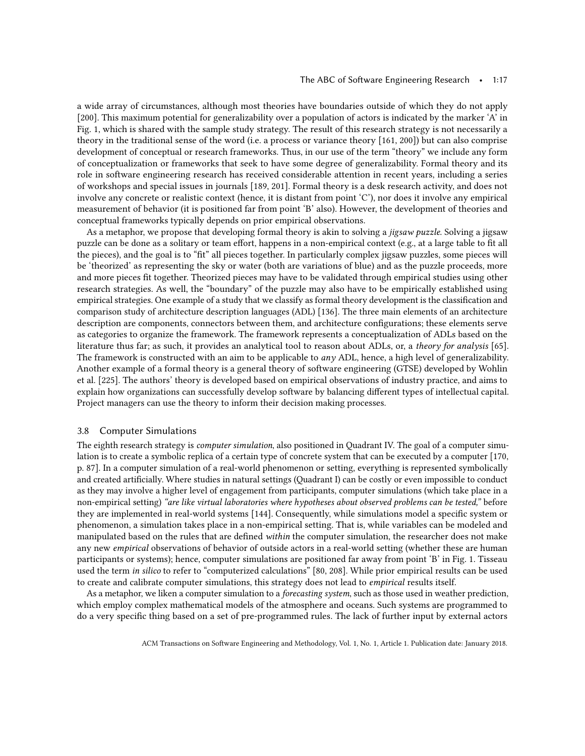a wide array of circumstances, although most theories have boundaries outside of which they do not apply [200]. This maximum potential for generalizability over a population of actors is indicated by the marker 'A' in Fig. 1, which is shared with the sample study strategy. The result of this research strategy is not necessarily a theory in the traditional sense of the word (i.e. a process or variance theory [161, 200]) but can also comprise development of conceptual or research frameworks. Thus, in our use of the term "theory" we include any form of conceptualization or frameworks that seek to have some degree of generalizability. Formal theory and its role in software engineering research has received considerable attention in recent years, including a series of workshops and special issues in journals [189, 201]. Formal theory is a desk research activity, and does not involve any concrete or realistic context (hence, it is distant from point 'C'), nor does it involve any empirical measurement of behavior (it is positioned far from point 'B' also). However, the development of theories and conceptual frameworks typically depends on prior empirical observations.

As a metaphor, we propose that developing formal theory is akin to solving a *jigsaw puzzle*. Solving a jigsaw puzzle can be done as a solitary or team effort, happens in a non-empirical context (e.g., at a large table to fit all the pieces), and the goal is to "fit" all pieces together. In particularly complex jigsaw puzzles, some pieces will be 'theorized' as representing the sky or water (both are variations of blue) and as the puzzle proceeds, more and more pieces fit together. Theorized pieces may have to be validated through empirical studies using other research strategies. As well, the "boundary" of the puzzle may also have to be empirically established using empirical strategies. One example of a study that we classify as formal theory development is the classification and comparison study of architecture description languages (ADL) [136]. The three main elements of an architecture description are components, connectors between them, and architecture configurations; these elements serve as categories to organize the framework. The framework represents a conceptualization of ADLs based on the literature thus far; as such, it provides an analytical tool to reason about ADLs, or, a *theory for analysis* [65]. The framework is constructed with an aim to be applicable to *any* ADL, hence, a high level of generalizability. Another example of a formal theory is a general theory of software engineering (GTSE) developed by Wohlin et al. [225]. The authors' theory is developed based on empirical observations of industry practice, and aims to explain how organizations can successfully develop software by balancing different types of intellectual capital. Project managers can use the theory to inform their decision making processes.

### 3.8 Computer Simulations

The eighth research strategy is *computer simulation*, also positioned in Quadrant IV. The goal of a computer simulation is to create a symbolic replica of a certain type of concrete system that can be executed by a computer [170, p. 87]. In a computer simulation of a real-world phenomenon or setting, everything is represented symbolically and created artificially. Where studies in natural settings (Quadrant I) can be costly or even impossible to conduct as they may involve a higher level of engagement from participants, computer simulations (which take place in a non-empirical setting) *"are like virtual laboratories where hypotheses about observed problems can be tested,"* before they are implemented in real-world systems [144]. Consequently, while simulations model a specific system or phenomenon, a simulation takes place in a non-empirical setting. That is, while variables can be modeled and manipulated based on the rules that are defined *within* the computer simulation, the researcher does not make any new *empirical* observations of behavior of outside actors in a real-world setting (whether these are human participants or systems); hence, computer simulations are positioned far away from point 'B' in Fig. 1. Tisseau used the term *in silico* to refer to "computerized calculations" [80, 208]. While prior empirical results can be used to create and calibrate computer simulations, this strategy does not lead to *empirical* results itself.

As a metaphor, we liken a computer simulation to a *forecasting system*, such as those used in weather prediction, which employ complex mathematical models of the atmosphere and oceans. Such systems are programmed to do a very specific thing based on a set of pre-programmed rules. The lack of further input by external actors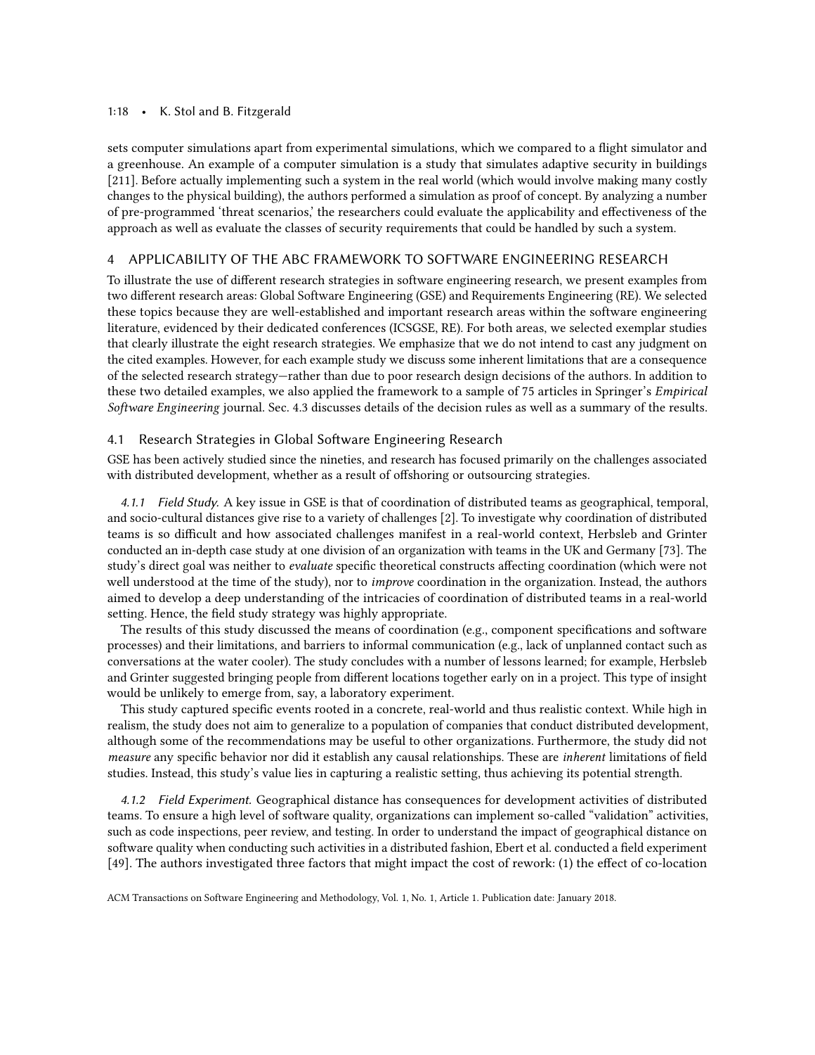sets computer simulations apart from experimental simulations, which we compared to a flight simulator and a greenhouse. An example of a computer simulation is a study that simulates adaptive security in buildings [211]. Before actually implementing such a system in the real world (which would involve making many costly changes to the physical building), the authors performed a simulation as proof of concept. By analyzing a number of pre-programmed 'threat scenarios,' the researchers could evaluate the applicability and effectiveness of the approach as well as evaluate the classes of security requirements that could be handled by such a system.

## 4 APPLICABILITY OF THE ABC FRAMEWORK TO SOFTWARE ENGINEERING RESEARCH

To illustrate the use of different research strategies in software engineering research, we present examples from two different research areas: Global Software Engineering (GSE) and Requirements Engineering (RE). We selected these topics because they are well-established and important research areas within the software engineering literature, evidenced by their dedicated conferences (ICSGSE, RE). For both areas, we selected exemplar studies that clearly illustrate the eight research strategies. We emphasize that we do not intend to cast any judgment on the cited examples. However, for each example study we discuss some inherent limitations that are a consequence of the selected research strategy—rather than due to poor research design decisions of the authors. In addition to these two detailed examples, we also applied the framework to a sample of 75 articles in Springer's *Empirical Software Engineering* journal. Sec. 4.3 discusses details of the decision rules as well as a summary of the results.

### 4.1 Research Strategies in Global Software Engineering Research

GSE has been actively studied since the nineties, and research has focused primarily on the challenges associated with distributed development, whether as a result of offshoring or outsourcing strategies.

*4.1.1 Field Study.* A key issue in GSE is that of coordination of distributed teams as geographical, temporal, and socio-cultural distances give rise to a variety of challenges [2]. To investigate why coordination of distributed teams is so difficult and how associated challenges manifest in a real-world context, Herbsleb and Grinter conducted an in-depth case study at one division of an organization with teams in the UK and Germany [73]. The study's direct goal was neither to *evaluate* specific theoretical constructs affecting coordination (which were not well understood at the time of the study), nor to *improve* coordination in the organization. Instead, the authors aimed to develop a deep understanding of the intricacies of coordination of distributed teams in a real-world setting. Hence, the field study strategy was highly appropriate.

The results of this study discussed the means of coordination (e.g., component specifications and software processes) and their limitations, and barriers to informal communication (e.g., lack of unplanned contact such as conversations at the water cooler). The study concludes with a number of lessons learned; for example, Herbsleb and Grinter suggested bringing people from different locations together early on in a project. This type of insight would be unlikely to emerge from, say, a laboratory experiment.

This study captured specific events rooted in a concrete, real-world and thus realistic context. While high in realism, the study does not aim to generalize to a population of companies that conduct distributed development, although some of the recommendations may be useful to other organizations. Furthermore, the study did not *measure* any specific behavior nor did it establish any causal relationships. These are *inherent* limitations of field studies. Instead, this study's value lies in capturing a realistic setting, thus achieving its potential strength.

*4.1.2 Field Experiment.* Geographical distance has consequences for development activities of distributed teams. To ensure a high level of software quality, organizations can implement so-called "validation" activities, such as code inspections, peer review, and testing. In order to understand the impact of geographical distance on software quality when conducting such activities in a distributed fashion, Ebert et al. conducted a field experiment [49]. The authors investigated three factors that might impact the cost of rework: (1) the effect of co-location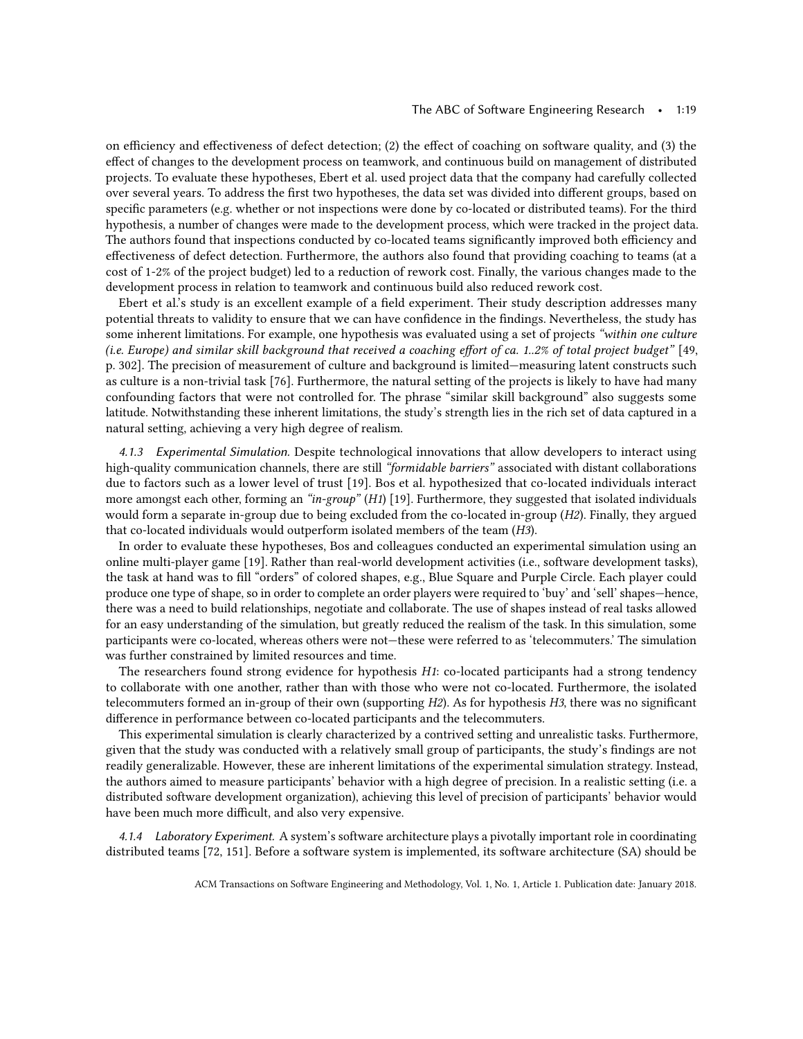on efficiency and effectiveness of defect detection; (2) the effect of coaching on software quality, and (3) the effect of changes to the development process on teamwork, and continuous build on management of distributed projects. To evaluate these hypotheses, Ebert et al. used project data that the company had carefully collected over several years. To address the first two hypotheses, the data set was divided into different groups, based on specific parameters (e.g. whether or not inspections were done by co-located or distributed teams). For the third hypothesis, a number of changes were made to the development process, which were tracked in the project data. The authors found that inspections conducted by co-located teams significantly improved both efficiency and effectiveness of defect detection. Furthermore, the authors also found that providing coaching to teams (at a cost of 1-2% of the project budget) led to a reduction of rework cost. Finally, the various changes made to the development process in relation to teamwork and continuous build also reduced rework cost.

Ebert et al.'s study is an excellent example of a field experiment. Their study description addresses many potential threats to validity to ensure that we can have confidence in the findings. Nevertheless, the study has some inherent limitations. For example, one hypothesis was evaluated using a set of projects *"within one culture (i.e. Europe) and similar skill background that received a coaching effort of ca. 1..2% of total project budget"* [49, p. 302]. The precision of measurement of culture and background is limited—measuring latent constructs such as culture is a non-trivial task [76]. Furthermore, the natural setting of the projects is likely to have had many confounding factors that were not controlled for. The phrase "similar skill background" also suggests some latitude. Notwithstanding these inherent limitations, the study's strength lies in the rich set of data captured in a natural setting, achieving a very high degree of realism.

#### 4.1.3 *Experimental Simulation.*

Despite technological innovations that allow developers to interact using high-quality communication channels, there are still *"formidable barriers"* associated with distant collaborations due to factors such as a lower level of trust [19]. Bos et al. hypothesized that co-located individuals interact more amongst each other, forming an *"in-group"* (*H1*) [19]. Furthermore, they suggested that isolated individuals would form a separate in-group due to being excluded from the co-located in-group (*H2*). Finally, they argued that co-located individuals would outperform isolated members of the team (*H3*).

In order to evaluate these hypotheses, Bos and colleagues conducted an experimental simulation using an online multi-player game [19]. Rather than real-world development activities (i.e., software development tasks), the task at hand was to fill "orders" of colored shapes, e.g., Blue Square and Purple Circle. Each player could produce one type of shape, so in order to complete an order players were required to 'buy' and 'sell' shapes—hence, there was a need to build relationships, negotiate and collaborate. The use of shapes instead of real tasks allowed for an easy understanding of the simulation, but greatly reduced the realism of the task. In this simulation, some participants were co-located, whereas others were not—these were referred to as 'telecommuters.' The simulation was further constrained by limited resources and time.

The researchers found strong evidence for hypothesis *H1*: co-located participants had a strong tendency to collaborate with one another, rather than with those who were not co-located. Furthermore, the isolated telecommuters formed an in-group of their own (supporting *H2*). As for hypothesis *H3*, there was no significant difference in performance between co-located participants and the telecommuters.

This experimental simulation is clearly characterized by a contrived setting and unrealistic tasks. Furthermore, given that the study was conducted with a relatively small group of participants, the study's findings are not readily generalizable. However, these are inherent limitations of the experimental simulation strategy. Instead, the authors aimed to measure participants' behavior with a high degree of precision. In a realistic setting (i.e. a distributed software development organization), achieving this level of precision of participants' behavior would have been much more difficult, and also very expensive.

#### 4.1.4 *Laboratory Experiment.*

A system's software architecture plays a pivotally important role in coordinating distributed teams [72, 151]. Before a software system is implemented, its software architecture (SA) should be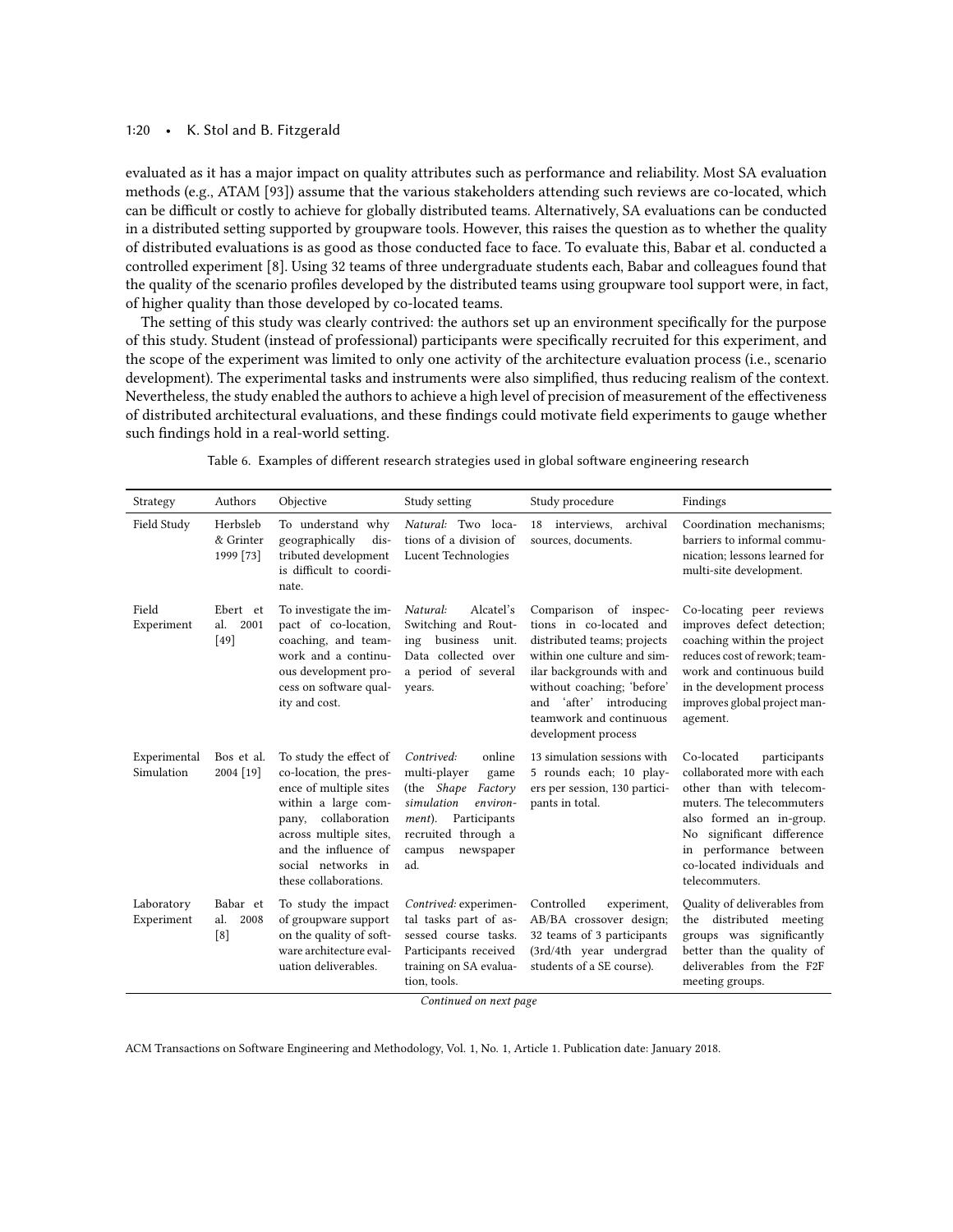evaluated as it has a major impact on quality attributes such as performance and reliability. Most SA evaluation methods (e.g., ATAM [93]) assume that the various stakeholders attending such reviews are co-located, which can be difficult or costly to achieve for globally distributed teams. Alternatively, SA evaluations can be conducted in a distributed setting supported by groupware tools. However, this raises the question as to whether the quality of distributed evaluations is as good as those conducted face to face. To evaluate this, Babar et al. conducted a controlled experiment [8]. Using 32 teams of three undergraduate students each, Babar and colleagues found that the quality of the scenario profiles developed by the distributed teams using groupware tool support were, in fact, of higher quality than those developed by co-located teams.

The setting of this study was clearly contrived: the authors set up an environment specifically for the purpose of this study. Student (instead of professional) participants were specifically recruited for this experiment, and the scope of the experiment was limited to only one activity of the architecture evaluation process (i.e., scenario development). The experimental tasks and instruments were also simplified, thus reducing realism of the context. Nevertheless, the study enabled the authors to achieve a high level of precision of measurement of the effectiveness of distributed architectural evaluations, and these findings could motivate field experiments to gauge whether such findings hold in a real-world setting.

Table 6. Examples of different research strategies used in global software engineering research

| Strategy | Authors | Objective | Study setting | Study procedure | Findings |
|---|---|---|---|---|---|
| Field Study | Herbsleb & Grinter 1999 [73] | To understand why geographically distributed development is difficult to coordinate. | *Natural:* Two locations of a division of Lucent Technologies | 18 interviews, archival sources, documents. | Coordination mechanisms; barriers to informal communication; lessons learned for multi-site development. |
| Field Experiment | Ebert et al. 2001 [49] | To investigate the impact of co-location, coaching, and teamwork and a continuous development process on software quality and cost. | *Natural:* Alcatel's Switching and Routing business unit. Data collected over a period of several years. | Comparison of inspections in co-located and distributed teams; projects within one culture and similar backgrounds with and without coaching; 'before' and 'after' introducing teamwork and continuous development process | Co-locating peer reviews improves defect detection; coaching within the project reduces cost of rework; teamwork and continuous build in the development process improves global project management. |
| Experimental Simulation | Bos et al. 2004 [19] | To study the effect of co-location, the presence of multiple sites within a large company, collaboration across multiple sites, and the influence of social networks in these collaborations. | *Contrived:* online multi-player game (the *Shape Factory simulation environment*). Participants recruited through a campus newspaper ad. | 13 simulation sessions with 5 rounds each; 10 players per session, 130 participants in total. | Co-located participants collaborated more with each other than with telecommuters. The telecommuters also formed an in-group. No significant difference in performance between co-located individuals and telecommuters. |
| Laboratory Experiment | Babar et al. 2008 [8] | To study the impact of groupware support on the quality of software architecture evaluation deliverables. | *Contrived:* experimental tasks part of assessed course tasks. Participants received training on SA evaluation, tools. | Controlled experiment, AB/BA crossover design; 32 teams of 3 participants (3rd/4th year undergrad students of a SE course). | Quality of deliverables from the distributed meeting groups was significantly better than the quality of deliverables from the F2F meeting groups. |

*Continued on next page*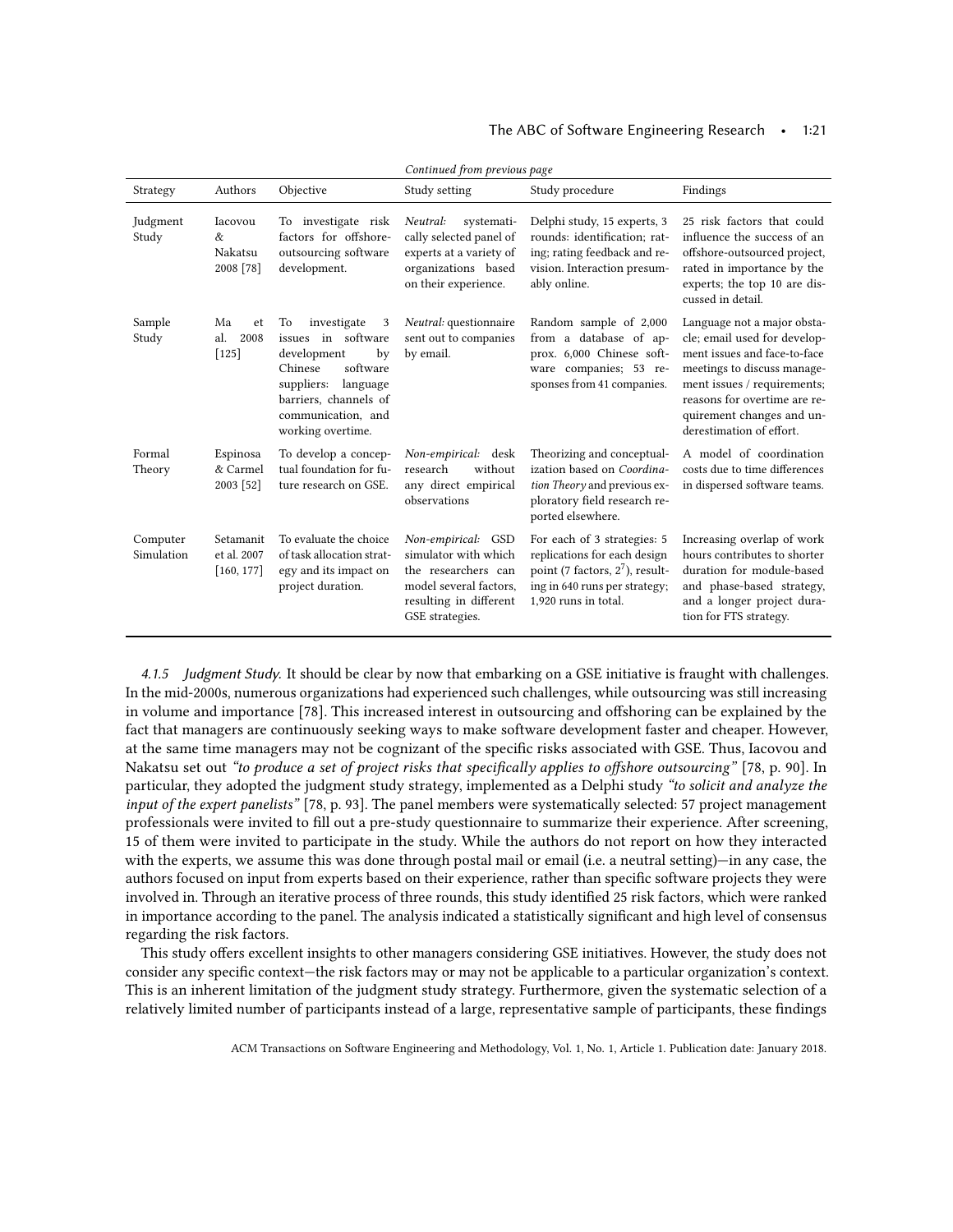*Continued from previous page*

| Strategy | Authors | Objective | Study setting | Study procedure | Findings |
|---|---|---|---|---|---|
| Judgment Study | Iacovou & Nakatsu 2008 [78] | To investigate risk factors for offshore-outsourcing software development. | *Neutral:* systematically selected panel of experts at a variety of organizations based on their experience. | Delphi study, 15 experts, 3 rounds: identification; rating; rating feedback and revision. Interaction presumably online. | 25 risk factors that could influence the success of an offshore-outsourced project, rated in importance by the experts; the top 10 are discussed in detail. |
| Sample Study | Ma et al. 2008 [125] | To investigate 3 issues in software development by Chinese software suppliers: language barriers, channels of communication, and working overtime. | *Neutral:* questionnaire sent out to companies by email. | Random sample of 2,000 from a database of approx. 6,000 Chinese software companies; 53 responses from 41 companies. | Language not a major obstacle; email used for development issues and face-to-face meetings to discuss management issues / requirements; reasons for overtime are requirement changes and underestimation of effort. |
| Formal Theory | Espinosa & Carmel 2003 [52] | To develop a conceptual foundation for future research on GSE. | *Non-empirical:* desk research without any direct empirical observations | Theorizing and conceptualization based on *Coordination Theory* and previous exploratory field research reported elsewhere. | A model of coordination costs due to time differences in dispersed software teams. |
| Computer Simulation | Setamanit et al. 2007 [160, 177] | To evaluate the choice of task allocation strategy and its impact on project duration. | *Non-empirical:* GSD simulator with which the researchers can model several factors, resulting in different GSE strategies. | For each of 3 strategies: 5 replications for each design point (7 factors, $2^7$), resulting in 640 runs per strategy; 1,920 runs in total. | Increasing overlap of work hours contributes to shorter duration for module-based and phase-based strategy, and a longer project duration for FTS strategy. |

#### 4.1.5 *Judgment Study.*

It should be clear by now that embarking on a GSE initiative is fraught with challenges. In the mid-2000s, numerous organizations had experienced such challenges, while outsourcing was still increasing in volume and importance [78]. This increased interest in outsourcing and offshoring can be explained by the fact that managers are continuously seeking ways to make software development faster and cheaper. However, at the same time managers may not be cognizant of the specific risks associated with GSE. Thus, Iacovou and Nakatsu set out *"to produce a set of project risks that specifically applies to offshore outsourcing"* [78, p. 90]. In particular, they adopted the judgment study strategy, implemented as a Delphi study *"to solicit and analyze the input of the expert panelists"* [78, p. 93]. The panel members were systematically selected: 57 project management professionals were invited to fill out a pre-study questionnaire to summarize their experience. After screening, 15 of them were invited to participate in the study. While the authors do not report on how they interacted with the experts, we assume this was done through postal mail or email (i.e. a neutral setting)—in any case, the authors focused on input from experts based on their experience, rather than specific software projects they were involved in. Through an iterative process of three rounds, this study identified 25 risk factors, which were ranked in importance according to the panel. The analysis indicated a statistically significant and high level of consensus regarding the risk factors.

This study offers excellent insights to other managers considering GSE initiatives. However, the study does not consider any specific context—the risk factors may or may not be applicable to a particular organization's context. This is an inherent limitation of the judgment study strategy. Furthermore, given the systematic selection of a relatively limited number of participants instead of a large, representative sample of participants, these findings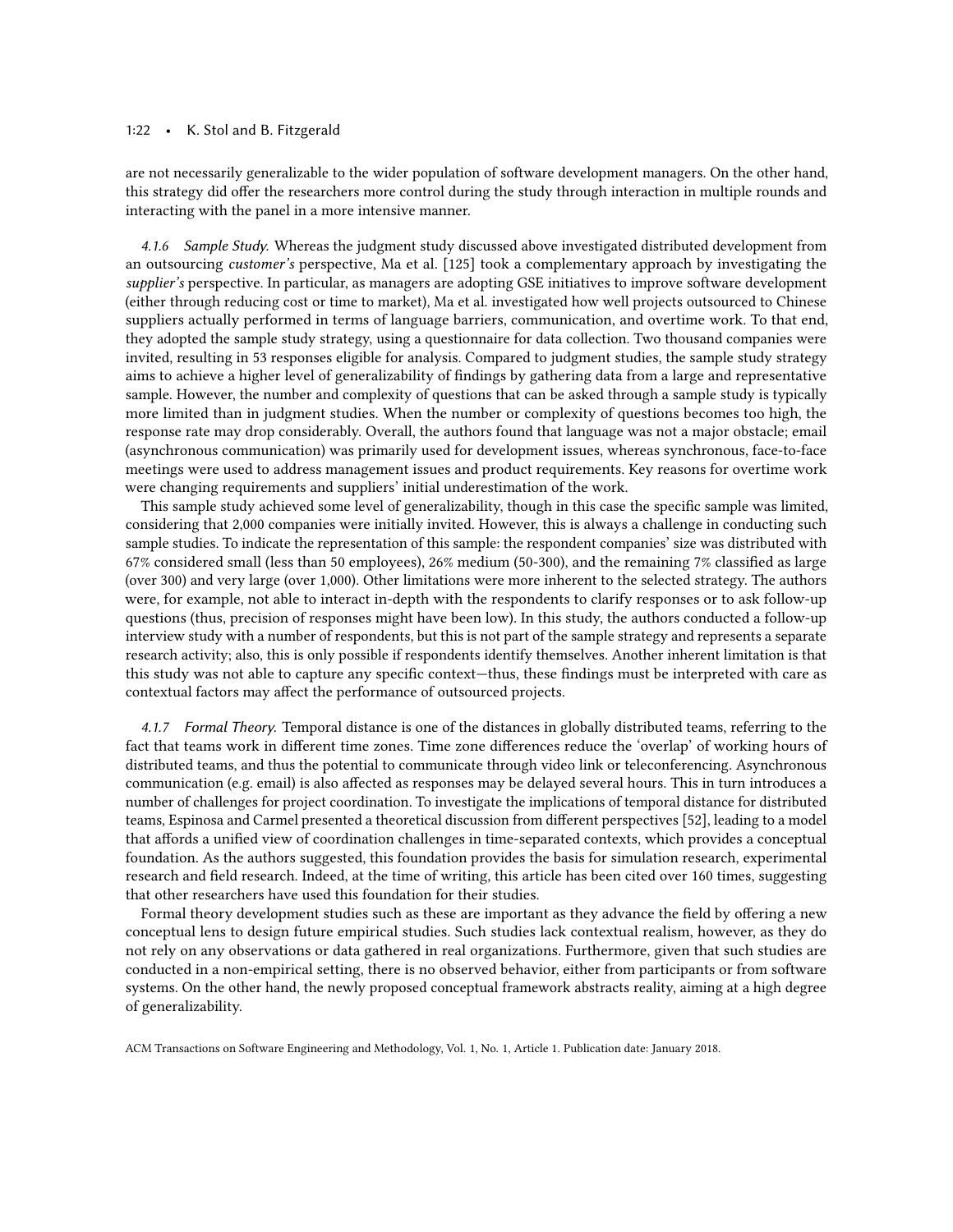are not necessarily generalizable to the wider population of software development managers. On the other hand, this strategy did offer the researchers more control during the study through interaction in multiple rounds and interacting with the panel in a more intensive manner.

#### 4.1.6 Sample Study.

Whereas the judgment study discussed above investigated distributed development from an outsourcing *customer's* perspective, Ma et al. [125] took a complementary approach by investigating the *supplier's* perspective. In particular, as managers are adopting GSE initiatives to improve software development (either through reducing cost or time to market), Ma et al. investigated how well projects outsourced to Chinese suppliers actually performed in terms of language barriers, communication, and overtime work. To that end, they adopted the sample study strategy, using a questionnaire for data collection. Two thousand companies were invited, resulting in 53 responses eligible for analysis. Compared to judgment studies, the sample study strategy aims to achieve a higher level of generalizability of findings by gathering data from a large and representative sample. However, the number and complexity of questions that can be asked through a sample study is typically more limited than in judgment studies. When the number or complexity of questions becomes too high, the response rate may drop considerably. Overall, the authors found that language was not a major obstacle; email (asynchronous communication) was primarily used for development issues, whereas synchronous, face-to-face meetings were used to address management issues and product requirements. Key reasons for overtime work were changing requirements and suppliers' initial underestimation of the work.

This sample study achieved some level of generalizability, though in this case the specific sample was limited, considering that 2,000 companies were initially invited. However, this is always a challenge in conducting such sample studies. To indicate the representation of this sample: the respondent companies' size was distributed with 67% considered small (less than 50 employees), 26% medium (50-300), and the remaining 7% classified as large (over 300) and very large (over 1,000). Other limitations were more inherent to the selected strategy. The authors were, for example, not able to interact in-depth with the respondents to clarify responses or to ask follow-up questions (thus, precision of responses might have been low). In this study, the authors conducted a follow-up interview study with a number of respondents, but this is not part of the sample strategy and represents a separate research activity; also, this is only possible if respondents identify themselves. Another inherent limitation is that this study was not able to capture any specific context—thus, these findings must be interpreted with care as contextual factors may affect the performance of outsourced projects.

#### 4.1.7 Formal Theory.

Temporal distance is one of the distances in globally distributed teams, referring to the fact that teams work in different time zones. Time zone differences reduce the 'overlap' of working hours of distributed teams, and thus the potential to communicate through video link or teleconferencing. Asynchronous communication (e.g. email) is also affected as responses may be delayed several hours. This in turn introduces a number of challenges for project coordination. To investigate the implications of temporal distance for distributed teams, Espinosa and Carmel presented a theoretical discussion from different perspectives [52], leading to a model that affords a unified view of coordination challenges in time-separated contexts, which provides a conceptual foundation. As the authors suggested, this foundation provides the basis for simulation research, experimental research and field research. Indeed, at the time of writing, this article has been cited over 160 times, suggesting that other researchers have used this foundation for their studies.

Formal theory development studies such as these are important as they advance the field by offering a new conceptual lens to design future empirical studies. Such studies lack contextual realism, however, as they do not rely on any observations or data gathered in real organizations. Furthermore, given that such studies are conducted in a non-empirical setting, there is no observed behavior, either from participants or from software systems. On the other hand, the newly proposed conceptual framework abstracts reality, aiming at a high degree of generalizability.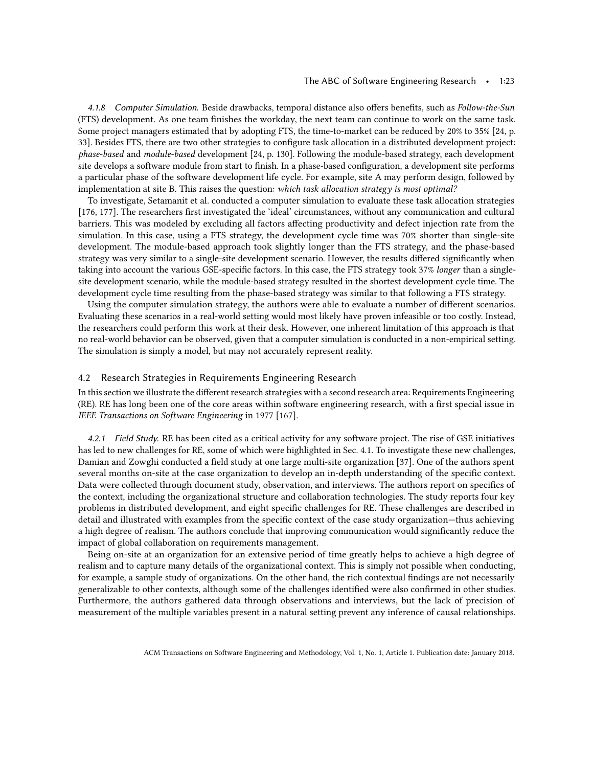#### 4.1.8 *Computer Simulation.*

Beside drawbacks, temporal distance also offers benefits, such as *Follow-the-Sun* (FTS) development. As one team finishes the workday, the next team can continue to work on the same task. Some project managers estimated that by adopting FTS, the time-to-market can be reduced by 20% to 35% [24, p. 33]. Besides FTS, there are two other strategies to configure task allocation in a distributed development project: *phase-based* and *module-based* development [24, p. 130]. Following the module-based strategy, each development site develops a software module from start to finish. In a phase-based configuration, a development site performs a particular phase of the software development life cycle. For example, site A may perform design, followed by implementation at site B. This raises the question: *which task allocation strategy is most optimal?*

To investigate, Setamanit et al. conducted a computer simulation to evaluate these task allocation strategies [176, 177]. The researchers first investigated the 'ideal' circumstances, without any communication and cultural barriers. This was modeled by excluding all factors affecting productivity and defect injection rate from the simulation. In this case, using a FTS strategy, the development cycle time was 70% shorter than single-site development. The module-based approach took slightly longer than the FTS strategy, and the phase-based strategy was very similar to a single-site development scenario. However, the results differed significantly when taking into account the various GSE-specific factors. In this case, the FTS strategy took 37% *longer* than a single-site development scenario, while the module-based strategy resulted in the shortest development cycle time. The development cycle time resulting from the phase-based strategy was similar to that following a FTS strategy.

Using the computer simulation strategy, the authors were able to evaluate a number of different scenarios. Evaluating these scenarios in a real-world setting would most likely have proven infeasible or too costly. Instead, the researchers could perform this work at their desk. However, one inherent limitation of this approach is that no real-world behavior can be observed, given that a computer simulation is conducted in a non-empirical setting. The simulation is simply a model, but may not accurately represent reality.

### 4.2 Research Strategies in Requirements Engineering Research

In this section we illustrate the different research strategies with a second research area: Requirements Engineering (RE). RE has long been one of the core areas within software engineering research, with a first special issue in *IEEE Transactions on Software Engineering* in 1977 [167].

#### 4.2.1 *Field Study.*

RE has been cited as a critical activity for any software project. The rise of GSE initiatives has led to new challenges for RE, some of which were highlighted in Sec. 4.1. To investigate these new challenges, Damian and Zowghi conducted a field study at one large multi-site organization [37]. One of the authors spent several months on-site at the case organization to develop an in-depth understanding of the specific context. Data were collected through document study, observation, and interviews. The authors report on specifics of the context, including the organizational structure and collaboration technologies. The study reports four key problems in distributed development, and eight specific challenges for RE. These challenges are described in detail and illustrated with examples from the specific context of the case study organization—thus achieving a high degree of realism. The authors conclude that improving communication would significantly reduce the impact of global collaboration on requirements management.

Being on-site at an organization for an extensive period of time greatly helps to achieve a high degree of realism and to capture many details of the organizational context. This is simply not possible when conducting, for example, a sample study of organizations. On the other hand, the rich contextual findings are not necessarily generalizable to other contexts, although some of the challenges identified were also confirmed in other studies. Furthermore, the authors gathered data through observations and interviews, but the lack of precision of measurement of the multiple variables present in a natural setting prevent any inference of causal relationships.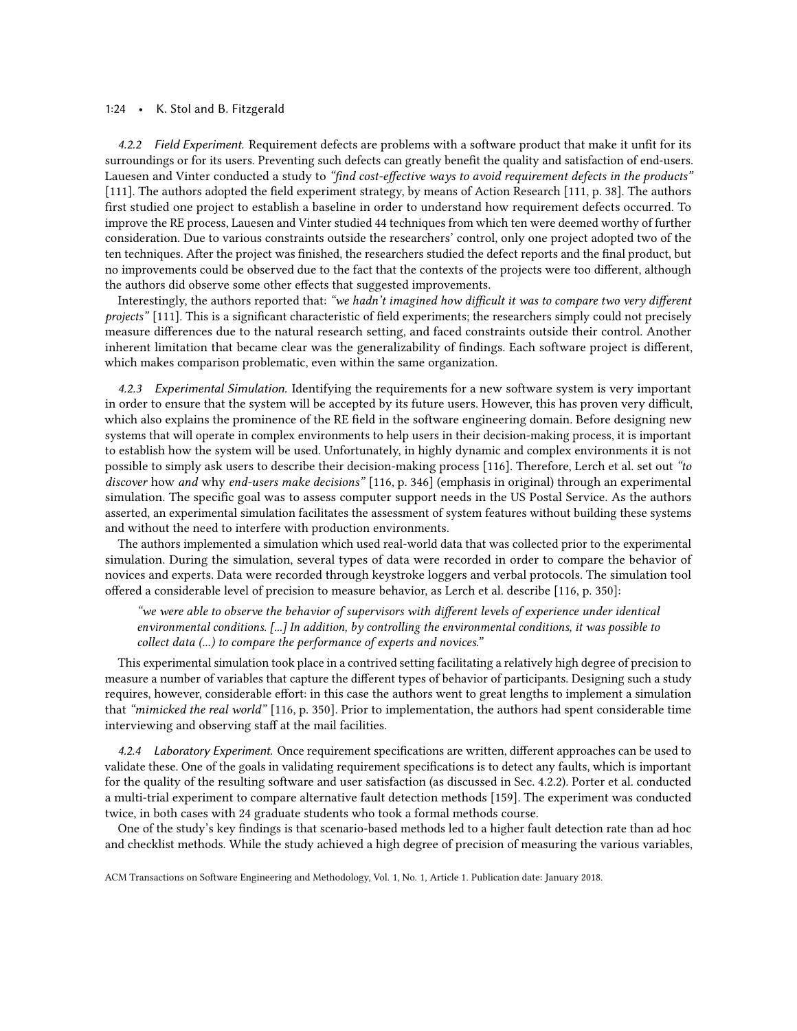#### 4.2.2 *Field Experiment.*

Requirement defects are problems with a software product that make it unfit for its surroundings or for its users. Preventing such defects can greatly benefit the quality and satisfaction of end-users. Lauesen and Vinter conducted a study to *"find cost-effective ways to avoid requirement defects in the products"* [111]. The authors adopted the field experiment strategy, by means of Action Research [111, p. 38]. The authors first studied one project to establish a baseline in order to understand how requirement defects occurred. To improve the RE process, Lauesen and Vinter studied 44 techniques from which ten were deemed worthy of further consideration. Due to various constraints outside the researchers' control, only one project adopted two of the ten techniques. After the project was finished, the researchers studied the defect reports and the final product, but no improvements could be observed due to the fact that the contexts of the projects were too different, although the authors did observe some other effects that suggested improvements.

Interestingly, the authors reported that: *"we hadn't imagined how difficult it was to compare two very different projects"* [111]. This is a significant characteristic of field experiments; the researchers simply could not precisely measure differences due to the natural research setting, and faced constraints outside their control. Another inherent limitation that became clear was the generalizability of findings. Each software project is different, which makes comparison problematic, even within the same organization.

#### 4.2.3 *Experimental Simulation.*

Identifying the requirements for a new software system is very important in order to ensure that the system will be accepted by its future users. However, this has proven very difficult, which also explains the prominence of the RE field in the software engineering domain. Before designing new systems that will operate in complex environments to help users in their decision-making process, it is important to establish how the system will be used. Unfortunately, in highly dynamic and complex environments it is not possible to simply ask users to describe their decision-making process [116]. Therefore, Lerch et al. set out *"to discover* how *and* why *end-users make decisions"* [116, p. 346] (emphasis in original) through an experimental simulation. The specific goal was to assess computer support needs in the US Postal Service. As the authors asserted, an experimental simulation facilitates the assessment of system features without building these systems and without the need to interfere with production environments.

The authors implemented a simulation which used real-world data that was collected prior to the experimental simulation. During the simulation, several types of data were recorded in order to compare the behavior of novices and experts. Data were recorded through keystroke loggers and verbal protocols. The simulation tool offered a considerable level of precision to measure behavior, as Lerch et al. describe [116, p. 350]:

> *"we were able to observe the behavior of supervisors with different levels of experience under identical environmental conditions. [...] In addition, by controlling the environmental conditions, it was possible to collect data (...) to compare the performance of experts and novices."*

This experimental simulation took place in a contrived setting facilitating a relatively high degree of precision to measure a number of variables that capture the different types of behavior of participants. Designing such a study requires, however, considerable effort: in this case the authors went to great lengths to implement a simulation that *"mimicked the real world"* [116, p. 350]. Prior to implementation, the authors had spent considerable time interviewing and observing staff at the mail facilities.

#### 4.2.4 *Laboratory Experiment.*

Once requirement specifications are written, different approaches can be used to validate these. One of the goals in validating requirement specifications is to detect any faults, which is important for the quality of the resulting software and user satisfaction (as discussed in Sec. 4.2.2). Porter et al. conducted a multi-trial experiment to compare alternative fault detection methods [159]. The experiment was conducted twice, in both cases with 24 graduate students who took a formal methods course.

One of the study's key findings is that scenario-based methods led to a higher fault detection rate than ad hoc and checklist methods. While the study achieved a high degree of precision of measuring the various variables,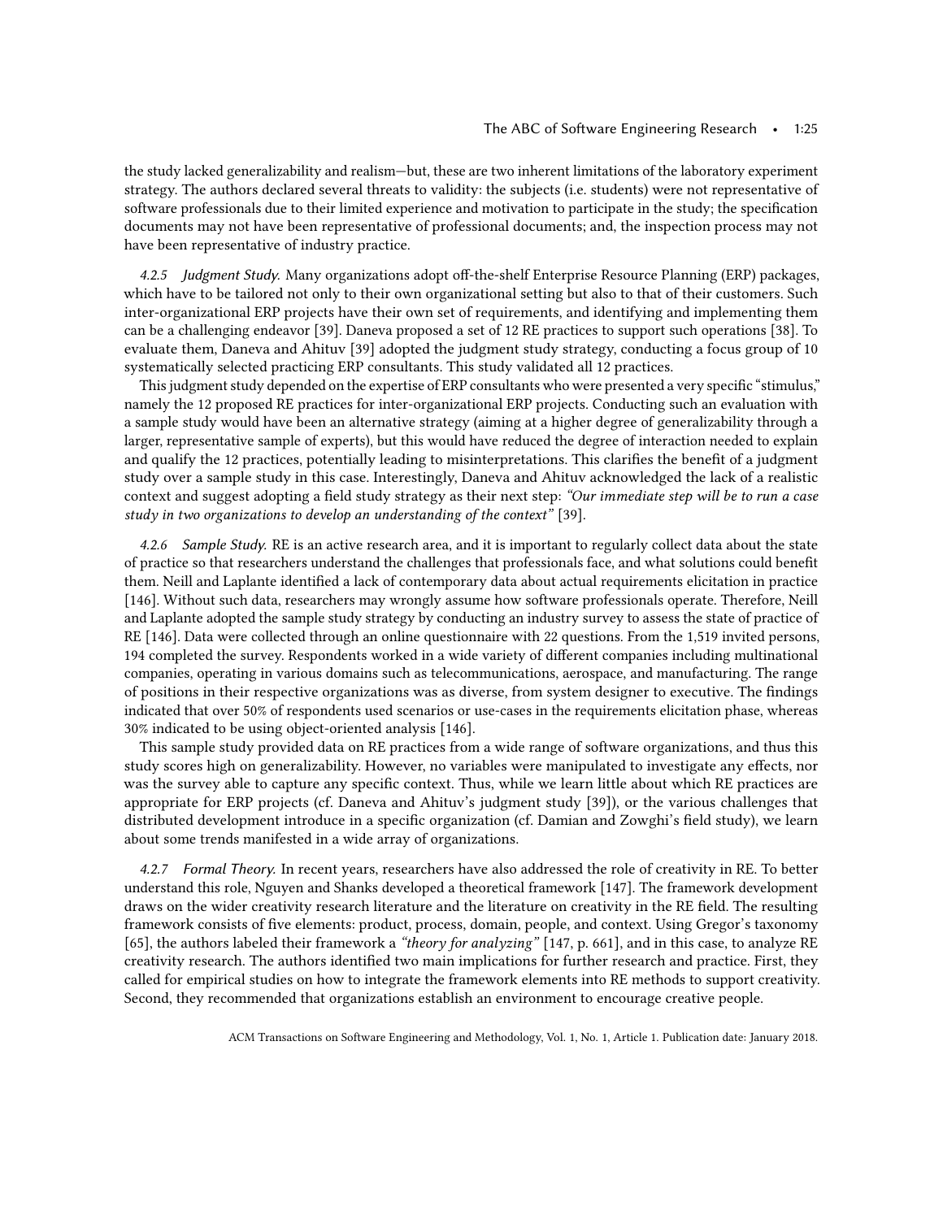the study lacked generalizability and realism—but, these are two inherent limitations of the laboratory experiment strategy. The authors declared several threats to validity: the subjects (i.e. students) were not representative of software professionals due to their limited experience and motivation to participate in the study; the specification documents may not have been representative of professional documents; and, the inspection process may not have been representative of industry practice.

#### 4.2.5 *Judgment Study.*

Many organizations adopt off-the-shelf Enterprise Resource Planning (ERP) packages, which have to be tailored not only to their own organizational setting but also to that of their customers. Such inter-organizational ERP projects have their own set of requirements, and identifying and implementing them can be a challenging endeavor [39]. Daneva proposed a set of 12 RE practices to support such operations [38]. To evaluate them, Daneva and Ahituv [39] adopted the judgment study strategy, conducting a focus group of 10 systematically selected practicing ERP consultants. This study validated all 12 practices.

This judgment study depended on the expertise of ERP consultants who were presented a very specific "stimulus," namely the 12 proposed RE practices for inter-organizational ERP projects. Conducting such an evaluation with a sample study would have been an alternative strategy (aiming at a higher degree of generalizability through a larger, representative sample of experts), but this would have reduced the degree of interaction needed to explain and qualify the 12 practices, potentially leading to misinterpretations. This clarifies the benefit of a judgment study over a sample study in this case. Interestingly, Daneva and Ahituv acknowledged the lack of a realistic context and suggest adopting a field study strategy as their next step: *"Our immediate step will be to run a case study in two organizations to develop an understanding of the context"* [39].

#### 4.2.6 *Sample Study.*

RE is an active research area, and it is important to regularly collect data about the state of practice so that researchers understand the challenges that professionals face, and what solutions could benefit them. Neill and Laplante identified a lack of contemporary data about actual requirements elicitation in practice [146]. Without such data, researchers may wrongly assume how software professionals operate. Therefore, Neill and Laplante adopted the sample study strategy by conducting an industry survey to assess the state of practice of RE [146]. Data were collected through an online questionnaire with 22 questions. From the 1,519 invited persons, 194 completed the survey. Respondents worked in a wide variety of different companies including multinational companies, operating in various domains such as telecommunications, aerospace, and manufacturing. The range of positions in their respective organizations was as diverse, from system designer to executive. The findings indicated that over 50% of respondents used scenarios or use-cases in the requirements elicitation phase, whereas 30% indicated to be using object-oriented analysis [146].

This sample study provided data on RE practices from a wide range of software organizations, and thus this study scores high on generalizability. However, no variables were manipulated to investigate any effects, nor was the survey able to capture any specific context. Thus, while we learn little about which RE practices are appropriate for ERP projects (cf. Daneva and Ahituv's judgment study [39]), or the various challenges that distributed development introduce in a specific organization (cf. Damian and Zowghi's field study), we learn about some trends manifested in a wide array of organizations.

#### 4.2.7 *Formal Theory.*

In recent years, researchers have also addressed the role of creativity in RE. To better understand this role, Nguyen and Shanks developed a theoretical framework [147]. The framework development draws on the wider creativity research literature and the literature on creativity in the RE field. The resulting framework consists of five elements: product, process, domain, people, and context. Using Gregor's taxonomy [65], the authors labeled their framework a *"theory for analyzing"* [147, p. 661], and in this case, to analyze RE creativity research. The authors identified two main implications for further research and practice. First, they called for empirical studies on how to integrate the framework elements into RE methods to support creativity. Second, they recommended that organizations establish an environment to encourage creative people.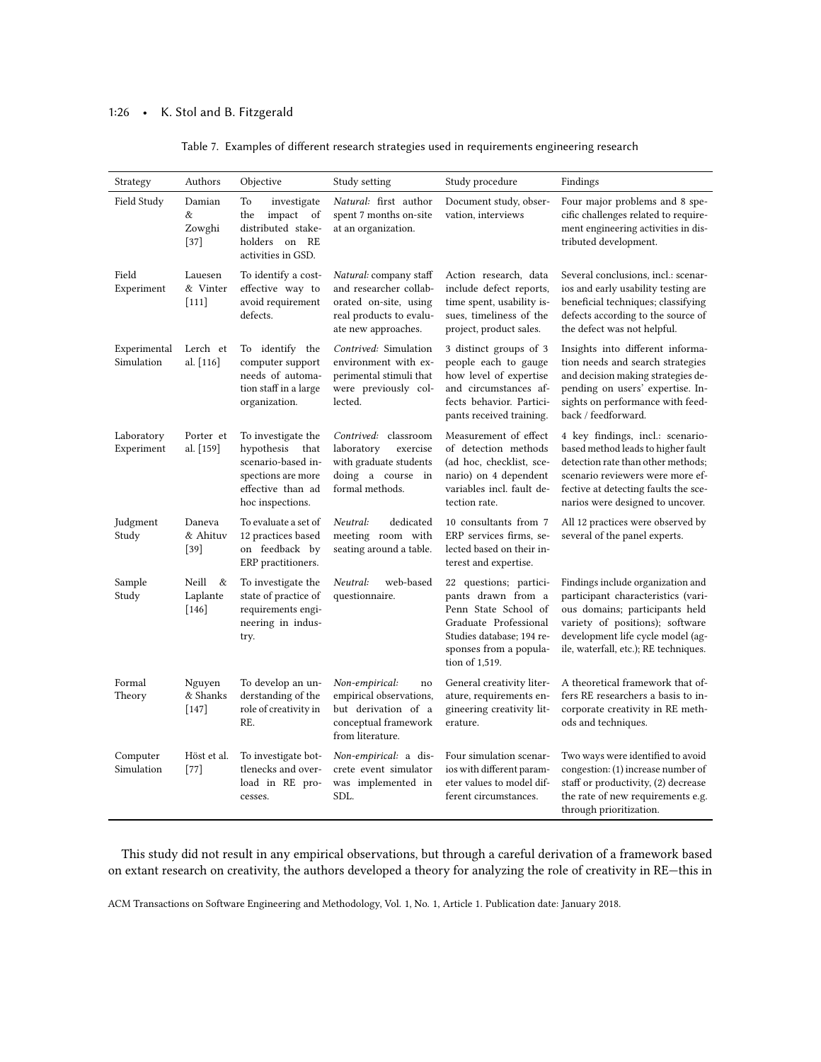Table 7. Examples of different research strategies used in requirements engineering research

| Strategy | Authors | Objective | Study setting | Study procedure | Findings |
|---|---|---|---|---|---|
| Field Study | Damian & Zowghi [37] | To investigate the impact of distributed stakeholders on RE activities in GSD. | *Natural:* first author spent 7 months on-site at an organization. | Document study, observation, interviews | Four major problems and 8 specific challenges related to requirement engineering activities in distributed development. |
| Field Experiment | Lauesen & Vinter [111] | To identify a cost-effective way to avoid requirement defects. | *Natural:* company staff and researcher collaborated on-site, using real products to evaluate new approaches. | Action research, data include defect reports, time spent, usability issues, timeliness of the project, product sales. | Several conclusions, incl.: scenarios and early usability testing are beneficial techniques; classifying defects according to the source of the defect was not helpful. |
| Experimental Simulation | Lerch et al. [116] | To identify the computer support needs of automation staff in a large organization. | *Contrived:* Simulation environment with experimental stimuli that were previously collected. | 3 distinct groups of 3 people each to gauge how level of expertise and circumstances affects behavior. Participants received training. | Insights into different information needs and search strategies and decision making strategies depending on users' expertise. Insights on performance with feedback / feedforward. |
| Laboratory Experiment | Porter et al. [159] | To investigate the hypothesis that scenario-based inspections are more effective than ad hoc inspections. | *Contrived:* classroom laboratory exercise with graduate students doing a course in formal methods. | Measurement of effect of detection methods (ad hoc, checklist, scenario) on 4 dependent variables incl. fault detection rate. | 4 key findings, incl.: scenario-based method leads to higher fault detection rate than other methods; scenario reviewers were more effective at detecting faults the scenarios were designed to uncover. |
| Judgment Study | Daneva & Ahituv [39] | To evaluate a set of 12 practices based on feedback by ERP practitioners. | *Neutral:* dedicated meeting room with seating around a table. | 10 consultants from 7 ERP services firms, selected based on their interest and expertise. | All 12 practices were observed by several of the panel experts. |
| Sample Study | Neill & Laplante [146] | To investigate the state of practice of requirements engineering in industry. | *Neutral:* web-based questionnaire. | 22 questions; participants drawn from a Penn State School of Graduate Professional Studies database; 194 responses from a population of 1,519. | Findings include organization and participant characteristics (various domains; participants held variety of positions); software development life cycle model (agile, waterfall, etc.); RE techniques. |
| Formal Theory | Nguyen & Shanks [147] | To develop an understanding of the role of creativity in RE. | *Non-empirical:* no empirical observations, but derivation of a conceptual framework from literature. | General creativity literature, requirements engineering creativity literature. | A theoretical framework that offers RE researchers a basis to incorporate creativity in RE methods and techniques. |
| Computer Simulation | Höst et al. [77] | To investigate bottlenecks and overload in RE processes. | *Non-empirical:* a discrete event simulator was implemented in SDL. | Four simulation scenarios with different parameter values to model different circumstances. | Two ways were identified to avoid congestion: (1) increase number of staff or productivity, (2) decrease the rate of new requirements e.g. through prioritization. |

This study did not result in any empirical observations, but through a careful derivation of a framework based on extant research on creativity, the authors developed a theory for analyzing the role of creativity in RE—this in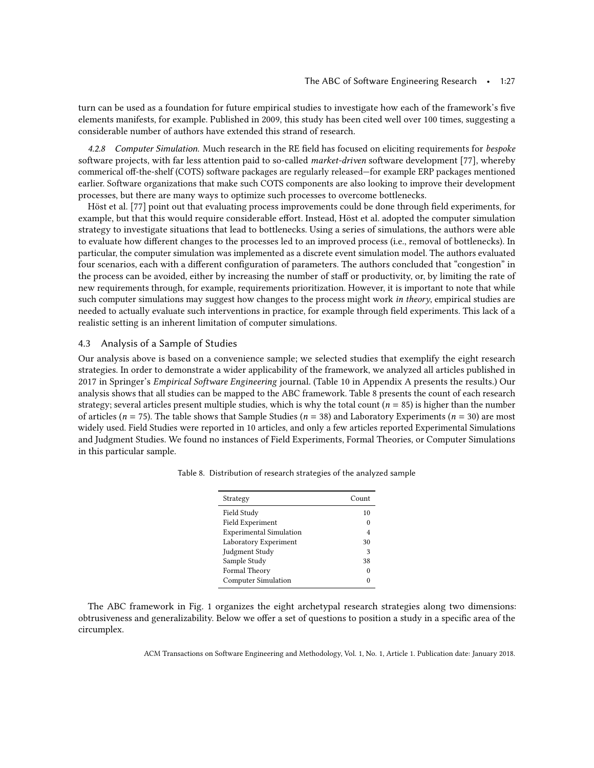turn can be used as a foundation for future empirical studies to investigate how each of the framework's five elements manifests, for example. Published in 2009, this study has been cited well over 100 times, suggesting a considerable number of authors have extended this strand of research.

*4.2.8 Computer Simulation.* Much research in the RE field has focused on eliciting requirements for *bespoke* software projects, with far less attention paid to so-called *market-driven* software development [77], whereby commerical off-the-shelf (COTS) software packages are regularly released—for example ERP packages mentioned earlier. Software organizations that make such COTS components are also looking to improve their development processes, but there are many ways to optimize such processes to overcome bottlenecks.

Höst et al. [77] point out that evaluating process improvements could be done through field experiments, for example, but that this would require considerable effort. Instead, Höst et al. adopted the computer simulation strategy to investigate situations that lead to bottlenecks. Using a series of simulations, the authors were able to evaluate how different changes to the processes led to an improved process (i.e., removal of bottlenecks). In particular, the computer simulation was implemented as a discrete event simulation model. The authors evaluated four scenarios, each with a different configuration of parameters. The authors concluded that "congestion" in the process can be avoided, either by increasing the number of staff or productivity, or, by limiting the rate of new requirements through, for example, requirements prioritization. However, it is important to note that while such computer simulations may suggest how changes to the process might work *in theory*, empirical studies are needed to actually evaluate such interventions in practice, for example through field experiments. This lack of a realistic setting is an inherent limitation of computer simulations.

### 4.3 Analysis of a Sample of Studies

Our analysis above is based on a convenience sample; we selected studies that exemplify the eight research strategies. In order to demonstrate a wider applicability of the framework, we analyzed all articles published in 2017 in Springer's *Empirical Software Engineering* journal. (Table 10 in Appendix A presents the results.) Our analysis shows that all studies can be mapped to the ABC framework. Table 8 presents the count of each research strategy; several articles present multiple studies, which is why the total count ($n = 85$) is higher than the number of articles ($n = 75$). The table shows that Sample Studies ($n = 38$) and Laboratory Experiments ($n = 30$) are most widely used. Field Studies were reported in 10 articles, and only a few articles reported Experimental Simulations and Judgment Studies. We found no instances of Field Experiments, Formal Theories, or Computer Simulations in this particular sample.

Table 8. Distribution of research strategies of the analyzed sample

| Strategy | Count |
|---|---|
| Field Study | 10 |
| Field Experiment | 0 |
| Experimental Simulation | 4 |
| Laboratory Experiment | 30 |
| Judgment Study | 3 |
| Sample Study | 38 |
| Formal Theory | 0 |
| Computer Simulation | 0 |

The ABC framework in Fig. 1 organizes the eight archetypal research strategies along two dimensions: obtrusiveness and generalizability. Below we offer a set of questions to position a study in a specific area of the circumplex.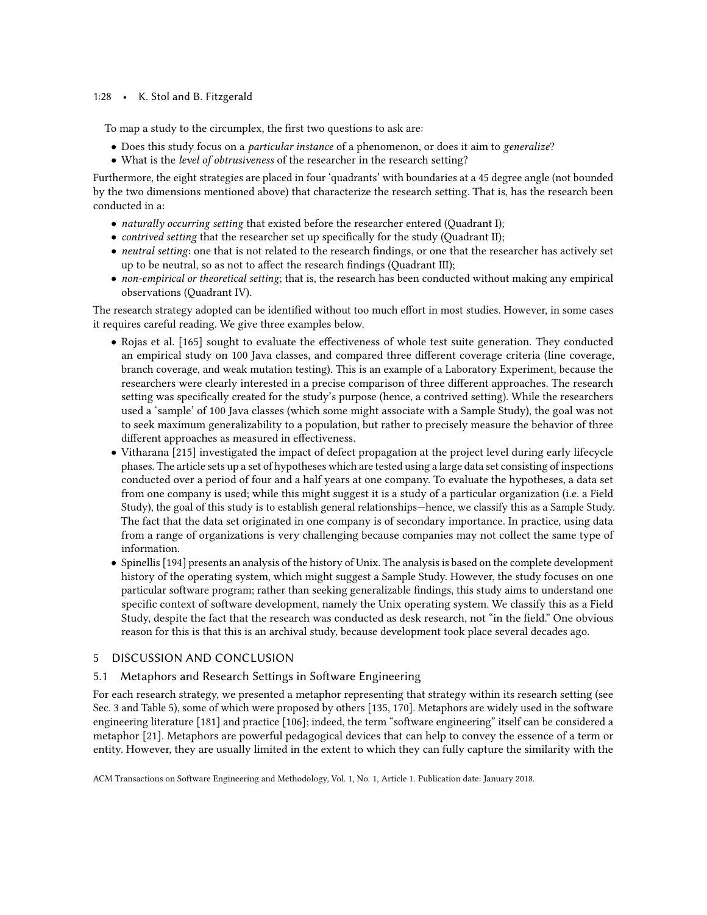To map a study to the circumplex, the first two questions to ask are:

- Does this study focus on a *particular instance* of a phenomenon, or does it aim to *generalize*?
- What is the *level of obtrusiveness* of the researcher in the research setting?

Furthermore, the eight strategies are placed in four 'quadrants' with boundaries at a 45 degree angle (not bounded by the two dimensions mentioned above) that characterize the research setting. That is, has the research been conducted in a:

- *naturally occurring setting* that existed before the researcher entered (Quadrant I);
- *contrived setting* that the researcher set up specifically for the study (Quadrant II);
- *neutral setting*: one that is not related to the research findings, or one that the researcher has actively set up to be neutral, so as not to affect the research findings (Quadrant III);
- *non-empirical or theoretical setting*; that is, the research has been conducted without making any empirical observations (Quadrant IV).

The research strategy adopted can be identified without too much effort in most studies. However, in some cases it requires careful reading. We give three examples below.

- Rojas et al. [165] sought to evaluate the effectiveness of whole test suite generation. They conducted an empirical study on 100 Java classes, and compared three different coverage criteria (line coverage, branch coverage, and weak mutation testing). This is an example of a Laboratory Experiment, because the researchers were clearly interested in a precise comparison of three different approaches. The research setting was specifically created for the study's purpose (hence, a contrived setting). While the researchers used a 'sample' of 100 Java classes (which some might associate with a Sample Study), the goal was not to seek maximum generalizability to a population, but rather to precisely measure the behavior of three different approaches as measured in effectiveness.
- Vitharana [215] investigated the impact of defect propagation at the project level during early lifecycle phases. The article sets up a set of hypotheses which are tested using a large data set consisting of inspections conducted over a period of four and a half years at one company. To evaluate the hypotheses, a data set from one company is used; while this might suggest it is a study of a particular organization (i.e. a Field Study), the goal of this study is to establish general relationships—hence, we classify this as a Sample Study. The fact that the data set originated in one company is of secondary importance. In practice, using data from a range of organizations is very challenging because companies may not collect the same type of information.
- Spinellis [194] presents an analysis of the history of Unix. The analysis is based on the complete development history of the operating system, which might suggest a Sample Study. However, the study focuses on one particular software program; rather than seeking generalizable findings, this study aims to understand one specific context of software development, namely the Unix operating system. We classify this as a Field Study, despite the fact that the research was conducted as desk research, not "in the field." One obvious reason for this is that this is an archival study, because development took place several decades ago.

## 5 DISCUSSION AND CONCLUSION

### 5.1 Metaphors and Research Settings in Software Engineering

For each research strategy, we presented a metaphor representing that strategy within its research setting (see Sec. 3 and Table 5), some of which were proposed by others [135, 170]. Metaphors are widely used in the software engineering literature [181] and practice [106]; indeed, the term "software engineering" itself can be considered a metaphor [21]. Metaphors are powerful pedagogical devices that can help to convey the essence of a term or entity. However, they are usually limited in the extent to which they can fully capture the similarity with the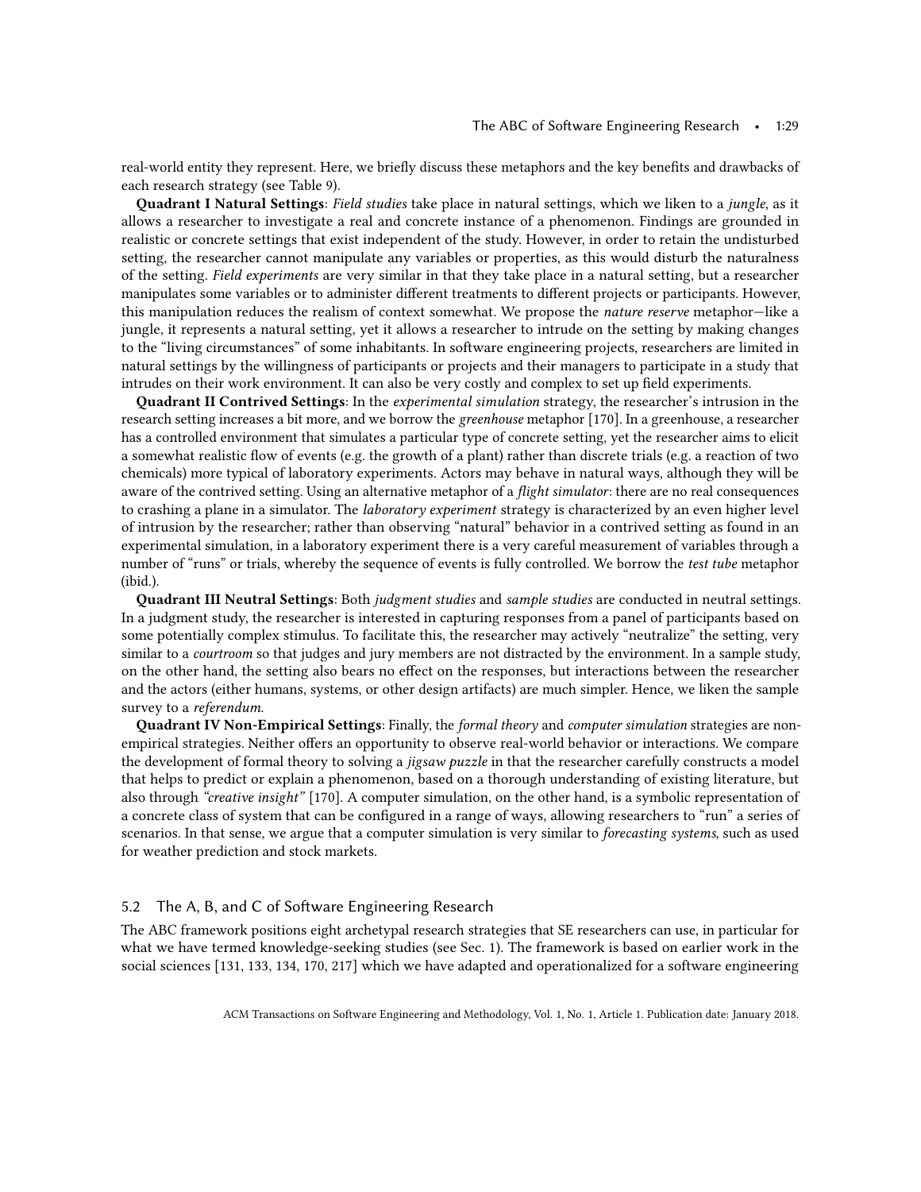real-world entity they represent. Here, we briefly discuss these metaphors and the key benefits and drawbacks of each research strategy (see Table 9).

**Quadrant I Natural Settings**: *Field studies* take place in natural settings, which we liken to a *jungle*, as it allows a researcher to investigate a real and concrete instance of a phenomenon. Findings are grounded in realistic or concrete settings that exist independent of the study. However, in order to retain the undisturbed setting, the researcher cannot manipulate any variables or properties, as this would disturb the naturalness of the setting. *Field experiments* are very similar in that they take place in a natural setting, but a researcher manipulates some variables or to administer different treatments to different projects or participants. However, this manipulation reduces the realism of context somewhat. We propose the *nature reserve* metaphor—like a jungle, it represents a natural setting, yet it allows a researcher to intrude on the setting by making changes to the "living circumstances" of some inhabitants. In software engineering projects, researchers are limited in natural settings by the willingness of participants or projects and their managers to participate in a study that intrudes on their work environment. It can also be very costly and complex to set up field experiments.

**Quadrant II Contrived Settings**: In the *experimental simulation* strategy, the researcher's intrusion in the research setting increases a bit more, and we borrow the *greenhouse* metaphor [170]. In a greenhouse, a researcher has a controlled environment that simulates a particular type of concrete setting, yet the researcher aims to elicit a somewhat realistic flow of events (e.g. the growth of a plant) rather than discrete trials (e.g. a reaction of two chemicals) more typical of laboratory experiments. Actors may behave in natural ways, although they will be aware of the contrived setting. Using an alternative metaphor of a *flight simulator*: there are no real consequences to crashing a plane in a simulator. The *laboratory experiment* strategy is characterized by an even higher level of intrusion by the researcher; rather than observing "natural" behavior in a contrived setting as found in an experimental simulation, in a laboratory experiment there is a very careful measurement of variables through a number of "runs" or trials, whereby the sequence of events is fully controlled. We borrow the *test tube* metaphor (ibid.).

**Quadrant III Neutral Settings**: Both *judgment studies* and *sample studies* are conducted in neutral settings. In a judgment study, the researcher is interested in capturing responses from a panel of participants based on some potentially complex stimulus. To facilitate this, the researcher may actively "neutralize" the setting, very similar to a *courtroom* so that judges and jury members are not distracted by the environment. In a sample study, on the other hand, the setting also bears no effect on the responses, but interactions between the researcher and the actors (either humans, systems, or other design artifacts) are much simpler. Hence, we liken the sample survey to a *referendum*.

**Quadrant IV Non-Empirical Settings**: Finally, the *formal theory* and *computer simulation* strategies are non-empirical strategies. Neither offers an opportunity to observe real-world behavior or interactions. We compare the development of formal theory to solving a *jigsaw puzzle* in that the researcher carefully constructs a model that helps to predict or explain a phenomenon, based on a thorough understanding of existing literature, but also through *"creative insight"* [170]. A computer simulation, on the other hand, is a symbolic representation of a concrete class of system that can be configured in a range of ways, allowing researchers to "run" a series of scenarios. In that sense, we argue that a computer simulation is very similar to *forecasting systems*, such as used for weather prediction and stock markets.

## 5.2 The A, B, and C of Software Engineering Research

The ABC framework positions eight archetypal research strategies that SE researchers can use, in particular for what we have termed knowledge-seeking studies (see Sec. 1). The framework is based on earlier work in the social sciences [131, 133, 134, 170, 217] which we have adapted and operationalized for a software engineering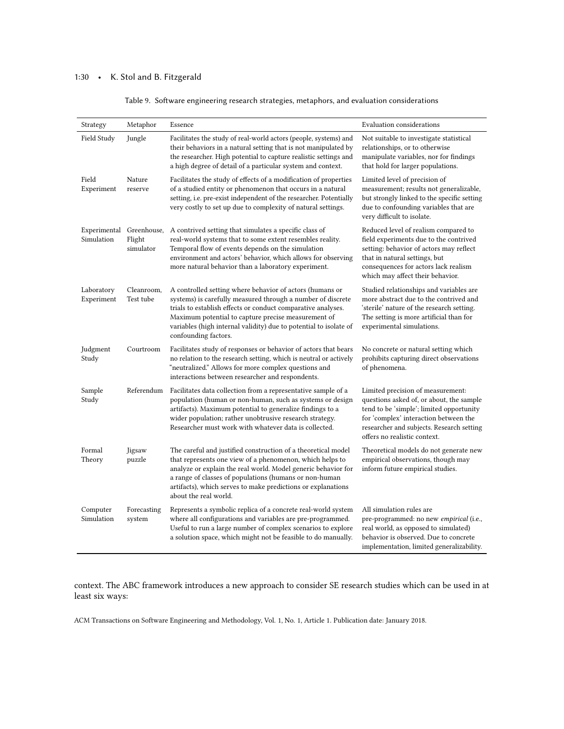Table 9. Software engineering research strategies, metaphors, and evaluation considerations

| Strategy | Metaphor | Essence | Evaluation considerations |
|---|---|---|---|
| Field Study | Jungle | Facilitates the study of real-world actors (people, systems) and their behaviors in a natural setting that is not manipulated by the researcher. High potential to capture realistic settings and a high degree of detail of a particular system and context. | Not suitable to investigate statistical relationships, or to otherwise manipulate variables, nor for findings that hold for larger populations. |
| Field Experiment | Nature reserve | Facilitates the study of effects of a modification of properties of a studied entity or phenomenon that occurs in a natural setting, i.e. pre-exist independent of the researcher. Potentially very costly to set up due to complexity of natural settings. | Limited level of precision of measurement; results not generalizable, but strongly linked to the specific setting due to confounding variables that are very difficult to isolate. |
| Experimental Simulation | Greenhouse, Flight simulator | A contrived setting that simulates a specific class of real-world systems that to some extent resembles reality. Temporal flow of events depends on the simulation environment and actors' behavior, which allows for observing more natural behavior than a laboratory experiment. | Reduced level of realism compared to field experiments due to the contrived setting: behavior of actors may reflect that in natural settings, but consequences for actors lack realism which may affect their behavior. |
| Laboratory Experiment | Cleanroom, Test tube | A controlled setting where behavior of actors (humans or systems) is carefully measured through a number of discrete trials to establish effects or conduct comparative analyses. Maximum potential to capture precise measurement of variables (high internal validity) due to potential to isolate of confounding factors. | Studied relationships and variables are more abstract due to the contrived and 'sterile' nature of the research setting. The setting is more artificial than for experimental simulations. |
| Judgment Study | Courtroom | Facilitates study of responses or behavior of actors that bears no relation to the research setting, which is neutral or actively "neutralized." Allows for more complex questions and interactions between researcher and respondents. | No concrete or natural setting which prohibits capturing direct observations of phenomena. |
| Sample Study | Referendum | Facilitates data collection from a representative sample of a population (human or non-human, such as systems or design artifacts). Maximum potential to generalize findings to a wider population; rather unobtrusive research strategy. Researcher must work with whatever data is collected. | Limited precision of measurement: questions asked of, or about, the sample tend to be 'simple'; limited opportunity for 'complex' interaction between the researcher and subjects. Research setting offers no realistic context. |
| Formal Theory | Jigsaw puzzle | The careful and justified construction of a theoretical model that represents one view of a phenomenon, which helps to analyze or explain the real world. Model generic behavior for a range of classes of populations (humans or non-human artifacts), which serves to make predictions or explanations about the real world. | Theoretical models do not generate new empirical observations, though may inform future empirical studies. |
| Computer Simulation | Forecasting system | Represents a symbolic replica of a concrete real-world system where all configurations and variables are pre-programmed. Useful to run a large number of complex scenarios to explore a solution space, which might not be feasible to do manually. | All simulation rules are pre-programmed: no new *empirical* (i.e., real world, as opposed to simulated) behavior is observed. Due to concrete implementation, limited generalizability. |

context. The ABC framework introduces a new approach to consider SE research studies which can be used in at least six ways: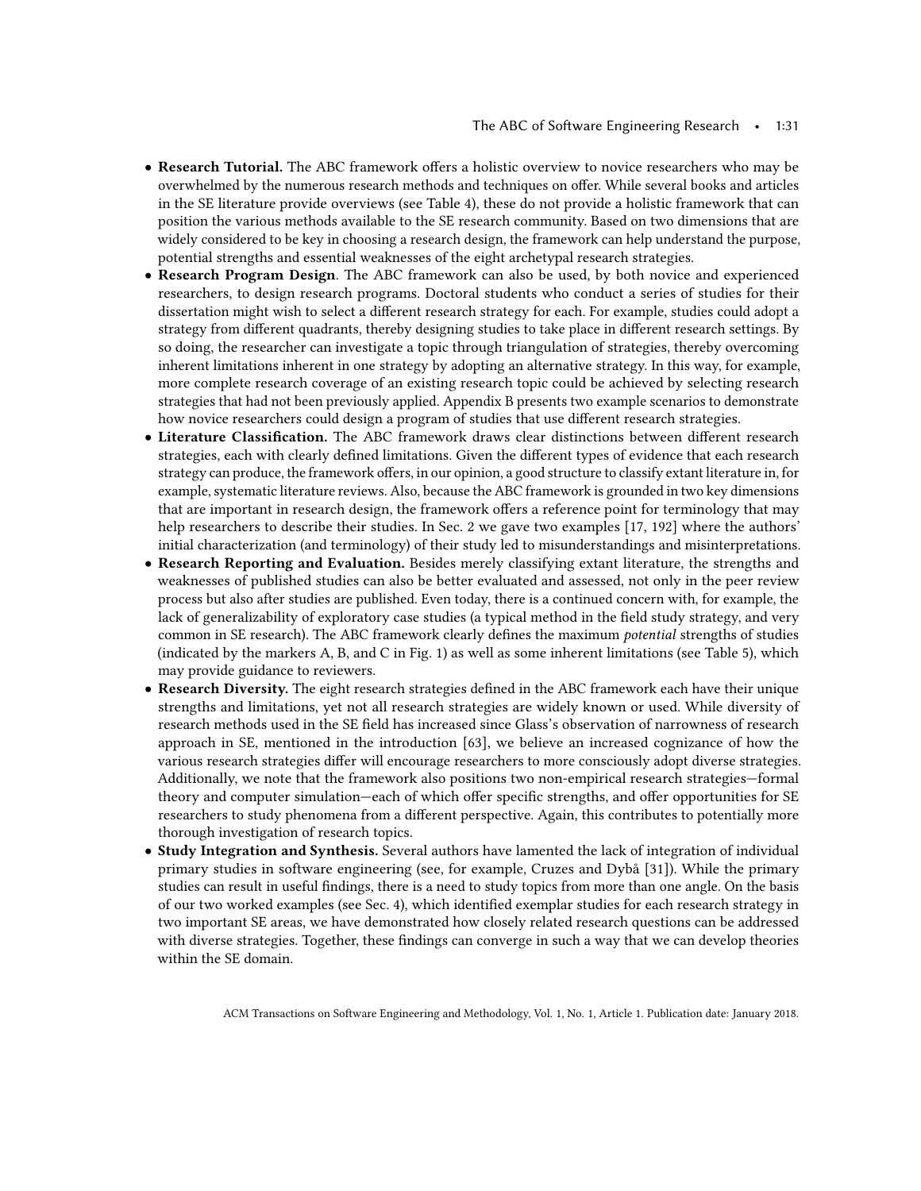- **Research Tutorial.** The ABC framework offers a holistic overview to novice researchers who may be overwhelmed by the numerous research methods and techniques on offer. While several books and articles in the SE literature provide overviews (see Table 4), these do not provide a holistic framework that can position the various methods available to the SE research community. Based on two dimensions that are widely considered to be key in choosing a research design, the framework can help understand the purpose, potential strengths and essential weaknesses of the eight archetypal research strategies.
- **Research Program Design**. The ABC framework can also be used, by both novice and experienced researchers, to design research programs. Doctoral students who conduct a series of studies for their dissertation might wish to select a different research strategy for each. For example, studies could adopt a strategy from different quadrants, thereby designing studies to take place in different research settings. By so doing, the researcher can investigate a topic through triangulation of strategies, thereby overcoming inherent limitations inherent in one strategy by adopting an alternative strategy. In this way, for example, more complete research coverage of an existing research topic could be achieved by selecting research strategies that had not been previously applied. Appendix B presents two example scenarios to demonstrate how novice researchers could design a program of studies that use different research strategies.
- **Literature Classification.** The ABC framework draws clear distinctions between different research strategies, each with clearly defined limitations. Given the different types of evidence that each research strategy can produce, the framework offers, in our opinion, a good structure to classify extant literature in, for example, systematic literature reviews. Also, because the ABC framework is grounded in two key dimensions that are important in research design, the framework offers a reference point for terminology that may help researchers to describe their studies. In Sec. 2 we gave two examples [17, 192] where the authors' initial characterization (and terminology) of their study led to misunderstandings and misinterpretations.
- **Research Reporting and Evaluation.** Besides merely classifying extant literature, the strengths and weaknesses of published studies can also be better evaluated and assessed, not only in the peer review process but also after studies are published. Even today, there is a continued concern with, for example, the lack of generalizability of exploratory case studies (a typical method in the field study strategy, and very common in SE research). The ABC framework clearly defines the maximum *potential* strengths of studies (indicated by the markers A, B, and C in Fig. 1) as well as some inherent limitations (see Table 5), which may provide guidance to reviewers.
- **Research Diversity.** The eight research strategies defined in the ABC framework each have their unique strengths and limitations, yet not all research strategies are widely known or used. While diversity of research methods used in the SE field has increased since Glass's observation of narrowness of research approach in SE, mentioned in the introduction [63], we believe an increased cognizance of how the various research strategies differ will encourage researchers to more consciously adopt diverse strategies. Additionally, we note that the framework also positions two non-empirical research strategies—formal theory and computer simulation—each of which offer specific strengths, and offer opportunities for SE researchers to study phenomena from a different perspective. Again, this contributes to potentially more thorough investigation of research topics.
- **Study Integration and Synthesis.** Several authors have lamented the lack of integration of individual primary studies in software engineering (see, for example, Cruzes and Dybå [31]). While the primary studies can result in useful findings, there is a need to study topics from more than one angle. On the basis of our two worked examples (see Sec. 4), which identified exemplar studies for each research strategy in two important SE areas, we have demonstrated how closely related research questions can be addressed with diverse strategies. Together, these findings can converge in such a way that we can develop theories within the SE domain.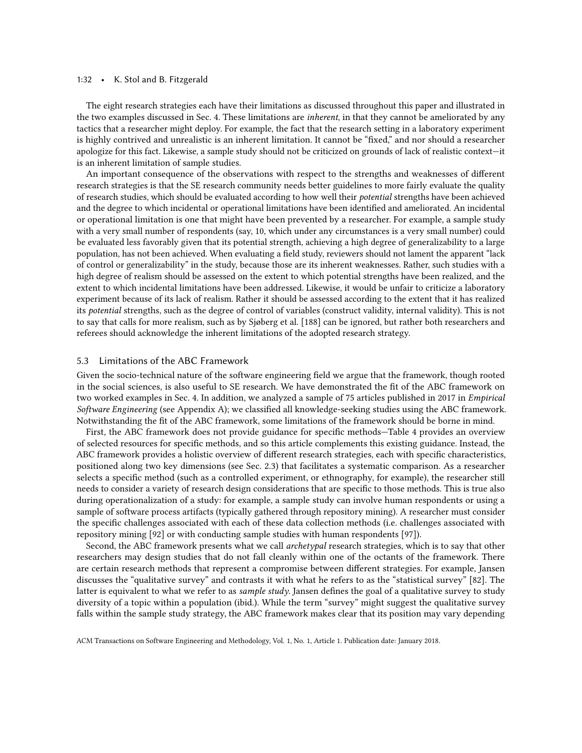The eight research strategies each have their limitations as discussed throughout this paper and illustrated in the two examples discussed in Sec. 4. These limitations are *inherent*, in that they cannot be ameliorated by any tactics that a researcher might deploy. For example, the fact that the research setting in a laboratory experiment is highly contrived and unrealistic is an inherent limitation. It cannot be "fixed," and nor should a researcher apologize for this fact. Likewise, a sample study should not be criticized on grounds of lack of realistic context—it is an inherent limitation of sample studies.

An important consequence of the observations with respect to the strengths and weaknesses of different research strategies is that the SE research community needs better guidelines to more fairly evaluate the quality of research studies, which should be evaluated according to how well their *potential* strengths have been achieved and the degree to which incidental or operational limitations have been identified and ameliorated. An incidental or operational limitation is one that might have been prevented by a researcher. For example, a sample study with a very small number of respondents (say, 10, which under any circumstances is a very small number) could be evaluated less favorably given that its potential strength, achieving a high degree of generalizability to a large population, has not been achieved. When evaluating a field study, reviewers should not lament the apparent "lack of control or generalizability" in the study, because those are its inherent weaknesses. Rather, such studies with a high degree of realism should be assessed on the extent to which potential strengths have been realized, and the extent to which incidental limitations have been addressed. Likewise, it would be unfair to criticize a laboratory experiment because of its lack of realism. Rather it should be assessed according to the extent that it has realized its *potential* strengths, such as the degree of control of variables (construct validity, internal validity). This is not to say that calls for more realism, such as by Sjøberg et al. [188] can be ignored, but rather both researchers and referees should acknowledge the inherent limitations of the adopted research strategy.

## 5.3 Limitations of the ABC Framework

Given the socio-technical nature of the software engineering field we argue that the framework, though rooted in the social sciences, is also useful to SE research. We have demonstrated the fit of the ABC framework on two worked examples in Sec. 4. In addition, we analyzed a sample of 75 articles published in 2017 in *Empirical Software Engineering* (see Appendix A); we classified all knowledge-seeking studies using the ABC framework. Notwithstanding the fit of the ABC framework, some limitations of the framework should be borne in mind.

First, the ABC framework does not provide guidance for specific methods—Table 4 provides an overview of selected resources for specific methods, and so this article complements this existing guidance. Instead, the ABC framework provides a holistic overview of different research strategies, each with specific characteristics, positioned along two key dimensions (see Sec. 2.3) that facilitates a systematic comparison. As a researcher selects a specific method (such as a controlled experiment, or ethnography, for example), the researcher still needs to consider a variety of research design considerations that are specific to those methods. This is true also during operationalization of a study: for example, a sample study can involve human respondents or using a sample of software process artifacts (typically gathered through repository mining). A researcher must consider the specific challenges associated with each of these data collection methods (i.e. challenges associated with repository mining [92] or with conducting sample studies with human respondents [97]).

Second, the ABC framework presents what we call *archetypal* research strategies, which is to say that other researchers may design studies that do not fall cleanly within one of the octants of the framework. There are certain research methods that represent a compromise between different strategies. For example, Jansen discusses the "qualitative survey" and contrasts it with what he refers to as the "statistical survey" [82]. The latter is equivalent to what we refer to as *sample study*. Jansen defines the goal of a qualitative survey to study diversity of a topic within a population (ibid.). While the term "survey" might suggest the qualitative survey falls within the sample study strategy, the ABC framework makes clear that its position may vary depending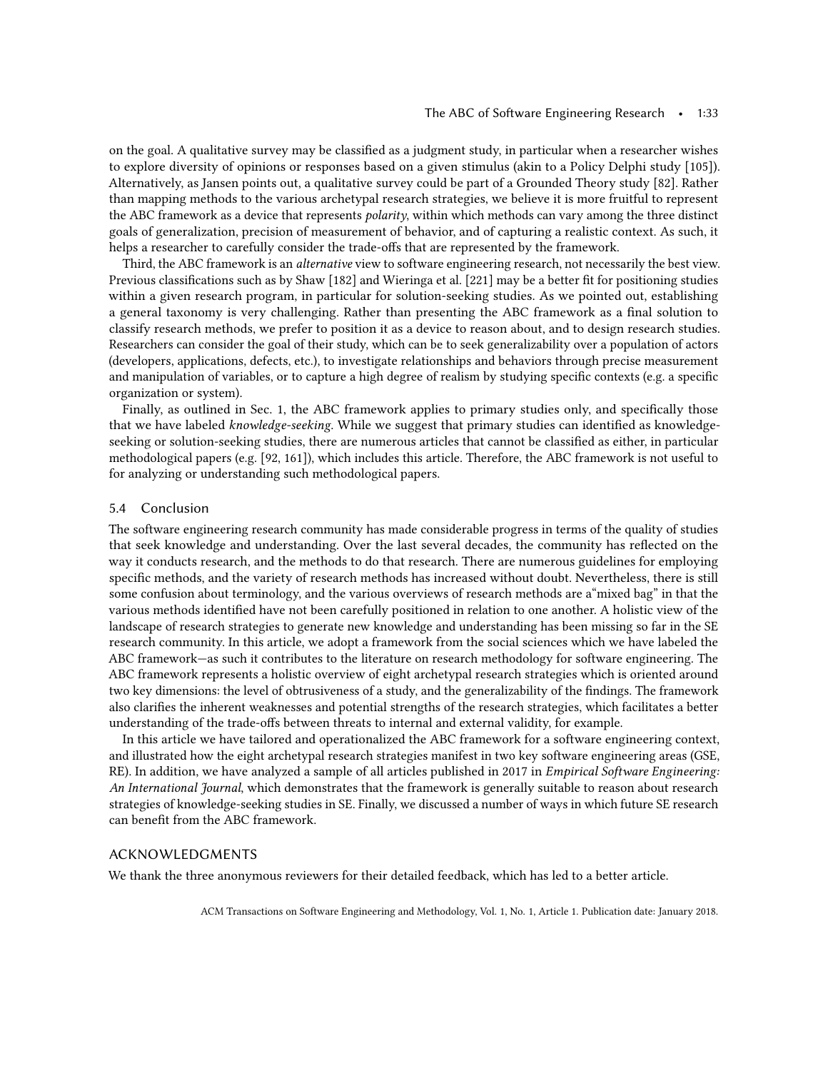on the goal. A qualitative survey may be classified as a judgment study, in particular when a researcher wishes to explore diversity of opinions or responses based on a given stimulus (akin to a Policy Delphi study [105]). Alternatively, as Jansen points out, a qualitative survey could be part of a Grounded Theory study [82]. Rather than mapping methods to the various archetypal research strategies, we believe it is more fruitful to represent the ABC framework as a device that represents *polarity*, within which methods can vary among the three distinct goals of generalization, precision of measurement of behavior, and of capturing a realistic context. As such, it helps a researcher to carefully consider the trade-offs that are represented by the framework.

Third, the ABC framework is an *alternative* view to software engineering research, not necessarily the best view. Previous classifications such as by Shaw [182] and Wieringa et al. [221] may be a better fit for positioning studies within a given research program, in particular for solution-seeking studies. As we pointed out, establishing a general taxonomy is very challenging. Rather than presenting the ABC framework as a final solution to classify research methods, we prefer to position it as a device to reason about, and to design research studies. Researchers can consider the goal of their study, which can be to seek generalizability over a population of actors (developers, applications, defects, etc.), to investigate relationships and behaviors through precise measurement and manipulation of variables, or to capture a high degree of realism by studying specific contexts (e.g. a specific organization or system).

Finally, as outlined in Sec. 1, the ABC framework applies to primary studies only, and specifically those that we have labeled *knowledge-seeking*. While we suggest that primary studies can identified as knowledge-seeking or solution-seeking studies, there are numerous articles that cannot be classified as either, in particular methodological papers (e.g. [92, 161]), which includes this article. Therefore, the ABC framework is not useful to for analyzing or understanding such methodological papers.

### 5.4 Conclusion

The software engineering research community has made considerable progress in terms of the quality of studies that seek knowledge and understanding. Over the last several decades, the community has reflected on the way it conducts research, and the methods to do that research. There are numerous guidelines for employing specific methods, and the variety of research methods has increased without doubt. Nevertheless, there is still some confusion about terminology, and the various overviews of research methods are a"mixed bag" in that the various methods identified have not been carefully positioned in relation to one another. A holistic view of the landscape of research strategies to generate new knowledge and understanding has been missing so far in the SE research community. In this article, we adopt a framework from the social sciences which we have labeled the ABC framework—as such it contributes to the literature on research methodology for software engineering. The ABC framework represents a holistic overview of eight archetypal research strategies which is oriented around two key dimensions: the level of obtrusiveness of a study, and the generalizability of the findings. The framework also clarifies the inherent weaknesses and potential strengths of the research strategies, which facilitates a better understanding of the trade-offs between threats to internal and external validity, for example.

In this article we have tailored and operationalized the ABC framework for a software engineering context, and illustrated how the eight archetypal research strategies manifest in two key software engineering areas (GSE, RE). In addition, we have analyzed a sample of all articles published in 2017 in *Empirical Software Engineering: An International Journal*, which demonstrates that the framework is generally suitable to reason about research strategies of knowledge-seeking studies in SE. Finally, we discussed a number of ways in which future SE research can benefit from the ABC framework.

## ACKNOWLEDGMENTS

We thank the three anonymous reviewers for their detailed feedback, which has led to a better article.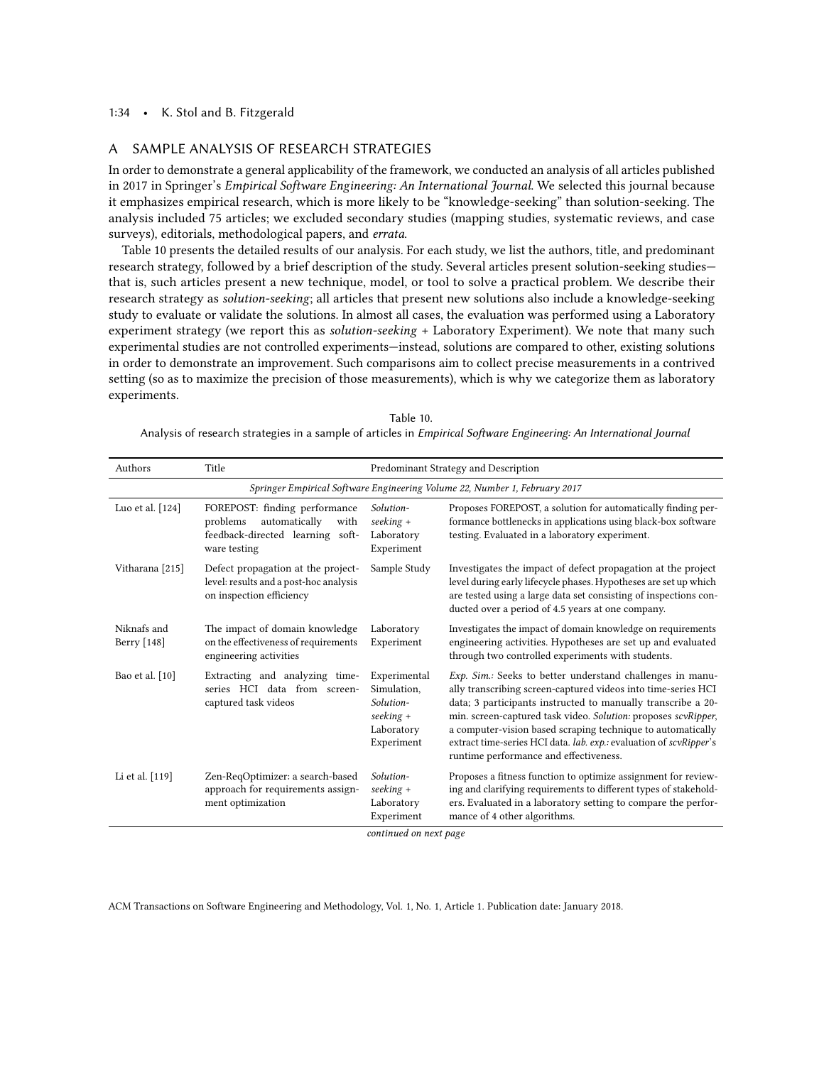## A SAMPLE ANALYSIS OF RESEARCH STRATEGIES

In order to demonstrate a general applicability of the framework, we conducted an analysis of all articles published in 2017 in Springer's *Empirical Software Engineering: An International Journal*. We selected this journal because it emphasizes empirical research, which is more likely to be "knowledge-seeking" than solution-seeking. The analysis included 75 articles; we excluded secondary studies (mapping studies, systematic reviews, and case surveys), editorials, methodological papers, and *errata*.

Table 10 presents the detailed results of our analysis. For each study, we list the authors, title, and predominant research strategy, followed by a brief description of the study. Several articles present solution-seeking studies—that is, such articles present a new technique, model, or tool to solve a practical problem. We describe their research strategy as *solution-seeking*; all articles that present new solutions also include a knowledge-seeking study to evaluate or validate the solutions. In almost all cases, the evaluation was performed using a Laboratory experiment strategy (we report this as *solution-seeking* + Laboratory Experiment). We note that many such experimental studies are not controlled experiments—instead, solutions are compared to other, existing solutions in order to demonstrate an improvement. Such comparisons aim to collect precise measurements in a contrived setting (so as to maximize the precision of those measurements), which is why we categorize them as laboratory experiments.

Table 10. Analysis of research strategies in a sample of articles in *Empirical Software Engineering: An International Journal*

| Authors | Title | Predominant Strategy and Description | |
|---|---|---|---|
| *Springer Empirical Software Engineering Volume 22, Number 1, February 2017* | | | |
| Luo et al. [124] | FOREPOST: finding performance problems automatically with feedback-directed learning software testing | *Solution-seeking* + Laboratory Experiment | Proposes FOREPOST, a solution for automatically finding performance bottlenecks in applications using black-box software testing. Evaluated in a laboratory experiment. |
| Vitharana [215] | Defect propagation at the project-level: results and a post-hoc analysis on inspection efficiency | Sample Study | Investigates the impact of defect propagation at the project level during early lifecycle phases. Hypotheses are set up which are tested using a large data set consisting of inspections conducted over a period of 4.5 years at one company. |
| Niknafs and Berry [148] | The impact of domain knowledge on the effectiveness of requirements engineering activities | Laboratory Experiment | Investigates the impact of domain knowledge on requirements engineering activities. Hypotheses are set up and evaluated through two controlled experiments with students. |
| Bao et al. [10] | Extracting and analyzing time-series HCI data from screen-captured task videos | Experimental Simulation, *Solution-seeking* + Laboratory Experiment | *Exp. Sim.:* Seeks to better understand challenges in manually transcribing screen-captured videos into time-series HCI data; 3 participants instructed to manually transcribe a 20-min. screen-captured task video. *Solution:* proposes *scvRipper*, a computer-vision based scraping technique to automatically extract time-series HCI data. *lab. exp.:* evaluation of *scvRipper*'s runtime performance and effectiveness. |
| Li et al. [119] | Zen-ReqOptimizer: a search-based approach for requirements assignment optimization | *Solution-seeking* + Laboratory Experiment | Proposes a fitness function to optimize assignment for reviewing and clarifying requirements to different types of stakeholders. Evaluated in a laboratory setting to compare the performance of 4 other algorithms. |

*continued on next page*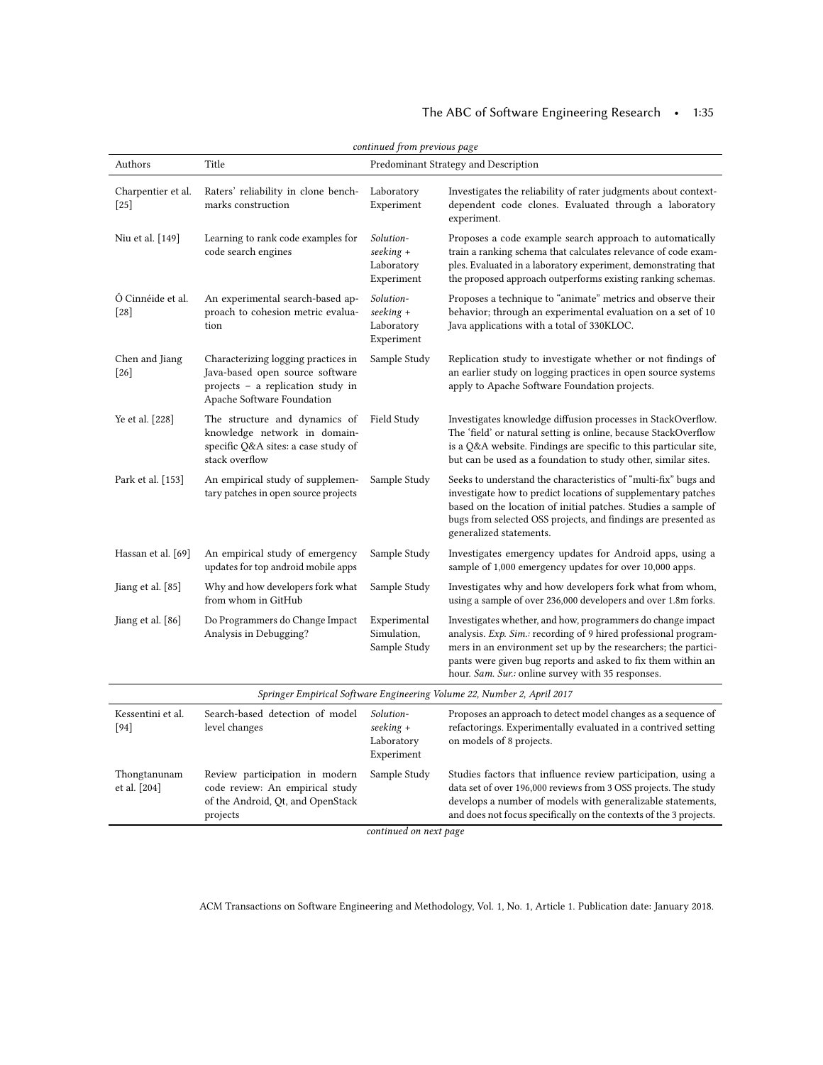*continued from previous page*

| Authors | Title | Predominant Strategy and Description | |
|---|---|---|---|
| Charpentier et al. [25] | Raters' reliability in clone benchmarks construction | Laboratory Experiment | Investigates the reliability of rater judgments about context-dependent code clones. Evaluated through a laboratory experiment. |
| Niu et al. [149] | Learning to rank code examples for code search engines | *Solution-seeking* + Laboratory Experiment | Proposes a code example search approach to automatically train a ranking schema that calculates relevance of code examples. Evaluated in a laboratory experiment, demonstrating that the proposed approach outperforms existing ranking schemas. |
| Ó Cinnéide et al. [28] | An experimental search-based approach to cohesion metric evaluation | *Solution-seeking* + Laboratory Experiment | Proposes a technique to "animate" metrics and observe their behavior; through an experimental evaluation on a set of 10 Java applications with a total of 330KLOC. |
| Chen and Jiang [26] | Characterizing logging practices in Java-based open source software projects – a replication study in Apache Software Foundation | Sample Study | Replication study to investigate whether or not findings of an earlier study on logging practices in open source systems apply to Apache Software Foundation projects. |
| Ye et al. [228] | The structure and dynamics of knowledge network in domain-specific Q&A sites: a case study of stack overflow | Field Study | Investigates knowledge diffusion processes in StackOverflow. The 'field' or natural setting is online, because StackOverflow is a Q&A website. Findings are specific to this particular site, but can be used as a foundation to study other, similar sites. |
| Park et al. [153] | An empirical study of supplementary patches in open source projects | Sample Study | Seeks to understand the characteristics of "multi-fix" bugs and investigate how to predict locations of supplementary patches based on the location of initial patches. Studies a sample of bugs from selected OSS projects, and findings are presented as generalized statements. |
| Hassan et al. [69] | An empirical study of emergency updates for top android mobile apps | Sample Study | Investigates emergency updates for Android apps, using a sample of 1,000 emergency updates for over 10,000 apps. |
| Jiang et al. [85] | Why and how developers fork what from whom in GitHub | Sample Study | Investigates why and how developers fork what from whom, using a sample of over 236,000 developers and over 1.8m forks. |
| Jiang et al. [86] | Do Programmers do Change Impact Analysis in Debugging? | Experimental Simulation, Sample Study | Investigates whether, and how, programmers do change impact analysis. *Exp. Sim.:* recording of 9 hired professional programmers in an environment set up by the researchers; the participants were given bug reports and asked to fix them within an hour. *Sam. Sur.:* online survey with 35 responses. |
| *Springer Empirical Software Engineering Volume 22, Number 2, April 2017* | | | |
| Kessentini et al. [94] | Search-based detection of model level changes | *Solution-seeking* + Laboratory Experiment | Proposes an approach to detect model changes as a sequence of refactorings. Experimentally evaluated in a contrived setting on models of 8 projects. |
| Thongtanunam et al. [204] | Review participation in modern code review: An empirical study of the Android, Qt, and OpenStack projects | Sample Study | Studies factors that influence review participation, using a data set of over 196,000 reviews from 3 OSS projects. The study develops a number of models with generalizable statements, and does not focus specifically on the contexts of the 3 projects. |

*continued on next page*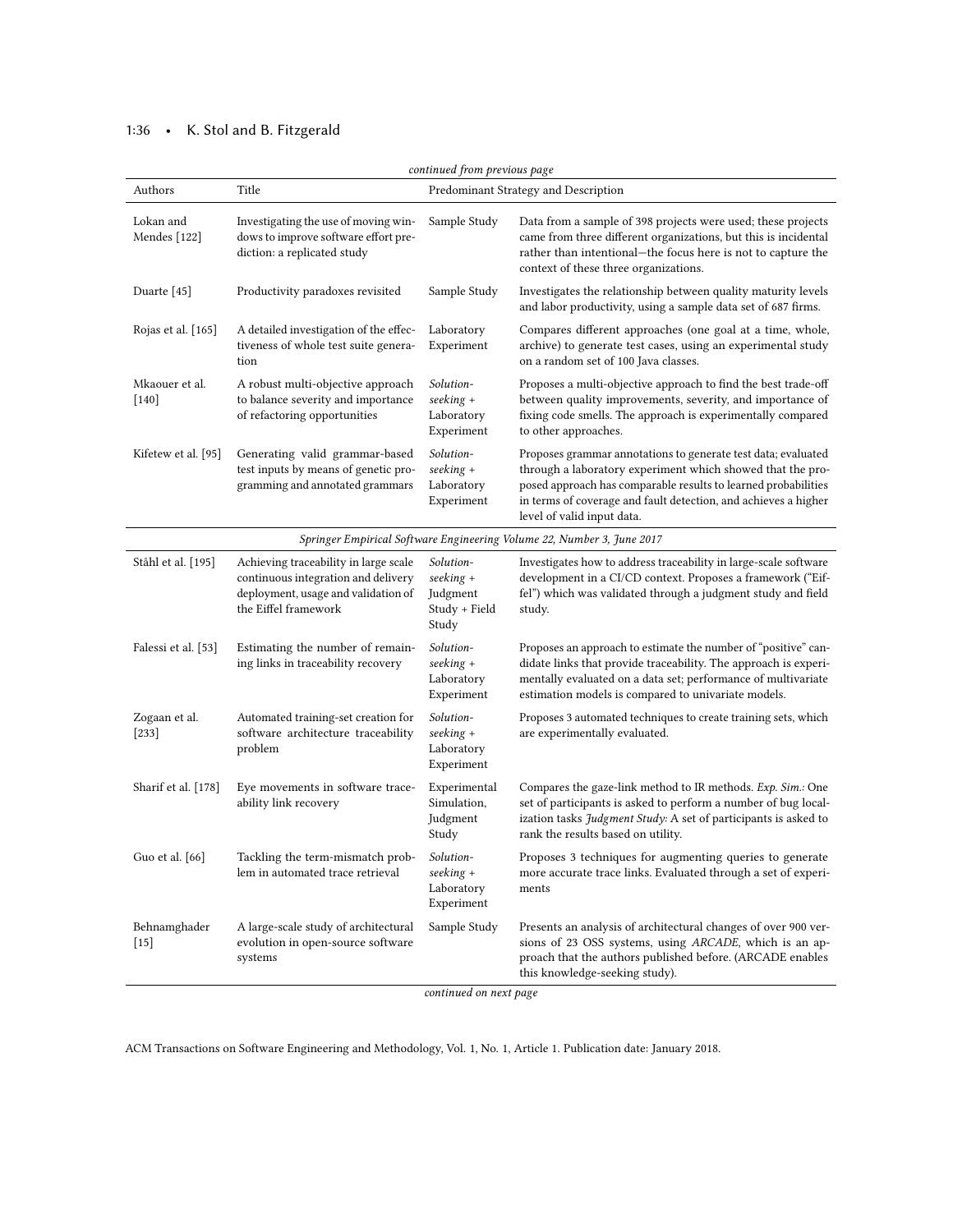*continued from previous page*

| Authors | Title | Predominant Strategy and Description | |
|---|---|---|---|
| Lokan and Mendes [122] | Investigating the use of moving windows to improve software effort prediction: a replicated study | Sample Study | Data from a sample of 398 projects were used; these projects came from three different organizations, but this is incidental rather than intentional—the focus here is not to capture the context of these three organizations. |
| Duarte [45] | Productivity paradoxes revisited | Sample Study | Investigates the relationship between quality maturity levels and labor productivity, using a sample data set of 687 firms. |
| Rojas et al. [165] | A detailed investigation of the effectiveness of whole test suite generation | Laboratory Experiment | Compares different approaches (one goal at a time, whole, archive) to generate test cases, using an experimental study on a random set of 100 Java classes. |
| Mkaouer et al. [140] | A robust multi-objective approach to balance severity and importance of refactoring opportunities | *Solution-seeking* + Laboratory Experiment | Proposes a multi-objective approach to find the best trade-off between quality improvements, severity, and importance of fixing code smells. The approach is experimentally compared to other approaches. |
| Kifetew et al. [95] | Generating valid grammar-based test inputs by means of genetic programming and annotated grammars | *Solution-seeking* + Laboratory Experiment | Proposes grammar annotations to generate test data; evaluated through a laboratory experiment which showed that the proposed approach has comparable results to learned probabilities in terms of coverage and fault detection, and achieves a higher level of valid input data. |
| *Springer Empirical Software Engineering Volume 22, Number 3, June 2017* | | | |
| Ståhl et al. [195] | Achieving traceability in large scale continuous integration and delivery deployment, usage and validation of the Eiffel framework | *Solution-seeking* + Judgment Study + Field Study | Investigates how to address traceability in large-scale software development in a CI/CD context. Proposes a framework ("Eiffel") which was validated through a judgment study and field study. |
| Falessi et al. [53] | Estimating the number of remaining links in traceability recovery | *Solution-seeking* + Laboratory Experiment | Proposes an approach to estimate the number of "positive" candidate links that provide traceability. The approach is experimentally evaluated on a data set; performance of multivariate estimation models is compared to univariate models. |
| Zogaan et al. [233] | Automated training-set creation for software architecture traceability problem | *Solution-seeking* + Laboratory Experiment | Proposes 3 automated techniques to create training sets, which are experimentally evaluated. |
| Sharif et al. [178] | Eye movements in software traceability link recovery | Experimental Simulation, Judgment Study | Compares the gaze-link method to IR methods. *Exp. Sim.:* One set of participants is asked to perform a number of bug localization tasks *Judgment Study:* A set of participants is asked to rank the results based on utility. |
| Guo et al. [66] | Tackling the term-mismatch problem in automated trace retrieval | *Solution-seeking* + Laboratory Experiment | Proposes 3 techniques for augmenting queries to generate more accurate trace links. Evaluated through a set of experiments |
| Behnamghader [15] | A large-scale study of architectural evolution in open-source software systems | Sample Study | Presents an analysis of architectural changes of over 900 versions of 23 OSS systems, using *ARCADE*, which is an approach that the authors published before. (ARCADE enables this knowledge-seeking study). |

*continued on next page*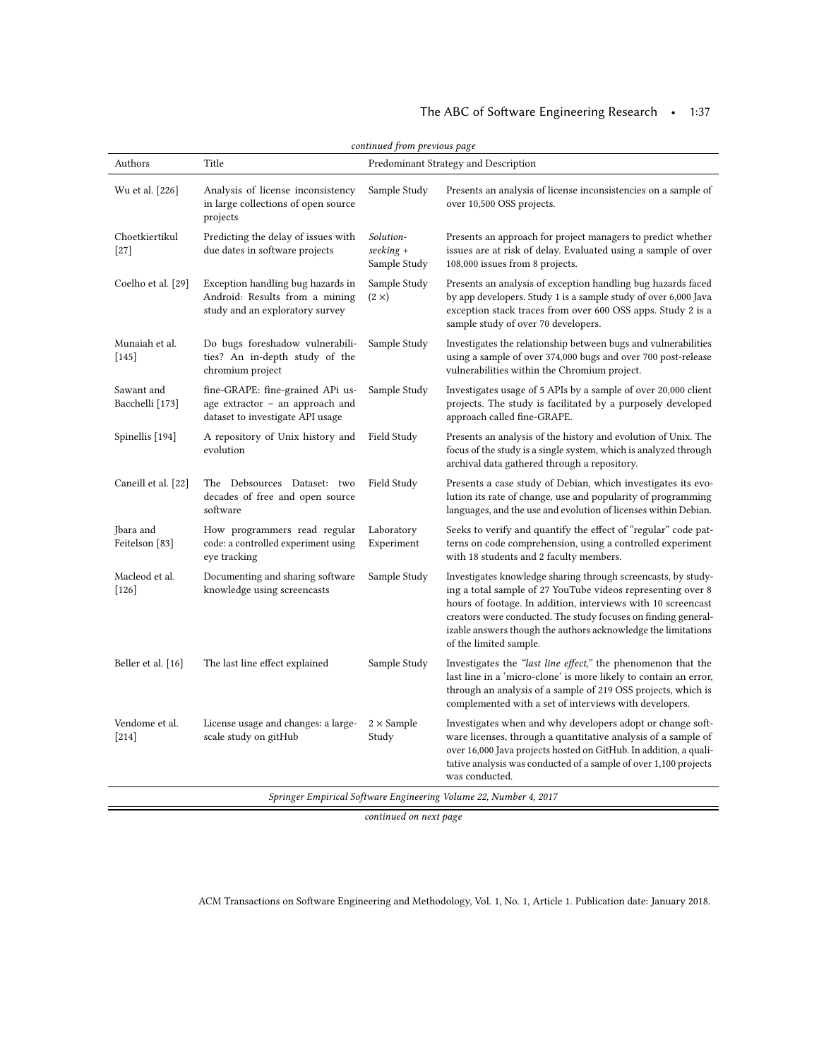*continued from previous page*

| Authors | Title | Predominant Strategy and Description | |
|---|---|---|---|
| Wu et al. [226] | Analysis of license inconsistency in large collections of open source projects | Sample Study | Presents an analysis of license inconsistencies on a sample of over 10,500 OSS projects. |
| Choetkiertikul [27] | Predicting the delay of issues with due dates in software projects | *Solution-seeking* + Sample Study | Presents an approach for project managers to predict whether issues are at risk of delay. Evaluated using a sample of over 108,000 issues from 8 projects. |
| Coelho et al. [29] | Exception handling bug hazards in Android: Results from a mining study and an exploratory survey | Sample Study (2 ×) | Presents an analysis of exception handling bug hazards faced by app developers. Study 1 is a sample study of over 6,000 Java exception stack traces from over 600 OSS apps. Study 2 is a sample study of over 70 developers. |
| Munaiah et al. [145] | Do bugs foreshadow vulnerabilities? An in-depth study of the chromium project | Sample Study | Investigates the relationship between bugs and vulnerabilities using a sample of over 374,000 bugs and over 700 post-release vulnerabilities within the Chromium project. |
| Sawant and Bacchelli [173] | fine-GRAPE: fine-grained APi usage extractor – an approach and dataset to investigate API usage | Sample Study | Investigates usage of 5 APIs by a sample of over 20,000 client projects. The study is facilitated by a purposely developed approach called fine-GRAPE. |
| Spinellis [194] | A repository of Unix history and evolution | Field Study | Presents an analysis of the history and evolution of Unix. The focus of the study is a single system, which is analyzed through archival data gathered through a repository. |
| Caneill et al. [22] | The Debsources Dataset: two decades of free and open source software | Field Study | Presents a case study of Debian, which investigates its evolution its rate of change, use and popularity of programming languages, and the use and evolution of licenses within Debian. |
| Jbara and Feitelson [83] | How programmers read regular code: a controlled experiment using eye tracking | Laboratory Experiment | Seeks to verify and quantify the effect of "regular" code patterns on code comprehension, using a controlled experiment with 18 students and 2 faculty members. |
| Macleod et al. [126] | Documenting and sharing software knowledge using screencasts | Sample Study | Investigates knowledge sharing through screencasts, by studying a total sample of 27 YouTube videos representing over 8 hours of footage. In addition, interviews with 10 screencast creators were conducted. The study focuses on finding generalizable answers though the authors acknowledge the limitations of the limited sample. |
| Beller et al. [16] | The last line effect explained | Sample Study | Investigates the *"last line effect,"* the phenomenon that the last line in a 'micro-clone' is more likely to contain an error, through an analysis of a sample of 219 OSS projects, which is complemented with a set of interviews with developers. |
| Vendome et al. [214] | License usage and changes: a large-scale study on gitHub | 2 × Sample Study | Investigates when and why developers adopt or change software licenses, through a quantitative analysis of a sample of over 16,000 Java projects hosted on GitHub. In addition, a qualitative analysis was conducted of a sample of over 1,100 projects was conducted. |

*Springer Empirical Software Engineering Volume 22, Number 4, 2017*

*continued on next page*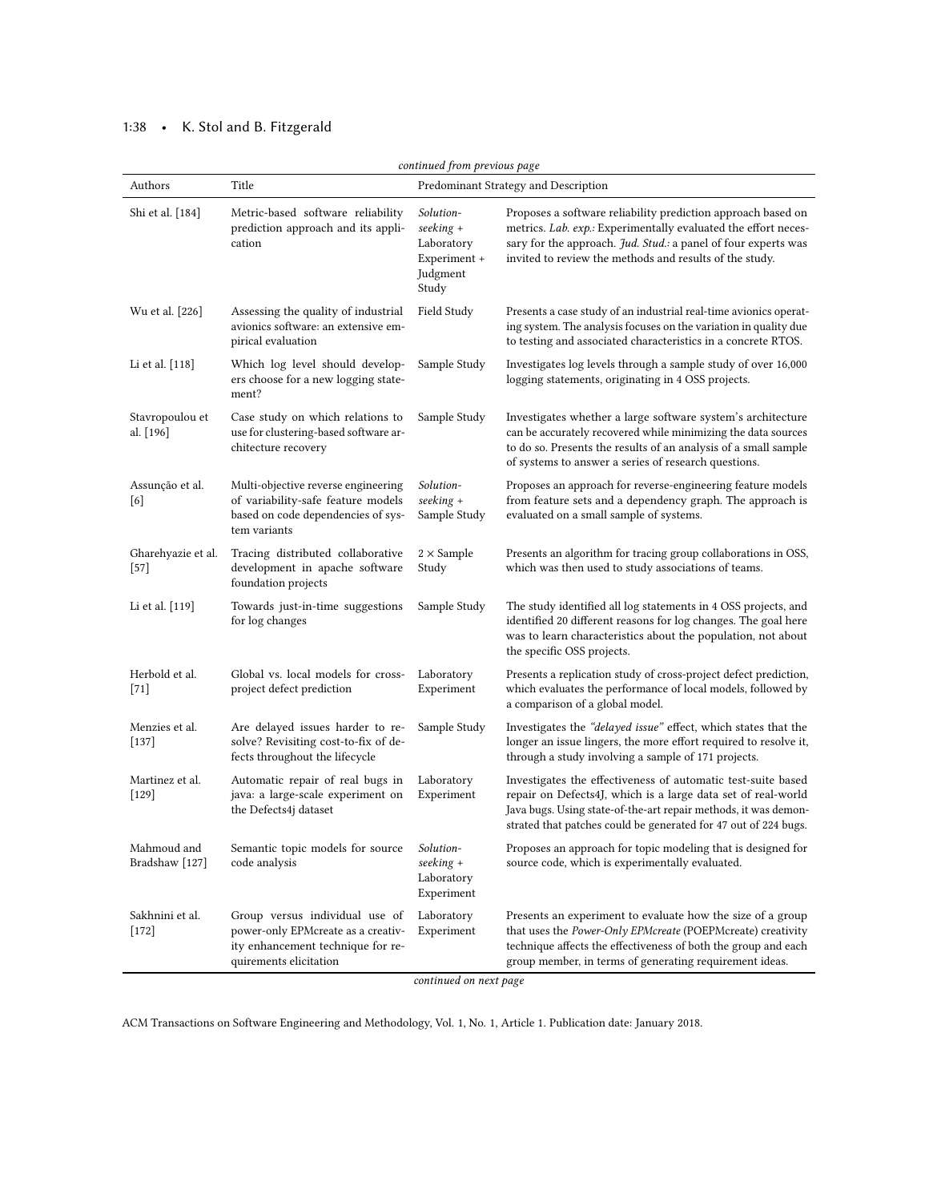*continued from previous page*

| Authors | Title | Predominant Strategy and Description | |
|---|---|---|---|
| Shi et al. [184] | Metric-based software reliability prediction approach and its application | *Solution-seeking* + Laboratory Experiment + Judgment Study | Proposes a software reliability prediction approach based on metrics. *Lab. exp.:* Experimentally evaluated the effort necessary for the approach. *Jud. Stud.:* a panel of four experts was invited to review the methods and results of the study. |
| Wu et al. [226] | Assessing the quality of industrial avionics software: an extensive empirical evaluation | Field Study | Presents a case study of an industrial real-time avionics operating system. The analysis focuses on the variation in quality due to testing and associated characteristics in a concrete RTOS. |
| Li et al. [118] | Which log level should developers choose for a new logging statement? | Sample Study | Investigates log levels through a sample study of over 16,000 logging statements, originating in 4 OSS projects. |
| Stavropoulou et al. [196] | Case study on which relations to use for clustering-based software architecture recovery | Sample Study | Investigates whether a large software system's architecture can be accurately recovered while minimizing the data sources to do so. Presents the results of an analysis of a small sample of systems to answer a series of research questions. |
| Assunção et al. [6] | Multi-objective reverse engineering of variability-safe feature models based on code dependencies of system variants | *Solution-seeking* + Sample Study | Proposes an approach for reverse-engineering feature models from feature sets and a dependency graph. The approach is evaluated on a small sample of systems. |
| Gharehyazie et al. [57] | Tracing distributed collaborative development in apache software foundation projects | $2 \times$ Sample Study | Presents an algorithm for tracing group collaborations in OSS, which was then used to study associations of teams. |
| Li et al. [119] | Towards just-in-time suggestions for log changes | Sample Study | The study identified all log statements in 4 OSS projects, and identified 20 different reasons for log changes. The goal here was to learn characteristics about the population, not about the specific OSS projects. |
| Herbold et al. [71] | Global vs. local models for cross-project defect prediction | Laboratory Experiment | Presents a replication study of cross-project defect prediction, which evaluates the performance of local models, followed by a comparison of a global model. |
| Menzies et al. [137] | Are delayed issues harder to resolve? Revisiting cost-to-fix of defects throughout the lifecycle | Sample Study | Investigates the *"delayed issue"* effect, which states that the longer an issue lingers, the more effort required to resolve it, through a study involving a sample of 171 projects. |
| Martinez et al. [129] | Automatic repair of real bugs in java: a large-scale experiment on the Defects4j dataset | Laboratory Experiment | Investigates the effectiveness of automatic test-suite based repair on Defects4J, which is a large data set of real-world Java bugs. Using state-of-the-art repair methods, it was demonstrated that patches could be generated for 47 out of 224 bugs. |
| Mahmoud and Bradshaw [127] | Semantic topic models for source code analysis | *Solution-seeking* + Laboratory Experiment | Proposes an approach for topic modeling that is designed for source code, which is experimentally evaluated. |
| Sakhnini et al. [172] | Group versus individual use of power-only EPMcreate as a creativity enhancement technique for requirements elicitation | Laboratory Experiment | Presents an experiment to evaluate how the size of a group that uses the *Power-Only EPMcreate* (POEPMcreate) creativity technique affects the effectiveness of both the group and each group member, in terms of generating requirement ideas. |

*continued on next page*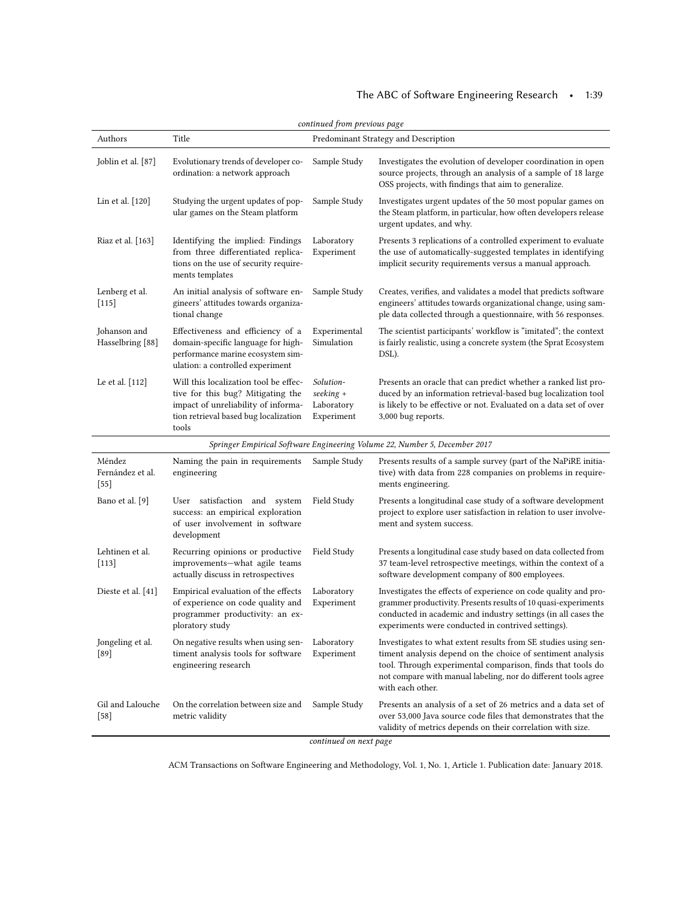*continued from previous page*

| Authors | Title | Predominant Strategy and Description | |
|---|---|---|---|
| Joblin et al. [87] | Evolutionary trends of developer coordination: a network approach | Sample Study | Investigates the evolution of developer coordination in open source projects, through an analysis of a sample of 18 large OSS projects, with findings that aim to generalize. |
| Lin et al. [120] | Studying the urgent updates of popular games on the Steam platform | Sample Study | Investigates urgent updates of the 50 most popular games on the Steam platform, in particular, how often developers release urgent updates, and why. |
| Riaz et al. [163] | Identifying the implied: Findings from three differentiated replications on the use of security requirements templates | Laboratory Experiment | Presents 3 replications of a controlled experiment to evaluate the use of automatically-suggested templates in identifying implicit security requirements versus a manual approach. |
| Lenberg et al. [115] | An initial analysis of software engineers' attitudes towards organizational change | Sample Study | Creates, verifies, and validates a model that predicts software engineers' attitudes towards organizational change, using sample data collected through a questionnaire, with 56 responses. |
| Johanson and Hasselbring [88] | Effectiveness and efficiency of a domain-specific language for high-performance marine ecosystem simulation: a controlled experiment | Experimental Simulation | The scientist participants' workflow is "imitated"; the context is fairly realistic, using a concrete system (the Sprat Ecosystem DSL). |
| Le et al. [112] | Will this localization tool be effective for this bug? Mitigating the impact of unreliability of information retrieval based bug localization tools | *Solution-seeking +* Laboratory Experiment | Presents an oracle that can predict whether a ranked list produced by an information retrieval-based bug localization tool is likely to be effective or not. Evaluated on a data set of over 3,000 bug reports. |
| | | *Springer Empirical Software Engineering Volume 22, Number 5, December 2017* | |
| Méndez Fernández et al. [55] | Naming the pain in requirements engineering | Sample Study | Presents results of a sample survey (part of the NaPiRE initiative) with data from 228 companies on problems in requirements engineering. |
| Bano et al. [9] | User satisfaction and system success: an empirical exploration of user involvement in software development | Field Study | Presents a longitudinal case study of a software development project to explore user satisfaction in relation to user involvement and system success. |
| Lehtinen et al. [113] | Recurring opinions or productive improvements—what agile teams actually discuss in retrospectives | Field Study | Presents a longitudinal case study based on data collected from 37 team-level retrospective meetings, within the context of a software development company of 800 employees. |
| Dieste et al. [41] | Empirical evaluation of the effects of experience on code quality and programmer productivity: an exploratory study | Laboratory Experiment | Investigates the effects of experience on code quality and programmer productivity. Presents results of 10 quasi-experiments conducted in academic and industry settings (in all cases the experiments were conducted in contrived settings). |
| Jongeling et al. [89] | On negative results when using sentiment analysis tools for software engineering research | Laboratory Experiment | Investigates to what extent results from SE studies using sentiment analysis depend on the choice of sentiment analysis tool. Through experimental comparison, finds that tools do not compare with manual labeling, nor do different tools agree with each other. |
| Gil and Lalouche [58] | On the correlation between size and metric validity | Sample Study | Presents an analysis of a set of 26 metrics and a data set of over 53,000 Java source code files that demonstrates that the validity of metrics depends on their correlation with size. |

*continued on next page*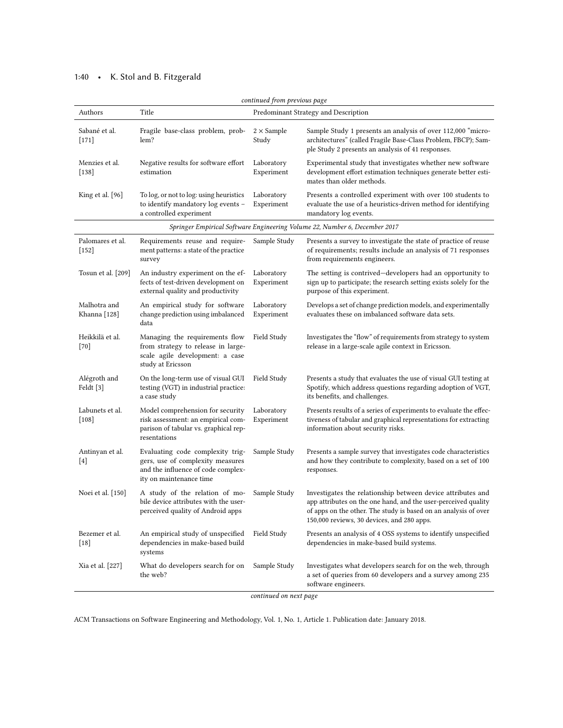*continued from previous page*

| Authors | Title | Predominant Strategy and Description | |
|---|---|---|---|
| Sabané et al. [171] | Fragile base-class problem, problem? | $2 \times$ Sample Study | Sample Study 1 presents an analysis of over 112,000 "micro-architectures" (called Fragile Base-Class Problem, FBCP); Sample Study 2 presents an analysis of 41 responses. |
| Menzies et al. [138] | Negative results for software effort estimation | Laboratory Experiment | Experimental study that investigates whether new software development effort estimation techniques generate better estimates than older methods. |
| King et al. [96] | To log, or not to log: using heuristics to identify mandatory log events – a controlled experiment | Laboratory Experiment | Presents a controlled experiment with over 100 students to evaluate the use of a heuristics-driven method for identifying mandatory log events. |
| *Springer Empirical Software Engineering Volume 22, Number 6, December 2017* | | | |
| Palomares et al. [152] | Requirements reuse and requirement patterns: a state of the practice survey | Sample Study | Presents a survey to investigate the state of practice of reuse of requirements; results include an analysis of 71 responses from requirements engineers. |
| Tosun et al. [209] | An industry experiment on the effects of test-driven development on external quality and productivity | Laboratory Experiment | The setting is contrived—developers had an opportunity to sign up to participate; the research setting exists solely for the purpose of this experiment. |
| Malhotra and Khanna [128] | An empirical study for software change prediction using imbalanced data | Laboratory Experiment | Develops a set of change prediction models, and experimentally evaluates these on imbalanced software data sets. |
| Heikkilä et al. [70] | Managing the requirements flow from strategy to release in large-scale agile development: a case study at Ericsson | Field Study | Investigates the "flow" of requirements from strategy to system release in a large-scale agile context in Ericsson. |
| Alégroth and Feldt [3] | On the long-term use of visual GUI testing (VGT) in industrial practice: a case study | Field Study | Presents a study that evaluates the use of visual GUI testing at Spotify, which address questions regarding adoption of VGT, its benefits, and challenges. |
| Labunets et al. [108] | Model comprehension for security risk assessment: an empirical comparison of tabular vs. graphical representations | Laboratory Experiment | Presents results of a series of experiments to evaluate the effectiveness of tabular and graphical representations for extracting information about security risks. |
| Antinyan et al. [4] | Evaluating code complexity triggers, use of complexity measures and the influence of code complexity on maintenance time | Sample Study | Presents a sample survey that investigates code characteristics and how they contribute to complexity, based on a set of 100 responses. |
| Noei et al. [150] | A study of the relation of mobile device attributes with the user-perceived quality of Android apps | Sample Study | Investigates the relationship between device attributes and app attributes on the one hand, and the user-perceived quality of apps on the other. The study is based on an analysis of over 150,000 reviews, 30 devices, and 280 apps. |
| Bezemer et al. [18] | An empirical study of unspecified dependencies in make-based build systems | Field Study | Presents an analysis of 4 OSS systems to identify unspecified dependencies in make-based build systems. |
| Xia et al. [227] | What do developers search for on the web? | Sample Study | Investigates what developers search for on the web, through a set of queries from 60 developers and a survey among 235 software engineers. |

*continued on next page*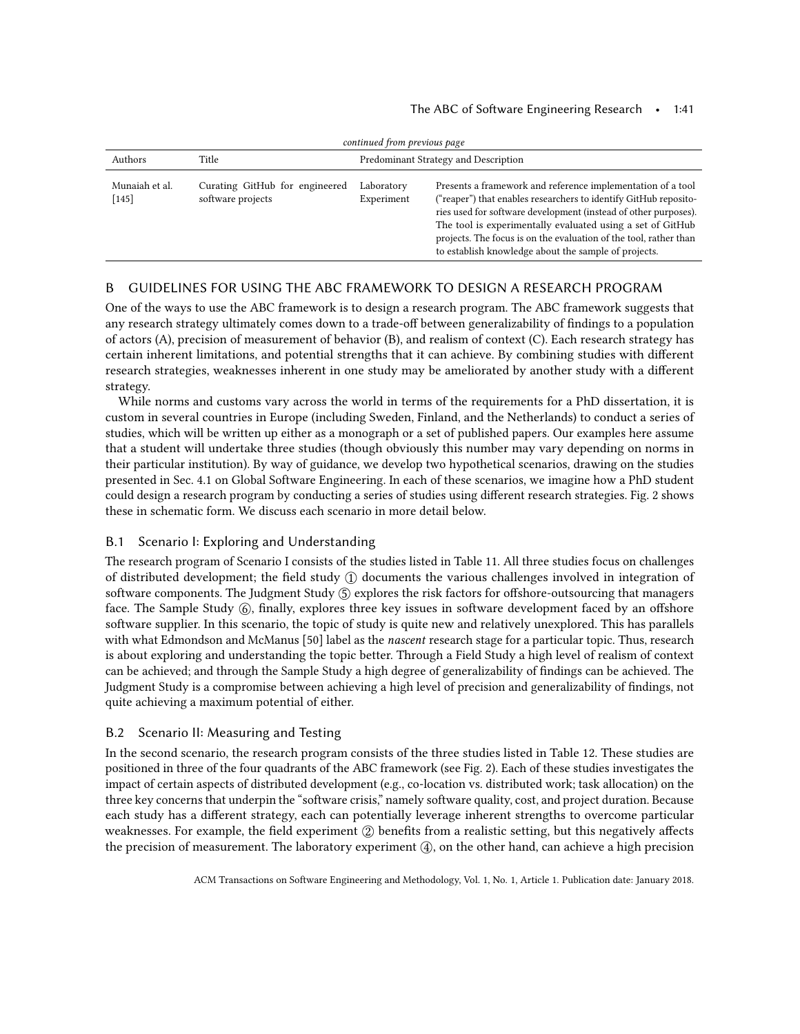*continued from previous page*

| Authors | Title | Predominant Strategy and Description | |
|---|---|---|---|
| Munaiah et al. [145] | Curating GitHub for engineered software projects | Laboratory Experiment | Presents a framework and reference implementation of a tool ("reaper") that enables researchers to identify GitHub repositories used for software development (instead of other purposes). The tool is experimentally evaluated using a set of GitHub projects. The focus is on the evaluation of the tool, rather than to establish knowledge about the sample of projects. |

## B GUIDELINES FOR USING THE ABC FRAMEWORK TO DESIGN A RESEARCH PROGRAM

One of the ways to use the ABC framework is to design a research program. The ABC framework suggests that any research strategy ultimately comes down to a trade-off between generalizability of findings to a population of actors (A), precision of measurement of behavior (B), and realism of context (C). Each research strategy has certain inherent limitations, and potential strengths that it can achieve. By combining studies with different research strategies, weaknesses inherent in one study may be ameliorated by another study with a different strategy.

While norms and customs vary across the world in terms of the requirements for a PhD dissertation, it is custom in several countries in Europe (including Sweden, Finland, and the Netherlands) to conduct a series of studies, which will be written up either as a monograph or a set of published papers. Our examples here assume that a student will undertake three studies (though obviously this number may vary depending on norms in their particular institution). By way of guidance, we develop two hypothetical scenarios, drawing on the studies presented in Sec. 4.1 on Global Software Engineering. In each of these scenarios, we imagine how a PhD student could design a research program by conducting a series of studies using different research strategies. Fig. 2 shows these in schematic form. We discuss each scenario in more detail below.

### B.1 Scenario I: Exploring and Understanding

The research program of Scenario I consists of the studies listed in Table 11. All three studies focus on challenges of distributed development; the field study ① documents the various challenges involved in integration of software components. The Judgment Study ⑤ explores the risk factors for offshore-outsourcing that managers face. The Sample Study ⑥, finally, explores three key issues in software development faced by an offshore software supplier. In this scenario, the topic of study is quite new and relatively unexplored. This has parallels with what Edmondson and McManus [50] label as the *nascent* research stage for a particular topic. Thus, research is about exploring and understanding the topic better. Through a Field Study a high level of realism of context can be achieved; and through the Sample Study a high degree of generalizability of findings can be achieved. The Judgment Study is a compromise between achieving a high level of precision and generalizability of findings, not quite achieving a maximum potential of either.

### B.2 Scenario II: Measuring and Testing

In the second scenario, the research program consists of the three studies listed in Table 12. These studies are positioned in three of the four quadrants of the ABC framework (see Fig. 2). Each of these studies investigates the impact of certain aspects of distributed development (e.g., co-location vs. distributed work; task allocation) on the three key concerns that underpin the "software crisis," namely software quality, cost, and project duration. Because each study has a different strategy, each can potentially leverage inherent strengths to overcome particular weaknesses. For example, the field experiment ② benefits from a realistic setting, but this negatively affects the precision of measurement. The laboratory experiment ④, on the other hand, can achieve a high precision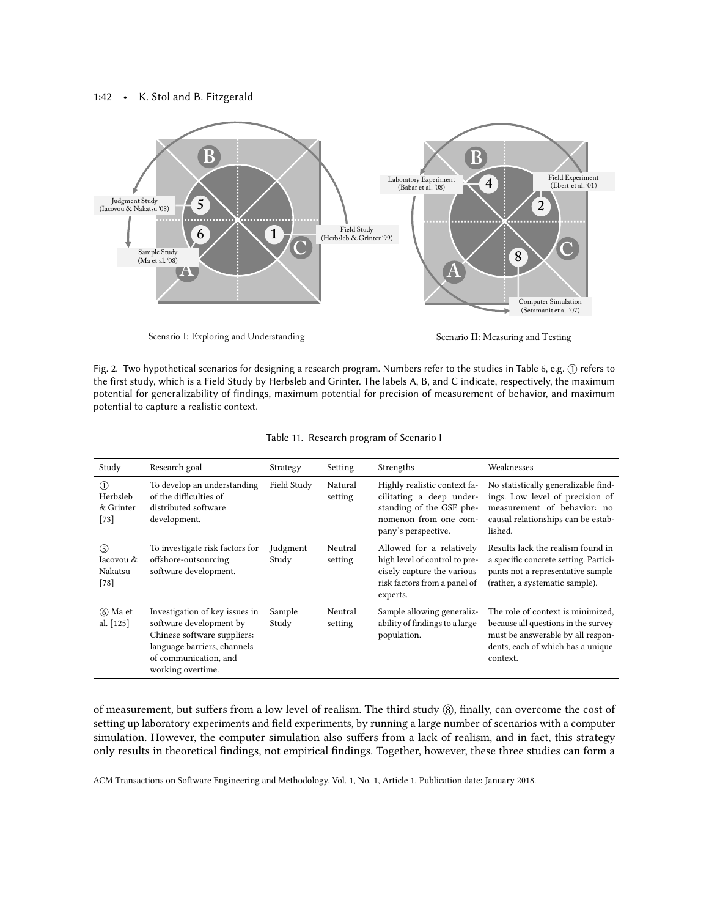Scenario I: Exploring and Understanding

Scenario II: Measuring and Testing

Fig. 2. Two hypothetical scenarios for designing a research program. Numbers refer to the studies in Table 6, e.g. ① refers to the first study, which is a Field Study by Herbsleb and Grinter. The labels A, B, and C indicate, respectively, the maximum potential for generalizability of findings, maximum potential for precision of measurement of behavior, and maximum potential to capture a realistic context.

Table 11. Research program of Scenario I

| Study | Research goal | Strategy | Setting | Strengths | Weaknesses |
|---|---|---|---|---|---|
| ① Herbsleb & Grinter [73] | To develop an understanding of the difficulties of distributed software development. | Field Study | Natural setting | Highly realistic context facilitating a deep understanding of the GSE phenomenon from one company's perspective. | No statistically generalizable findings. Low level of precision of measurement of behavior: no causal relationships can be established. |
| ⑤ Iacovou & Nakatsu [78] | To investigate risk factors for offshore-outsourcing software development. | Judgment Study | Neutral setting | Allowed for a relatively high level of control to precisely capture the various risk factors from a panel of experts. | Results lack the realism found in a specific concrete setting. Participants not a representative sample (rather, a systematic sample). |
| ⑥ Ma et al. [125] | Investigation of key issues in software development by Chinese software suppliers: language barriers, channels of communication, and working overtime. | Sample Study | Neutral setting | Sample allowing generalizability of findings to a large population. | The role of context is minimized, because all questions in the survey must be answerable by all respondents, each of which has a unique context. |

of measurement, but suffers from a low level of realism. The third study ⑧, finally, can overcome the cost of setting up laboratory experiments and field experiments, by running a large number of scenarios with a computer simulation. However, the computer simulation also suffers from a lack of realism, and in fact, this strategy only results in theoretical findings, not empirical findings. Together, however, these three studies can form a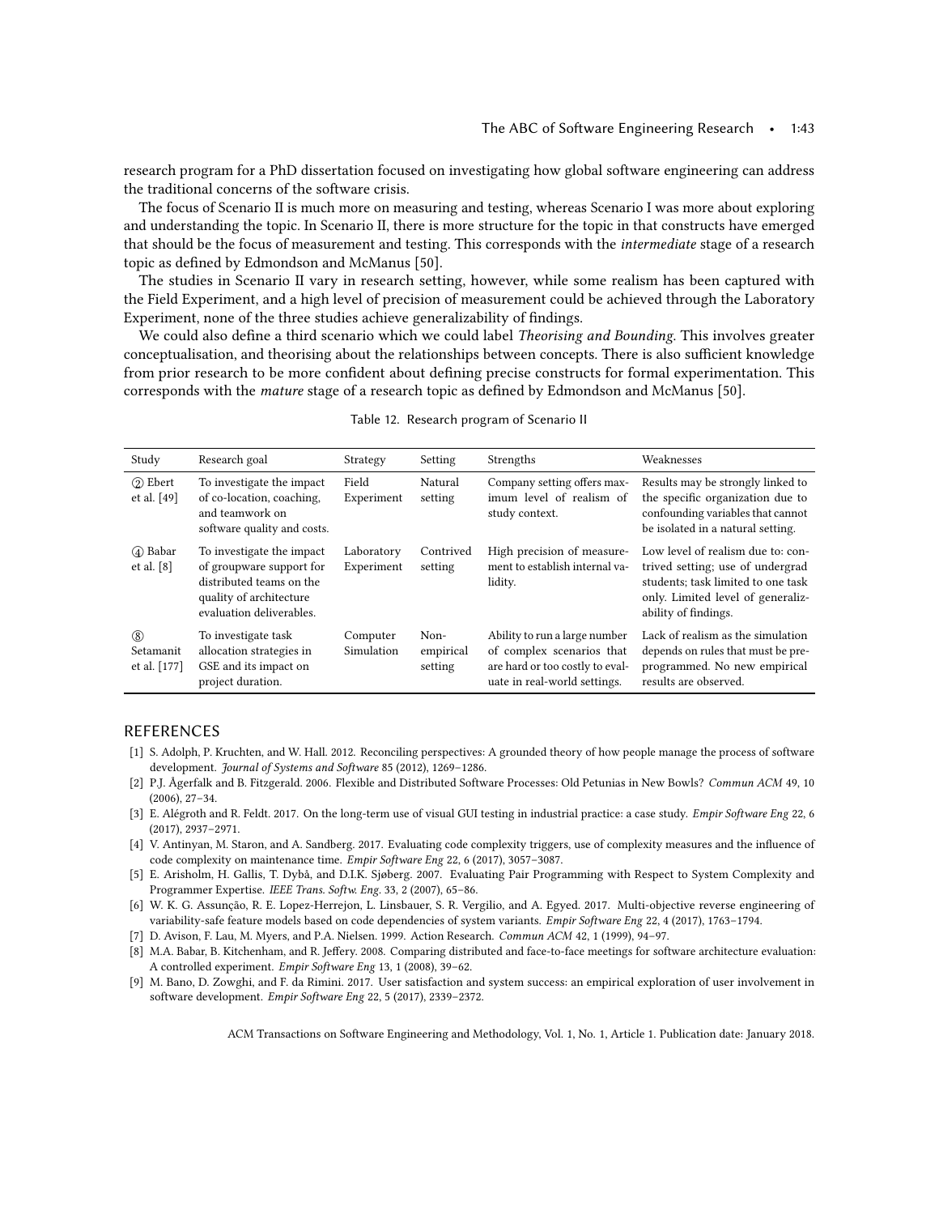research program for a PhD dissertation focused on investigating how global software engineering can address the traditional concerns of the software crisis.

The focus of Scenario II is much more on measuring and testing, whereas Scenario I was more about exploring and understanding the topic. In Scenario II, there is more structure for the topic in that constructs have emerged that should be the focus of measurement and testing. This corresponds with the *intermediate* stage of a research topic as defined by Edmondson and McManus [50].

The studies in Scenario II vary in research setting, however, while some realism has been captured with the Field Experiment, and a high level of precision of measurement could be achieved through the Laboratory Experiment, none of the three studies achieve generalizability of findings.

We could also define a third scenario which we could label *Theorising and Bounding*. This involves greater conceptualisation, and theorising about the relationships between concepts. There is also sufficient knowledge from prior research to be more confident about defining precise constructs for formal experimentation. This corresponds with the *mature* stage of a research topic as defined by Edmondson and McManus [50].

Table 12. Research program of Scenario II

| Study | Research goal | Strategy | Setting | Strengths | Weaknesses |
|---|---|---|---|---|---|
| ② Ebert et al. [49] | To investigate the impact of co-location, coaching, and teamwork on software quality and costs. | Field Experiment | Natural setting | Company setting offers maximum level of realism of study context. | Results may be strongly linked to the specific organization due to confounding variables that cannot be isolated in a natural setting. |
| ④ Babar et al. [8] | To investigate the impact of groupware support for distributed teams on the quality of architecture evaluation deliverables. | Laboratory Experiment | Contrived setting | High precision of measurement to establish internal validity. | Low level of realism due to: contrived setting; use of undergrad students; task limited to one task only. Limited level of generalizability of findings. |
| ⑧ Setamanit et al. [177] | To investigate task allocation strategies in GSE and its impact on project duration. | Computer Simulation | Non-empirical setting | Ability to run a large number of complex scenarios that are hard or too costly to evaluate in real-world settings. | Lack of realism as the simulation depends on rules that must be preprogrammed. No new empirical results are observed. |

## REFERENCES

[1] S. Adolph, P. Kruchten, and W. Hall. 2012. Reconciling perspectives: A grounded theory of how people manage the process of software development. *Journal of Systems and Software* 85 (2012), 1269–1286.

[2] P.J. Ågerfalk and B. Fitzgerald. 2006. Flexible and Distributed Software Processes: Old Petunias in New Bowls? *Commun ACM* 49, 10 (2006), 27–34.

[3] E. Alégroth and R. Feldt. 2017. On the long-term use of visual GUI testing in industrial practice: a case study. *Empir Software Eng* 22, 6 (2017), 2937–2971.

[4] V. Antinyan, M. Staron, and A. Sandberg. 2017. Evaluating code complexity triggers, use of complexity measures and the influence of code complexity on maintenance time. *Empir Software Eng* 22, 6 (2017), 3057–3087.

[5] E. Arisholm, H. Gallis, T. Dybå, and D.I.K. Sjøberg. 2007. Evaluating Pair Programming with Respect to System Complexity and Programmer Expertise. *IEEE Trans. Softw. Eng.* 33, 2 (2007), 65–86.

[6] W. K. G. Assunção, R. E. Lopez-Herrejon, L. Linsbauer, S. R. Vergilio, and A. Egyed. 2017. Multi-objective reverse engineering of variability-safe feature models based on code dependencies of system variants. *Empir Software Eng* 22, 4 (2017), 1763–1794.

[7] D. Avison, F. Lau, M. Myers, and P.A. Nielsen. 1999. Action Research. *Commun ACM* 42, 1 (1999), 94–97.

[8] M.A. Babar, B. Kitchenham, and R. Jeffery. 2008. Comparing distributed and face-to-face meetings for software architecture evaluation: A controlled experiment. *Empir Software Eng* 13, 1 (2008), 39–62.

[9] M. Bano, D. Zowghi, and F. da Rimini. 2017. User satisfaction and system success: an empirical exploration of user involvement in software development. *Empir Software Eng* 22, 5 (2017), 2339–2372.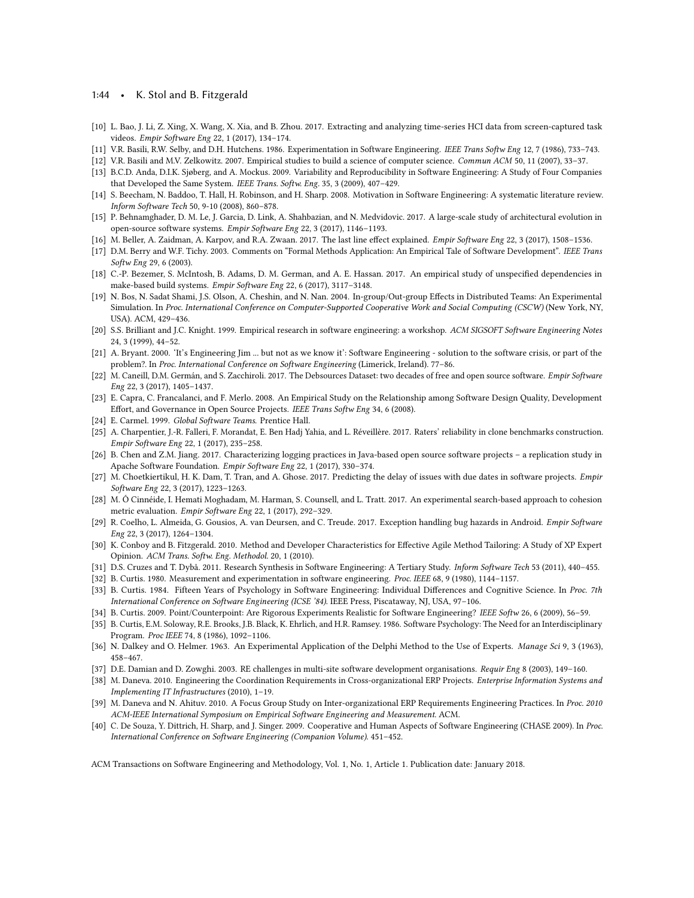[10] L. Bao, J. Li, Z. Xing, X. Wang, X. Xia, and B. Zhou. 2017. Extracting and analyzing time-series HCI data from screen-captured task videos. *Empir Software Eng* 22, 1 (2017), 134–174.

[11] V.R. Basili, R.W. Selby, and D.H. Hutchens. 1986. Experimentation in Software Engineering. *IEEE Trans Softw Eng* 12, 7 (1986), 733–743.

[12] V.R. Basili and M.V. Zelkowitz. 2007. Empirical studies to build a science of computer science. *Commun ACM* 50, 11 (2007), 33–37.

[13] B.C.D. Anda, D.I.K. Sjøberg, and A. Mockus. 2009. Variability and Reproducibility in Software Engineering: A Study of Four Companies that Developed the Same System. *IEEE Trans. Softw. Eng.* 35, 3 (2009), 407–429.

[14] S. Beecham, N. Baddoo, T. Hall, H. Robinson, and H. Sharp. 2008. Motivation in Software Engineering: A systematic literature review. *Inform Software Tech* 50, 9-10 (2008), 860–878.

[15] P. Behnamghader, D. M. Le, J. Garcia, D. Link, A. Shahbazian, and N. Medvidovic. 2017. A large-scale study of architectural evolution in open-source software systems. *Empir Software Eng* 22, 3 (2017), 1146–1193.

[16] M. Beller, A. Zaidman, A. Karpov, and R.A. Zwaan. 2017. The last line effect explained. *Empir Software Eng* 22, 3 (2017), 1508–1536.

[17] D.M. Berry and W.F. Tichy. 2003. Comments on "Formal Methods Application: An Empirical Tale of Software Development". *IEEE Trans Softw Eng* 29, 6 (2003).

[18] C.-P. Bezemer, S. McIntosh, B. Adams, D. M. German, and A. E. Hassan. 2017. An empirical study of unspecified dependencies in make-based build systems. *Empir Software Eng* 22, 6 (2017), 3117–3148.

[19] N. Bos, N. Sadat Shami, J.S. Olson, A. Cheshin, and N. Nan. 2004. In-group/Out-group Effects in Distributed Teams: An Experimental Simulation. In *Proc. International Conference on Computer-Supported Cooperative Work and Social Computing (CSCW)* (New York, NY, USA). ACM, 429–436.

[20] S.S. Brilliant and J.C. Knight. 1999. Empirical research in software engineering: a workshop. *ACM SIGSOFT Software Engineering Notes* 24, 3 (1999), 44–52.

[21] A. Bryant. 2000. 'It's Engineering Jim ... but not as we know it': Software Engineering - solution to the software crisis, or part of the problem?. In *Proc. International Conference on Software Engineering* (Limerick, Ireland). 77–86.

[22] M. Caneill, D.M. Germán, and S. Zacchiroli. 2017. The Debsources Dataset: two decades of free and open source software. *Empir Software Eng* 22, 3 (2017), 1405–1437.

[23] E. Capra, C. Francalanci, and F. Merlo. 2008. An Empirical Study on the Relationship among Software Design Quality, Development Effort, and Governance in Open Source Projects. *IEEE Trans Softw Eng* 34, 6 (2008).

[24] E. Carmel. 1999. *Global Software Teams.* Prentice Hall.

[25] A. Charpentier, J.-R. Falleri, F. Morandat, E. Ben Hadj Yahia, and L. Réveillère. 2017. Raters' reliability in clone benchmarks construction. *Empir Software Eng* 22, 1 (2017), 235–258.

[26] B. Chen and Z.M. Jiang. 2017. Characterizing logging practices in Java-based open source software projects – a replication study in Apache Software Foundation. *Empir Software Eng* 22, 1 (2017), 330–374.

[27] M. Choetkiertikul, H. K. Dam, T. Tran, and A. Ghose. 2017. Predicting the delay of issues with due dates in software projects. *Empir Software Eng* 22, 3 (2017), 1223–1263.

[28] M. Ó Cinnéide, I. Hemati Moghadam, M. Harman, S. Counsell, and L. Tratt. 2017. An experimental search-based approach to cohesion metric evaluation. *Empir Software Eng* 22, 1 (2017), 292–329.

[29] R. Coelho, L. Almeida, G. Gousios, A. van Deursen, and C. Treude. 2017. Exception handling bug hazards in Android. *Empir Software Eng* 22, 3 (2017), 1264–1304.

[30] K. Conboy and B. Fitzgerald. 2010. Method and Developer Characteristics for Effective Agile Method Tailoring: A Study of XP Expert Opinion. *ACM Trans. Softw. Eng. Methodol.* 20, 1 (2010).

[31] D.S. Cruzes and T. Dybå. 2011. Research Synthesis in Software Engineering: A Tertiary Study. *Inform Software Tech* 53 (2011), 440–455.

[32] B. Curtis. 1980. Measurement and experimentation in software engineering. *Proc. IEEE* 68, 9 (1980), 1144–1157.

[33] B. Curtis. 1984. Fifteen Years of Psychology in Software Engineering: Individual Differences and Cognitive Science. In *Proc. 7th International Conference on Software Engineering (ICSE '84)*. IEEE Press, Piscataway, NJ, USA, 97–106.

[34] B. Curtis. 2009. Point/Counterpoint: Are Rigorous Experiments Realistic for Software Engineering? *IEEE Softw* 26, 6 (2009), 56–59.

[35] B. Curtis, E.M. Soloway, R.E. Brooks, J.B. Black, K. Ehrlich, and H.R. Ramsey. 1986. Software Psychology: The Need for an Interdisciplinary Program. *Proc IEEE* 74, 8 (1986), 1092–1106.

[36] N. Dalkey and O. Helmer. 1963. An Experimental Application of the Delphi Method to the Use of Experts. *Manage Sci* 9, 3 (1963), 458–467.

[37] D.E. Damian and D. Zowghi. 2003. RE challenges in multi-site software development organisations. *Requir Eng* 8 (2003), 149–160.

[38] M. Daneva. 2010. Engineering the Coordination Requirements in Cross-organizational ERP Projects. *Enterprise Information Systems and Implementing IT Infrastructures* (2010), 1–19.

[39] M. Daneva and N. Ahituv. 2010. A Focus Group Study on Inter-organizational ERP Requirements Engineering Practices. In *Proc. 2010 ACM-IEEE International Symposium on Empirical Software Engineering and Measurement*. ACM.

[40] C. De Souza, Y. Dittrich, H. Sharp, and J. Singer. 2009. Cooperative and Human Aspects of Software Engineering (CHASE 2009). In *Proc. International Conference on Software Engineering (Companion Volume)*. 451–452.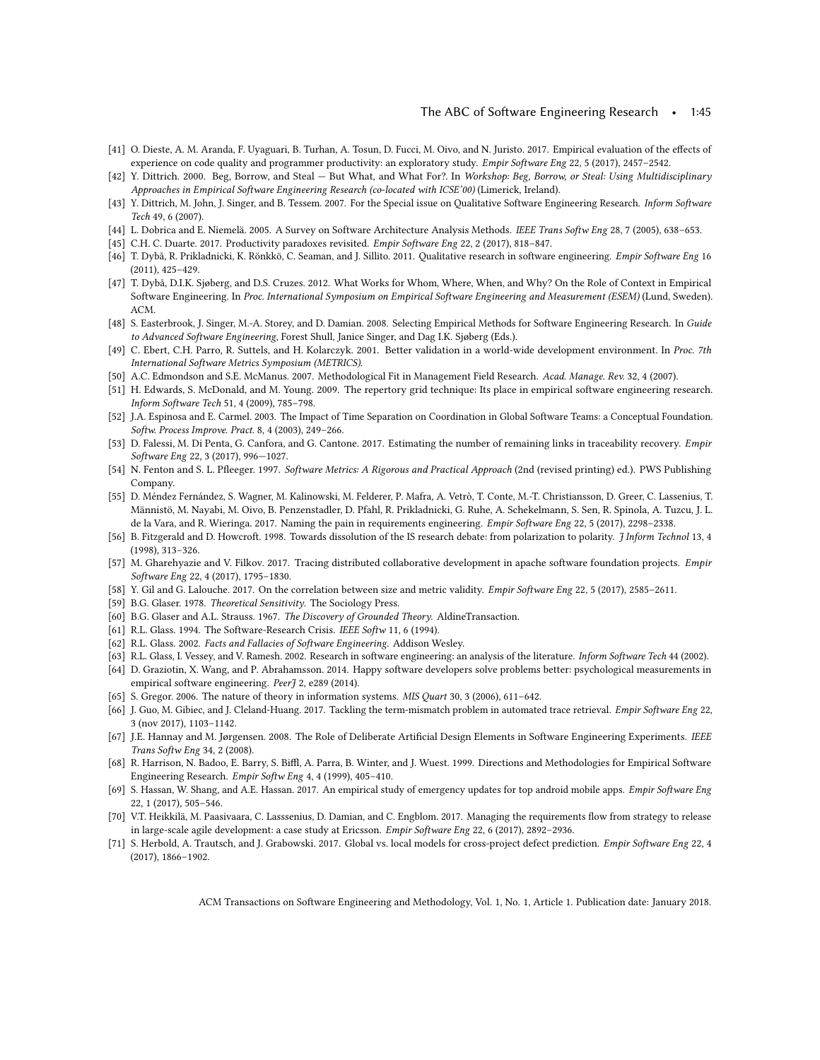[41] O. Dieste, A. M. Aranda, F. Uyaguari, B. Turhan, A. Tosun, D. Fucci, M. Oivo, and N. Juristo. 2017. Empirical evaluation of the effects of experience on code quality and programmer productivity: an exploratory study. *Empir Software Eng* 22, 5 (2017), 2457–2542.

[42] Y. Dittrich. 2000. Beg, Borrow, and Steal — But What, and What For?. In *Workshop: Beg, Borrow, or Steal: Using Multidisciplinary Approaches in Empirical Software Engineering Research (co-located with ICSE'00)* (Limerick, Ireland).

[43] Y. Dittrich, M. John, J. Singer, and B. Tessem. 2007. For the Special issue on Qualitative Software Engineering Research. *Inform Software Tech* 49, 6 (2007).

[44] L. Dobrica and E. Niemelä. 2005. A Survey on Software Architecture Analysis Methods. *IEEE Trans Softw Eng* 28, 7 (2005), 638–653.

[45] C.H. C. Duarte. 2017. Productivity paradoxes revisited. *Empir Software Eng* 22, 2 (2017), 818–847.

[46] T. Dybå, R. Prikladnicki, K. Rönkkö, C. Seaman, and J. Sillito. 2011. Qualitative research in software engineering. *Empir Software Eng* 16 (2011), 425–429.

[47] T. Dybå, D.I.K. Sjøberg, and D.S. Cruzes. 2012. What Works for Whom, Where, When, and Why? On the Role of Context in Empirical Software Engineering. In *Proc. International Symposium on Empirical Software Engineering and Measurement (ESEM)* (Lund, Sweden). ACM.

[48] S. Easterbrook, J. Singer, M.-A. Storey, and D. Damian. 2008. Selecting Empirical Methods for Software Engineering Research. In *Guide to Advanced Software Engineering*, Forest Shull, Janice Singer, and Dag I.K. Sjøberg (Eds.).

[49] C. Ebert, C.H. Parro, R. Suttels, and H. Kolarczyk. 2001. Better validation in a world-wide development environment. In *Proc. 7th International Software Metrics Symposium (METRICS)*.

[50] A.C. Edmondson and S.E. McManus. 2007. Methodological Fit in Management Field Research. *Acad. Manage. Rev.* 32, 4 (2007).

[51] H. Edwards, S. McDonald, and M. Young. 2009. The repertory grid technique: Its place in empirical software engineering research. *Inform Software Tech* 51, 4 (2009), 785–798.

[52] J.A. Espinosa and E. Carmel. 2003. The Impact of Time Separation on Coordination in Global Software Teams: a Conceptual Foundation. *Softw. Process Improve. Pract.* 8, 4 (2003), 249–266.

[53] D. Falessi, M. Di Penta, G. Canfora, and G. Cantone. 2017. Estimating the number of remaining links in traceability recovery. *Empir Software Eng* 22, 3 (2017), 996—1027.

[54] N. Fenton and S. L. Pfleeger. 1997. *Software Metrics: A Rigorous and Practical Approach* (2nd (revised printing) ed.). PWS Publishing Company.

[55] D. Méndez Fernández, S. Wagner, M. Kalinowski, M. Felderer, P. Mafra, A. Vetrò, T. Conte, M.-T. Christiansson, D. Greer, C. Lassenius, T. Männistö, M. Nayabi, M. Oivo, B. Penzenstadler, D. Pfahl, R. Prikladnicki, G. Ruhe, A. Schekelmann, S. Sen, R. Spinola, A. Tuzcu, J. L. de la Vara, and R. Wieringa. 2017. Naming the pain in requirements engineering. *Empir Software Eng* 22, 5 (2017), 2298–2338.

[56] B. Fitzgerald and D. Howcroft. 1998. Towards dissolution of the IS research debate: from polarization to polarity. *J Inform Technol* 13, 4 (1998), 313–326.

[57] M. Gharehyazie and V. Filkov. 2017. Tracing distributed collaborative development in apache software foundation projects. *Empir Software Eng* 22, 4 (2017), 1795–1830.

[58] Y. Gil and G. Lalouche. 2017. On the correlation between size and metric validity. *Empir Software Eng* 22, 5 (2017), 2585–2611.

[59] B.G. Glaser. 1978. *Theoretical Sensitivity.* The Sociology Press.

[60] B.G. Glaser and A.L. Strauss. 1967. *The Discovery of Grounded Theory.* AldineTransaction.

[61] R.L. Glass. 1994. The Software-Research Crisis. *IEEE Softw* 11, 6 (1994).

[62] R.L. Glass. 2002. *Facts and Fallacies of Software Engineering.* Addison Wesley.

[63] R.L. Glass, I. Vessey, and V. Ramesh. 2002. Research in software engineering: an analysis of the literature. *Inform Software Tech* 44 (2002).

[64] D. Graziotin, X. Wang, and P. Abrahamsson. 2014. Happy software developers solve problems better: psychological measurements in empirical software engineering. *PeerJ* 2, e289 (2014).

[65] S. Gregor. 2006. The nature of theory in information systems. *MIS Quart* 30, 3 (2006), 611–642.

[66] J. Guo, M. Gibiec, and J. Cleland-Huang. 2017. Tackling the term-mismatch problem in automated trace retrieval. *Empir Software Eng* 22, 3 (nov 2017), 1103–1142.

[67] J.E. Hannay and M. Jørgensen. 2008. The Role of Deliberate Artificial Design Elements in Software Engineering Experiments. *IEEE Trans Softw Eng* 34, 2 (2008).

[68] R. Harrison, N. Badoo, E. Barry, S. Biffl, A. Parra, B. Winter, and J. Wuest. 1999. Directions and Methodologies for Empirical Software Engineering Research. *Empir Softw Eng* 4, 4 (1999), 405–410.

[69] S. Hassan, W. Shang, and A.E. Hassan. 2017. An empirical study of emergency updates for top android mobile apps. *Empir Software Eng* 22, 1 (2017), 505–546.

[70] V.T. Heikkilä, M. Paasivaara, C. Lasssenius, D. Damian, and C. Engblom. 2017. Managing the requirements flow from strategy to release in large-scale agile development: a case study at Ericsson. *Empir Software Eng* 22, 6 (2017), 2892–2936.

[71] S. Herbold, A. Trautsch, and J. Grabowski. 2017. Global vs. local models for cross-project defect prediction. *Empir Software Eng* 22, 4 (2017), 1866–1902.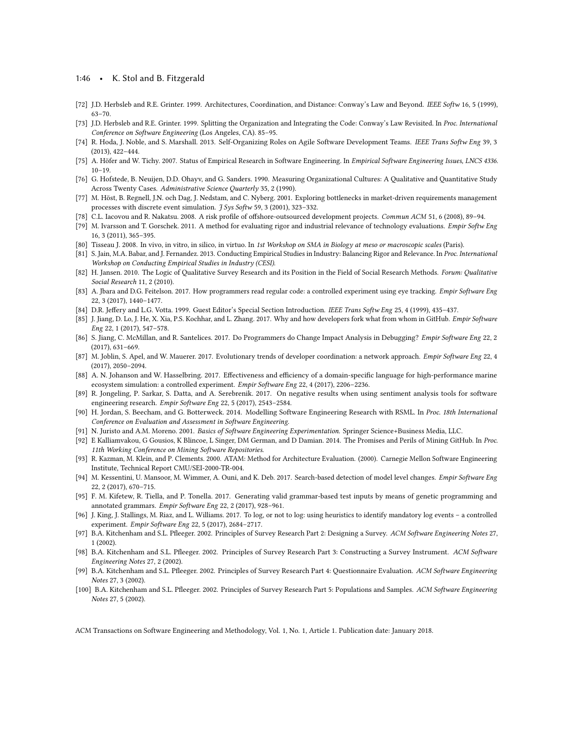[72] J.D. Herbsleb and R.E. Grinter. 1999. Architectures, Coordination, and Distance: Conway's Law and Beyond. *IEEE Softw* 16, 5 (1999), 63–70.

[73] J.D. Herbsleb and R.E. Grinter. 1999. Splitting the Organization and Integrating the Code: Conway's Law Revisited. In *Proc. International Conference on Software Engineering* (Los Angeles, CA). 85–95.

[74] R. Hoda, J. Noble, and S. Marshall. 2013. Self-Organizing Roles on Agile Software Development Teams. *IEEE Trans Softw Eng* 39, 3 (2013), 422–444.

[75] A. Höfer and W. Tichy. 2007. Status of Empirical Research in Software Engineering. In *Empirical Software Engineering Issues, LNCS 4336*. 10–19.

[76] G. Hofstede, B. Neuijen, D.D. Ohayv, and G. Sanders. 1990. Measuring Organizational Cultures: A Qualitative and Quantitative Study Across Twenty Cases. *Administrative Science Quarterly* 35, 2 (1990).

[77] M. Höst, B. Regnell, J.N. och Dag, J. Nedstam, and C. Nyberg. 2001. Exploring bottlenecks in market-driven requirements management processes with discrete event simulation. *J Sys Softw* 59, 3 (2001), 323–332.

[78] C.L. Iacovou and R. Nakatsu. 2008. A risk profile of offshore-outsourced development projects. *Commun ACM* 51, 6 (2008), 89–94.

[79] M. Ivarsson and T. Gorschek. 2011. A method for evaluating rigor and industrial relevance of technology evaluations. *Empir Softw Eng* 16, 3 (2011), 365–395.

[80] Tisseau J. 2008. In vivo, in vitro, in silico, in virtuo. In *1st Workshop on SMA in Biology at meso or macroscopic scales* (Paris).

[81] S. Jain, M.A. Babar, and J. Fernandez. 2013. Conducting Empirical Studies in Industry: Balancing Rigor and Relevance. In *Proc. International Workshop on Conducting Empirical Studies in Industry (CESI)*.

[82] H. Jansen. 2010. The Logic of Qualitative Survey Research and its Position in the Field of Social Research Methods. *Forum: Qualitative Social Research* 11, 2 (2010).

[83] A. Jbara and D.G. Feitelson. 2017. How programmers read regular code: a controlled experiment using eye tracking. *Empir Software Eng* 22, 3 (2017), 1440–1477.

[84] D.R. Jeffery and L.G. Votta. 1999. Guest Editor's Special Section Introduction. *IEEE Trans Softw Eng* 25, 4 (1999), 435–437.

[85] J. Jiang, D. Lo, J. He, X. Xia, P.S. Kochhar, and L. Zhang. 2017. Why and how developers fork what from whom in GitHub. *Empir Software Eng* 22, 1 (2017), 547–578.

[86] S. Jiang, C. McMillan, and R. Santelices. 2017. Do Programmers do Change Impact Analysis in Debugging? *Empir Software Eng* 22, 2 (2017), 631–669.

[87] M. Joblin, S. Apel, and W. Mauerer. 2017. Evolutionary trends of developer coordination: a network approach. *Empir Software Eng* 22, 4 (2017), 2050–2094.

[88] A. N. Johanson and W. Hasselbring. 2017. Effectiveness and efficiency of a domain-specific language for high-performance marine ecosystem simulation: a controlled experiment. *Empir Software Eng* 22, 4 (2017), 2206–2236.

[89] R. Jongeling, P. Sarkar, S. Datta, and A. Serebrenik. 2017. On negative results when using sentiment analysis tools for software engineering research. *Empir Software Eng* 22, 5 (2017), 2543–2584.

[90] H. Jordan, S. Beecham, and G. Botterweck. 2014. Modelling Software Engineering Research with RSML. In *Proc. 18th International Conference on Evaluation and Assessment in Software Engineering*.

[91] N. Juristo and A.M. Moreno. 2001. *Basics of Software Engineering Experimentation*. Springer Science+Business Media, LLC.

[92] E Kalliamvakou, G Gousios, K Blincoe, L Singer, DM German, and D Damian. 2014. The Promises and Perils of Mining GitHub. In *Proc. 11th Working Conference on Mining Software Repositories*.

[93] R. Kazman, M. Klein, and P. Clements. 2000. ATAM: Method for Architecture Evaluation. (2000). Carnegie Mellon Software Engineering Institute, Technical Report CMU/SEI-2000-TR-004.

[94] M. Kessentini, U. Mansoor, M. Wimmer, A. Ouni, and K. Deb. 2017. Search-based detection of model level changes. *Empir Software Eng* 22, 2 (2017), 670–715.

[95] F. M. Kifetew, R. Tiella, and P. Tonella. 2017. Generating valid grammar-based test inputs by means of genetic programming and annotated grammars. *Empir Software Eng* 22, 2 (2017), 928–961.

[96] J. King, J. Stallings, M. Riaz, and L. Williams. 2017. To log, or not to log: using heuristics to identify mandatory log events – a controlled experiment. *Empir Software Eng* 22, 5 (2017), 2684–2717.

[97] B.A. Kitchenham and S.L. Pfleeger. 2002. Principles of Survey Research Part 2: Designing a Survey. *ACM Software Engineering Notes* 27, 1 (2002).

[98] B.A. Kitchenham and S.L. Pfleeger. 2002. Principles of Survey Research Part 3: Constructing a Survey Instrument. *ACM Software Engineering Notes* 27, 2 (2002).

[99] B.A. Kitchenham and S.L. Pfleeger. 2002. Principles of Survey Research Part 4: Questionnaire Evaluation. *ACM Software Engineering Notes* 27, 3 (2002).

[100] B.A. Kitchenham and S.L. Pfleeger. 2002. Principles of Survey Research Part 5: Populations and Samples. *ACM Software Engineering Notes* 27, 5 (2002).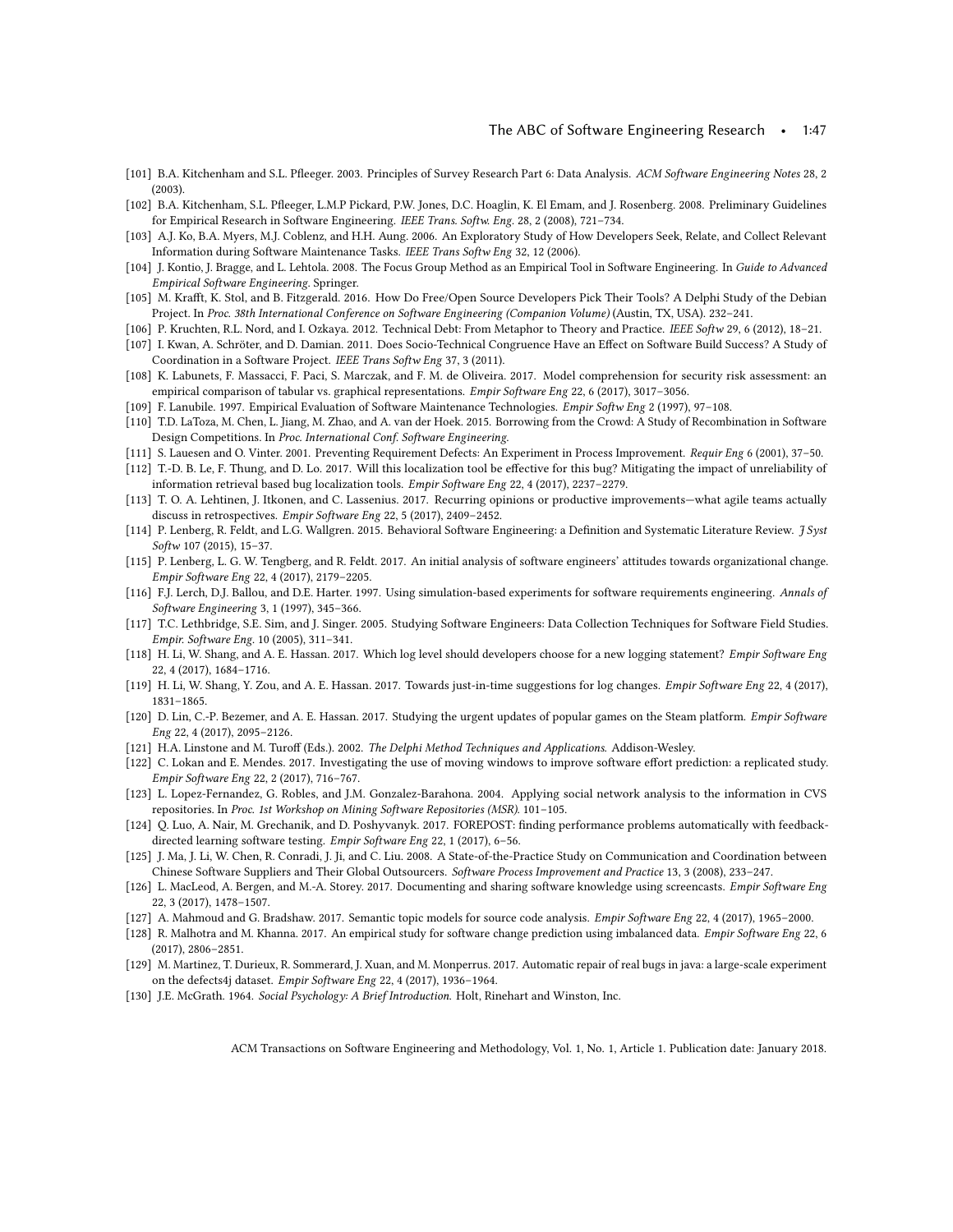[101] B.A. Kitchenham and S.L. Pfleeger. 2003. Principles of Survey Research Part 6: Data Analysis. *ACM Software Engineering Notes* 28, 2 (2003).

[102] B.A. Kitchenham, S.L. Pfleeger, L.M.P Pickard, P.W. Jones, D.C. Hoaglin, K. El Emam, and J. Rosenberg. 2008. Preliminary Guidelines for Empirical Research in Software Engineering. *IEEE Trans. Softw. Eng.* 28, 2 (2008), 721–734.

[103] A.J. Ko, B.A. Myers, M.J. Coblenz, and H.H. Aung. 2006. An Exploratory Study of How Developers Seek, Relate, and Collect Relevant Information during Software Maintenance Tasks. *IEEE Trans Softw Eng* 32, 12 (2006).

[104] J. Kontio, J. Bragge, and L. Lehtola. 2008. The Focus Group Method as an Empirical Tool in Software Engineering. In *Guide to Advanced Empirical Software Engineering*. Springer.

[105] M. Krafft, K. Stol, and B. Fitzgerald. 2016. How Do Free/Open Source Developers Pick Their Tools? A Delphi Study of the Debian Project. In *Proc. 38th International Conference on Software Engineering (Companion Volume)* (Austin, TX, USA). 232–241.

[106] P. Kruchten, R.L. Nord, and I. Ozkaya. 2012. Technical Debt: From Metaphor to Theory and Practice. *IEEE Softw* 29, 6 (2012), 18–21.

[107] I. Kwan, A. Schröter, and D. Damian. 2011. Does Socio-Technical Congruence Have an Effect on Software Build Success? A Study of Coordination in a Software Project. *IEEE Trans Softw Eng* 37, 3 (2011).

[108] K. Labunets, F. Massacci, F. Paci, S. Marczak, and F. M. de Oliveira. 2017. Model comprehension for security risk assessment: an empirical comparison of tabular vs. graphical representations. *Empir Software Eng* 22, 6 (2017), 3017–3056.

[109] F. Lanubile. 1997. Empirical Evaluation of Software Maintenance Technologies. *Empir Softw Eng* 2 (1997), 97–108.

[110] T.D. LaToza, M. Chen, L. Jiang, M. Zhao, and A. van der Hoek. 2015. Borrowing from the Crowd: A Study of Recombination in Software Design Competitions. In *Proc. International Conf. Software Engineering*.

[111] S. Lauesen and O. Vinter. 2001. Preventing Requirement Defects: An Experiment in Process Improvement. *Requir Eng* 6 (2001), 37–50.

[112] T.-D. B. Le, F. Thung, and D. Lo. 2017. Will this localization tool be effective for this bug? Mitigating the impact of unreliability of information retrieval based bug localization tools. *Empir Software Eng* 22, 4 (2017), 2237–2279.

[113] T. O. A. Lehtinen, J. Itkonen, and C. Lassenius. 2017. Recurring opinions or productive improvements—what agile teams actually discuss in retrospectives. *Empir Software Eng* 22, 5 (2017), 2409–2452.

[114] P. Lenberg, R. Feldt, and L.G. Wallgren. 2015. Behavioral Software Engineering: a Definition and Systematic Literature Review. *J Syst Softw* 107 (2015), 15–37.

[115] P. Lenberg, L. G. W. Tengberg, and R. Feldt. 2017. An initial analysis of software engineers' attitudes towards organizational change. *Empir Software Eng* 22, 4 (2017), 2179–2205.

[116] F.J. Lerch, D.J. Ballou, and D.E. Harter. 1997. Using simulation-based experiments for software requirements engineering. *Annals of Software Engineering* 3, 1 (1997), 345–366.

[117] T.C. Lethbridge, S.E. Sim, and J. Singer. 2005. Studying Software Engineers: Data Collection Techniques for Software Field Studies. *Empir. Software Eng.* 10 (2005), 311–341.

[118] H. Li, W. Shang, and A. E. Hassan. 2017. Which log level should developers choose for a new logging statement? *Empir Software Eng* 22, 4 (2017), 1684–1716.

[119] H. Li, W. Shang, Y. Zou, and A. E. Hassan. 2017. Towards just-in-time suggestions for log changes. *Empir Software Eng* 22, 4 (2017), 1831–1865.

[120] D. Lin, C.-P. Bezemer, and A. E. Hassan. 2017. Studying the urgent updates of popular games on the Steam platform. *Empir Software Eng* 22, 4 (2017), 2095–2126.

[121] H.A. Linstone and M. Turoff (Eds.). 2002. *The Delphi Method Techniques and Applications*. Addison-Wesley.

[122] C. Lokan and E. Mendes. 2017. Investigating the use of moving windows to improve software effort prediction: a replicated study. *Empir Software Eng* 22, 2 (2017), 716–767.

[123] L. Lopez-Fernandez, G. Robles, and J.M. Gonzalez-Barahona. 2004. Applying social network analysis to the information in CVS repositories. In *Proc. 1st Workshop on Mining Software Repositories (MSR)*. 101–105.

[124] Q. Luo, A. Nair, M. Grechanik, and D. Poshyvanyk. 2017. FOREPOST: finding performance problems automatically with feedback-directed learning software testing. *Empir Software Eng* 22, 1 (2017), 6–56.

[125] J. Ma, J. Li, W. Chen, R. Conradi, J. Ji, and C. Liu. 2008. A State-of-the-Practice Study on Communication and Coordination between Chinese Software Suppliers and Their Global Outsourcers. *Software Process Improvement and Practice* 13, 3 (2008), 233–247.

[126] L. MacLeod, A. Bergen, and M.-A. Storey. 2017. Documenting and sharing software knowledge using screencasts. *Empir Software Eng* 22, 3 (2017), 1478–1507.

[127] A. Mahmoud and G. Bradshaw. 2017. Semantic topic models for source code analysis. *Empir Software Eng* 22, 4 (2017), 1965–2000.

[128] R. Malhotra and M. Khanna. 2017. An empirical study for software change prediction using imbalanced data. *Empir Software Eng* 22, 6 (2017), 2806–2851.

[129] M. Martinez, T. Durieux, R. Sommerard, J. Xuan, and M. Monperrus. 2017. Automatic repair of real bugs in java: a large-scale experiment on the defects4j dataset. *Empir Software Eng* 22, 4 (2017), 1936–1964.

[130] J.E. McGrath. 1964. *Social Psychology: A Brief Introduction*. Holt, Rinehart and Winston, Inc.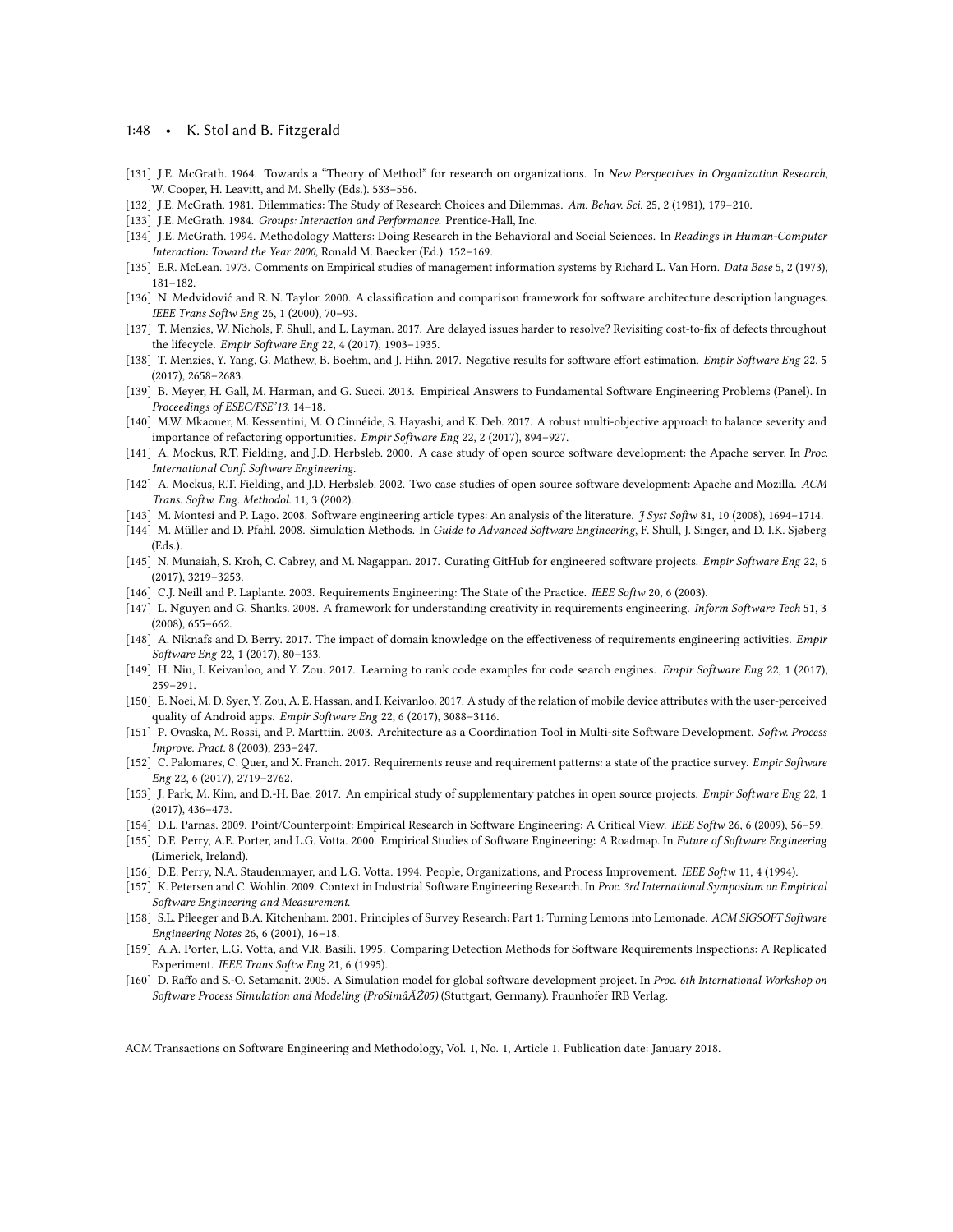[131] J.E. McGrath. 1964. Towards a "Theory of Method" for research on organizations. In *New Perspectives in Organization Research*, W. Cooper, H. Leavitt, and M. Shelly (Eds.). 533–556.

[132] J.E. McGrath. 1981. Dilemmatics: The Study of Research Choices and Dilemmas. *Am. Behav. Sci.* 25, 2 (1981), 179–210.

[133] J.E. McGrath. 1984. *Groups: Interaction and Performance*. Prentice-Hall, Inc.

[134] J.E. McGrath. 1994. Methodology Matters: Doing Research in the Behavioral and Social Sciences. In *Readings in Human-Computer Interaction: Toward the Year 2000*, Ronald M. Baecker (Ed.). 152–169.

[135] E.R. McLean. 1973. Comments on Empirical studies of management information systems by Richard L. Van Horn. *Data Base* 5, 2 (1973), 181–182.

[136] N. Medvidović and R. N. Taylor. 2000. A classification and comparison framework for software architecture description languages. *IEEE Trans Softw Eng* 26, 1 (2000), 70–93.

[137] T. Menzies, W. Nichols, F. Shull, and L. Layman. 2017. Are delayed issues harder to resolve? Revisiting cost-to-fix of defects throughout the lifecycle. *Empir Software Eng* 22, 4 (2017), 1903–1935.

[138] T. Menzies, Y. Yang, G. Mathew, B. Boehm, and J. Hihn. 2017. Negative results for software effort estimation. *Empir Software Eng* 22, 5 (2017), 2658–2683.

[139] B. Meyer, H. Gall, M. Harman, and G. Succi. 2013. Empirical Answers to Fundamental Software Engineering Problems (Panel). In *Proceedings of ESEC/FSE'13*. 14–18.

[140] M.W. Mkaouer, M. Kessentini, M. Ó Cinnéide, S. Hayashi, and K. Deb. 2017. A robust multi-objective approach to balance severity and importance of refactoring opportunities. *Empir Software Eng* 22, 2 (2017), 894–927.

[141] A. Mockus, R.T. Fielding, and J.D. Herbsleb. 2000. A case study of open source software development: the Apache server. In *Proc. International Conf. Software Engineering*.

[142] A. Mockus, R.T. Fielding, and J.D. Herbsleb. 2002. Two case studies of open source software development: Apache and Mozilla. *ACM Trans. Softw. Eng. Methodol.* 11, 3 (2002).

[143] M. Montesi and P. Lago. 2008. Software engineering article types: An analysis of the literature. *J Syst Softw* 81, 10 (2008), 1694–1714.

[144] M. Müller and D. Pfahl. 2008. Simulation Methods. In *Guide to Advanced Software Engineering*, F. Shull, J. Singer, and D. I.K. Sjøberg (Eds.).

[145] N. Munaiah, S. Kroh, C. Cabrey, and M. Nagappan. 2017. Curating GitHub for engineered software projects. *Empir Software Eng* 22, 6 (2017), 3219–3253.

[146] C.J. Neill and P. Laplante. 2003. Requirements Engineering: The State of the Practice. *IEEE Softw* 20, 6 (2003).

[147] L. Nguyen and G. Shanks. 2008. A framework for understanding creativity in requirements engineering. *Inform Software Tech* 51, 3 (2008), 655–662.

[148] A. Niknafs and D. Berry. 2017. The impact of domain knowledge on the effectiveness of requirements engineering activities. *Empir Software Eng* 22, 1 (2017), 80–133.

[149] H. Niu, I. Keivanloo, and Y. Zou. 2017. Learning to rank code examples for code search engines. *Empir Software Eng* 22, 1 (2017), 259–291.

[150] E. Noei, M. D. Syer, Y. Zou, A. E. Hassan, and I. Keivanloo. 2017. A study of the relation of mobile device attributes with the user-perceived quality of Android apps. *Empir Software Eng* 22, 6 (2017), 3088–3116.

[151] P. Ovaska, M. Rossi, and P. Marttiin. 2003. Architecture as a Coordination Tool in Multi-site Software Development. *Softw. Process Improve. Pract.* 8 (2003), 233–247.

[152] C. Palomares, C. Quer, and X. Franch. 2017. Requirements reuse and requirement patterns: a state of the practice survey. *Empir Software Eng* 22, 6 (2017), 2719–2762.

[153] J. Park, M. Kim, and D.-H. Bae. 2017. An empirical study of supplementary patches in open source projects. *Empir Software Eng* 22, 1 (2017), 436–473.

[154] D.L. Parnas. 2009. Point/Counterpoint: Empirical Research in Software Engineering: A Critical View. *IEEE Softw* 26, 6 (2009), 56–59.

[155] D.E. Perry, A.E. Porter, and L.G. Votta. 2000. Empirical Studies of Software Engineering: A Roadmap. In *Future of Software Engineering* (Limerick, Ireland).

[156] D.E. Perry, N.A. Staudenmayer, and L.G. Votta. 1994. People, Organizations, and Process Improvement. *IEEE Softw* 11, 4 (1994).

[157] K. Petersen and C. Wohlin. 2009. Context in Industrial Software Engineering Research. In *Proc. 3rd International Symposium on Empirical Software Engineering and Measurement*.

[158] S.L. Pfleeger and B.A. Kitchenham. 2001. Principles of Survey Research: Part 1: Turning Lemons into Lemonade. *ACM SIGSOFT Software Engineering Notes* 26, 6 (2001), 16–18.

[159] A.A. Porter, L.G. Votta, and V.R. Basili. 1995. Comparing Detection Methods for Software Requirements Inspections: A Replicated Experiment. *IEEE Trans Softw Eng* 21, 6 (1995).

[160] D. Raffo and S.-O. Setamanit. 2005. A Simulation model for global software development project. In *Proc. 6th International Workshop on Software Process Simulation and Modeling (ProSimâĂŹ05)* (Stuttgart, Germany). Fraunhofer IRB Verlag.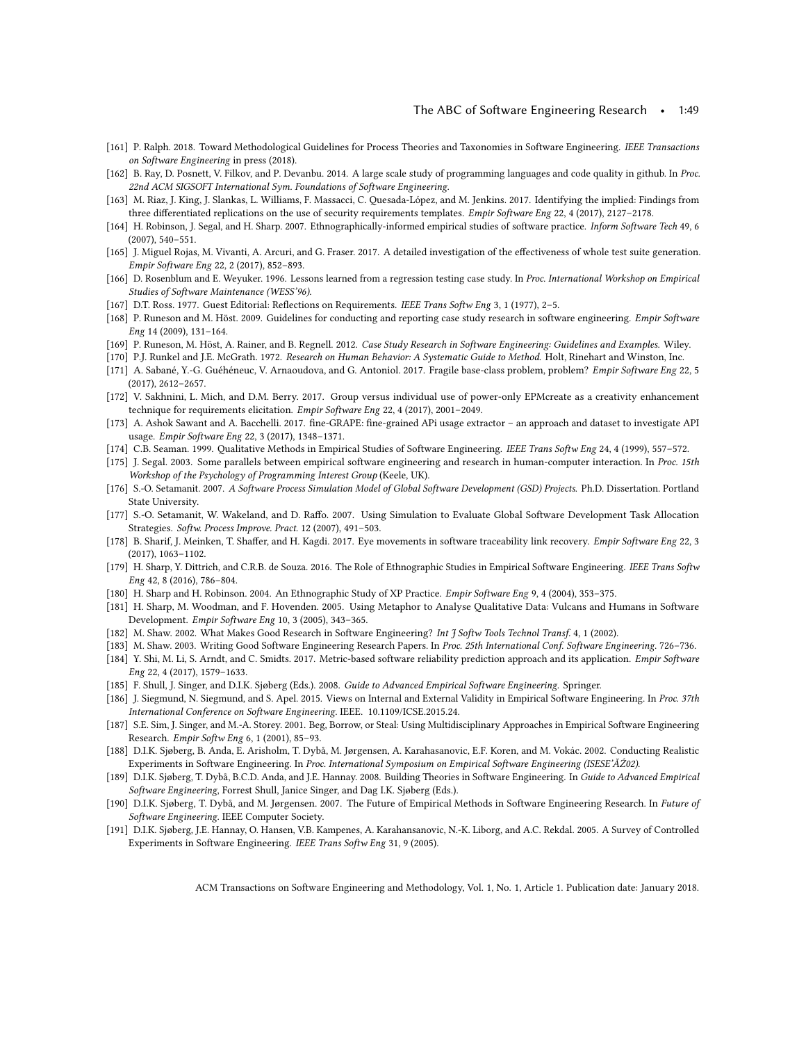[161] P. Ralph. 2018. Toward Methodological Guidelines for Process Theories and Taxonomies in Software Engineering. *IEEE Transactions on Software Engineering* in press (2018).

[162] B. Ray, D. Posnett, V. Filkov, and P. Devanbu. 2014. A large scale study of programming languages and code quality in github. In *Proc. 22nd ACM SIGSOFT International Sym. Foundations of Software Engineering.*

[163] M. Riaz, J. King, J. Slankas, L. Williams, F. Massacci, C. Quesada-López, and M. Jenkins. 2017. Identifying the implied: Findings from three differentiated replications on the use of security requirements templates. *Empir Software Eng* 22, 4 (2017), 2127–2178.

[164] H. Robinson, J. Segal, and H. Sharp. 2007. Ethnographically-informed empirical studies of software practice. *Inform Software Tech* 49, 6 (2007), 540–551.

[165] J. Miguel Rojas, M. Vivanti, A. Arcuri, and G. Fraser. 2017. A detailed investigation of the effectiveness of whole test suite generation. *Empir Software Eng* 22, 2 (2017), 852–893.

[166] D. Rosenblum and E. Weyuker. 1996. Lessons learned from a regression testing case study. In *Proc. International Workshop on Empirical Studies of Software Maintenance (WESS'96).*

[167] D.T. Ross. 1977. Guest Editorial: Reflections on Requirements. *IEEE Trans Softw Eng* 3, 1 (1977), 2–5.

[168] P. Runeson and M. Höst. 2009. Guidelines for conducting and reporting case study research in software engineering. *Empir Software Eng* 14 (2009), 131–164.

[169] P. Runeson, M. Höst, A. Rainer, and B. Regnell. 2012. *Case Study Research in Software Engineering: Guidelines and Examples.* Wiley.

[170] P.J. Runkel and J.E. McGrath. 1972. *Research on Human Behavior: A Systematic Guide to Method.* Holt, Rinehart and Winston, Inc.

[171] A. Sabané, Y.-G. Guéhéneuc, V. Arnaoudova, and G. Antoniol. 2017. Fragile base-class problem, problem? *Empir Software Eng* 22, 5 (2017), 2612–2657.

[172] V. Sakhnini, L. Mich, and D.M. Berry. 2017. Group versus individual use of power-only EPMcreate as a creativity enhancement technique for requirements elicitation. *Empir Software Eng* 22, 4 (2017), 2001–2049.

[173] A. Ashok Sawant and A. Bacchelli. 2017. fine-GRAPE: fine-grained APi usage extractor – an approach and dataset to investigate API usage. *Empir Software Eng* 22, 3 (2017), 1348–1371.

[174] C.B. Seaman. 1999. Qualitative Methods in Empirical Studies of Software Engineering. *IEEE Trans Softw Eng* 24, 4 (1999), 557–572.

[175] J. Segal. 2003. Some parallels between empirical software engineering and research in human-computer interaction. In *Proc. 15th Workshop of the Psychology of Programming Interest Group* (Keele, UK).

[176] S.-O. Setamanit. 2007. *A Software Process Simulation Model of Global Software Development (GSD) Projects.* Ph.D. Dissertation. Portland State University.

[177] S.-O. Setamanit, W. Wakeland, and D. Raffo. 2007. Using Simulation to Evaluate Global Software Development Task Allocation Strategies. *Softw. Process Improve. Pract.* 12 (2007), 491–503.

[178] B. Sharif, J. Meinken, T. Shaffer, and H. Kagdi. 2017. Eye movements in software traceability link recovery. *Empir Software Eng* 22, 3 (2017), 1063–1102.

[179] H. Sharp, Y. Dittrich, and C.R.B. de Souza. 2016. The Role of Ethnographic Studies in Empirical Software Engineering. *IEEE Trans Softw Eng* 42, 8 (2016), 786–804.

[180] H. Sharp and H. Robinson. 2004. An Ethnographic Study of XP Practice. *Empir Software Eng* 9, 4 (2004), 353–375.

[181] H. Sharp, M. Woodman, and F. Hovenden. 2005. Using Metaphor to Analyse Qualitative Data: Vulcans and Humans in Software Development. *Empir Software Eng* 10, 3 (2005), 343–365.

[182] M. Shaw. 2002. What Makes Good Research in Software Engineering? *Int J Softw Tools Technol Transf.* 4, 1 (2002).

[183] M. Shaw. 2003. Writing Good Software Engineering Research Papers. In *Proc. 25th International Conf. Software Engineering.* 726–736.

[184] Y. Shi, M. Li, S. Arndt, and C. Smidts. 2017. Metric-based software reliability prediction approach and its application. *Empir Software Eng* 22, 4 (2017), 1579–1633.

[185] F. Shull, J. Singer, and D.I.K. Sjøberg (Eds.). 2008. *Guide to Advanced Empirical Software Engineering.* Springer.

[186] J. Siegmund, N. Siegmund, and S. Apel. 2015. Views on Internal and External Validity in Empirical Software Engineering. In *Proc. 37th International Conference on Software Engineering.* IEEE. 10.1109/ICSE.2015.24.

[187] S.E. Sim, J. Singer, and M.-A. Storey. 2001. Beg, Borrow, or Steal: Using Multidisciplinary Approaches in Empirical Software Engineering Research. *Empir Softw Eng* 6, 1 (2001), 85–93.

[188] D.I.K. Sjøberg, B. Anda, E. Arisholm, T. Dybå, M. Jørgensen, A. Karahasanovic, E.F. Koren, and M. Vokác. 2002. Conducting Realistic Experiments in Software Engineering. In *Proc. International Symposium on Empirical Software Engineering (ISESE'ÄŽ02).*

[189] D.I.K. Sjøberg, T. Dybå, B.C.D. Anda, and J.E. Hannay. 2008. Building Theories in Software Engineering. In *Guide to Advanced Empirical Software Engineering*, Forrest Shull, Janice Singer, and Dag I.K. Sjøberg (Eds.).

[190] D.I.K. Sjøberg, T. Dybå, and M. Jørgensen. 2007. The Future of Empirical Methods in Software Engineering Research. In *Future of Software Engineering.* IEEE Computer Society.

[191] D.I.K. Sjøberg, J.E. Hannay, O. Hansen, V.B. Kampenes, A. Karahansanovic, N.-K. Liborg, and A.C. Rekdal. 2005. A Survey of Controlled Experiments in Software Engineering. *IEEE Trans Softw Eng* 31, 9 (2005).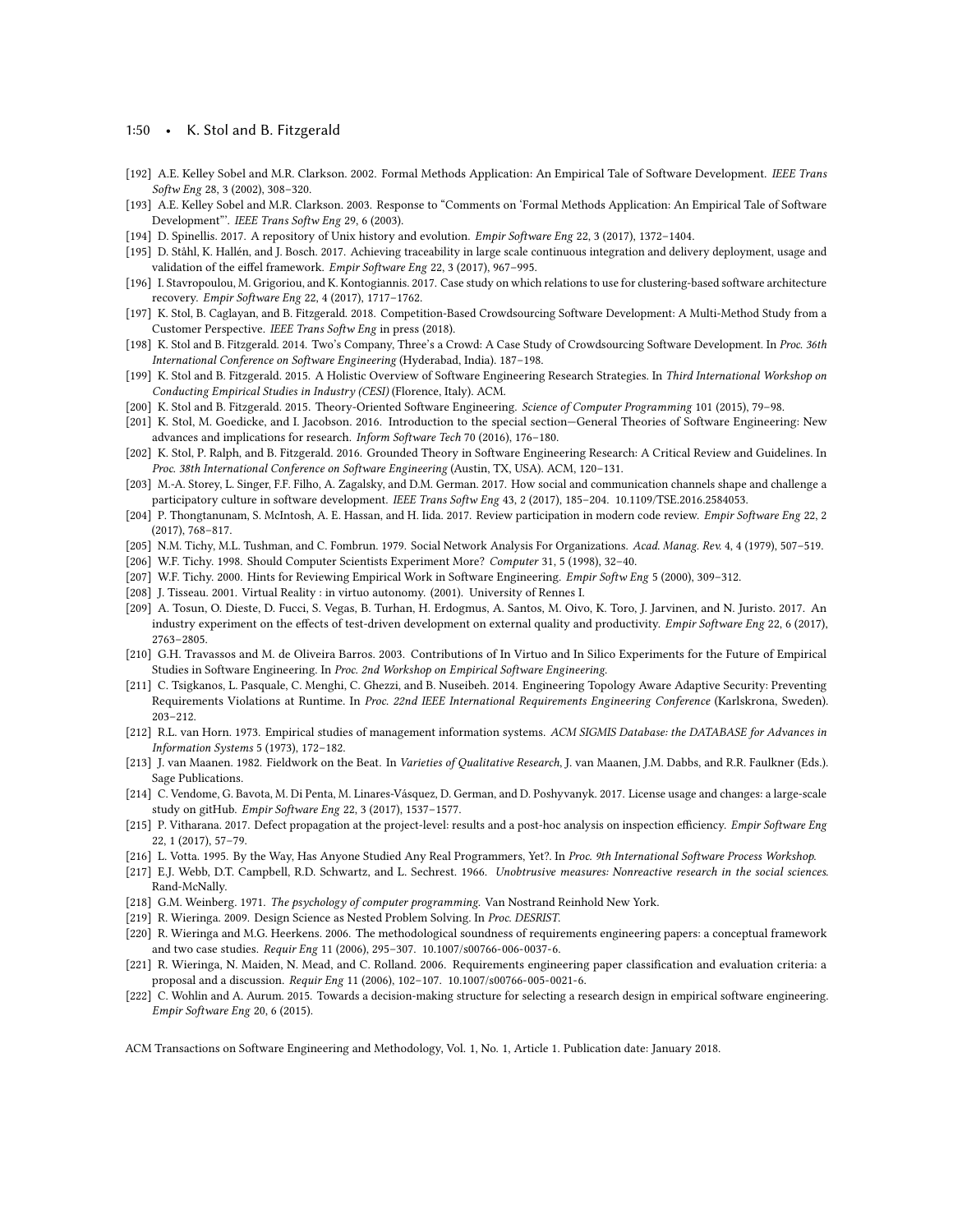[192] A.E. Kelley Sobel and M.R. Clarkson. 2002. Formal Methods Application: An Empirical Tale of Software Development. *IEEE Trans Softw Eng* 28, 3 (2002), 308–320.

[193] A.E. Kelley Sobel and M.R. Clarkson. 2003. Response to "Comments on 'Formal Methods Application: An Empirical Tale of Software Development"'. *IEEE Trans Softw Eng* 29, 6 (2003).

[194] D. Spinellis. 2017. A repository of Unix history and evolution. *Empir Software Eng* 22, 3 (2017), 1372–1404.

[195] D. Ståhl, K. Hallén, and J. Bosch. 2017. Achieving traceability in large scale continuous integration and delivery deployment, usage and validation of the eiffel framework. *Empir Software Eng* 22, 3 (2017), 967–995.

[196] I. Stavropoulou, M. Grigoriou, and K. Kontogiannis. 2017. Case study on which relations to use for clustering-based software architecture recovery. *Empir Software Eng* 22, 4 (2017), 1717–1762.

[197] K. Stol, B. Caglayan, and B. Fitzgerald. 2018. Competition-Based Crowdsourcing Software Development: A Multi-Method Study from a Customer Perspective. *IEEE Trans Softw Eng* in press (2018).

[198] K. Stol and B. Fitzgerald. 2014. Two's Company, Three's a Crowd: A Case Study of Crowdsourcing Software Development. In *Proc. 36th International Conference on Software Engineering* (Hyderabad, India). 187–198.

[199] K. Stol and B. Fitzgerald. 2015. A Holistic Overview of Software Engineering Research Strategies. In *Third International Workshop on Conducting Empirical Studies in Industry (CESI)* (Florence, Italy). ACM.

[200] K. Stol and B. Fitzgerald. 2015. Theory-Oriented Software Engineering. *Science of Computer Programming* 101 (2015), 79–98.

[201] K. Stol, M. Goedicke, and I. Jacobson. 2016. Introduction to the special section—General Theories of Software Engineering: New advances and implications for research. *Inform Software Tech* 70 (2016), 176–180.

[202] K. Stol, P. Ralph, and B. Fitzgerald. 2016. Grounded Theory in Software Engineering Research: A Critical Review and Guidelines. In *Proc. 38th International Conference on Software Engineering* (Austin, TX, USA). ACM, 120–131.

[203] M.-A. Storey, L. Singer, F.F. Filho, A. Zagalsky, and D.M. German. 2017. How social and communication channels shape and challenge a participatory culture in software development. *IEEE Trans Softw Eng* 43, 2 (2017), 185–204. 10.1109/TSE.2016.2584053.

[204] P. Thongtanunam, S. McIntosh, A. E. Hassan, and H. Iida. 2017. Review participation in modern code review. *Empir Software Eng* 22, 2 (2017), 768–817.

[205] N.M. Tichy, M.L. Tushman, and C. Fombrun. 1979. Social Network Analysis For Organizations. *Acad. Manag. Rev.* 4, 4 (1979), 507–519.

[206] W.F. Tichy. 1998. Should Computer Scientists Experiment More? *Computer* 31, 5 (1998), 32–40.

[207] W.F. Tichy. 2000. Hints for Reviewing Empirical Work in Software Engineering. *Empir Softw Eng* 5 (2000), 309–312.

[208] J. Tisseau. 2001. Virtual Reality : in virtuo autonomy. (2001). University of Rennes I.

[209] A. Tosun, O. Dieste, D. Fucci, S. Vegas, B. Turhan, H. Erdogmus, A. Santos, M. Oivo, K. Toro, J. Jarvinen, and N. Juristo. 2017. An industry experiment on the effects of test-driven development on external quality and productivity. *Empir Software Eng* 22, 6 (2017), 2763–2805.

[210] G.H. Travassos and M. de Oliveira Barros. 2003. Contributions of In Virtuo and In Silico Experiments for the Future of Empirical Studies in Software Engineering. In *Proc. 2nd Workshop on Empirical Software Engineering*.

[211] C. Tsigkanos, L. Pasquale, C. Menghi, C. Ghezzi, and B. Nuseibeh. 2014. Engineering Topology Aware Adaptive Security: Preventing Requirements Violations at Runtime. In *Proc. 22nd IEEE International Requirements Engineering Conference* (Karlskrona, Sweden). 203–212.

[212] R.L. van Horn. 1973. Empirical studies of management information systems. *ACM SIGMIS Database: the DATABASE for Advances in Information Systems* 5 (1973), 172–182.

[213] J. van Maanen. 1982. Fieldwork on the Beat. In *Varieties of Qualitative Research*, J. van Maanen, J.M. Dabbs, and R.R. Faulkner (Eds.). Sage Publications.

[214] C. Vendome, G. Bavota, M. Di Penta, M. Linares-Vásquez, D. German, and D. Poshyvanyk. 2017. License usage and changes: a large-scale study on gitHub. *Empir Software Eng* 22, 3 (2017), 1537–1577.

[215] P. Vitharana. 2017. Defect propagation at the project-level: results and a post-hoc analysis on inspection efficiency. *Empir Software Eng* 22, 1 (2017), 57–79.

[216] L. Votta. 1995. By the Way, Has Anyone Studied Any Real Programmers, Yet?. In *Proc. 9th International Software Process Workshop*.

[217] E.J. Webb, D.T. Campbell, R.D. Schwartz, and L. Sechrest. 1966. *Unobtrusive measures: Nonreactive research in the social sciences*. Rand-McNally.

[218] G.M. Weinberg. 1971. *The psychology of computer programming*. Van Nostrand Reinhold New York.

[219] R. Wieringa. 2009. Design Science as Nested Problem Solving. In *Proc. DESRIST*.

[220] R. Wieringa and M.G. Heerkens. 2006. The methodological soundness of requirements engineering papers: a conceptual framework and two case studies. *Requir Eng* 11 (2006), 295–307. 10.1007/s00766-006-0037-6.

[221] R. Wieringa, N. Maiden, N. Mead, and C. Rolland. 2006. Requirements engineering paper classification and evaluation criteria: a proposal and a discussion. *Requir Eng* 11 (2006), 102–107. 10.1007/s00766-005-0021-6.

[222] C. Wohlin and A. Aurum. 2015. Towards a decision-making structure for selecting a research design in empirical software engineering. *Empir Software Eng* 20, 6 (2015).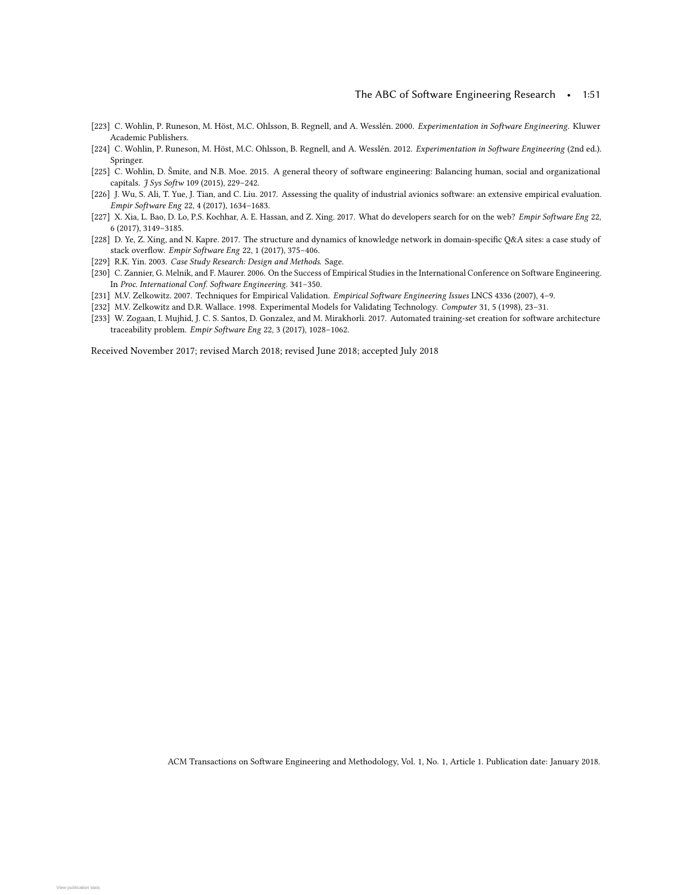[223] C. Wohlin, P. Runeson, M. Höst, M.C. Ohlsson, B. Regnell, and A. Wesslén. 2000. *Experimentation in Software Engineering*. Kluwer Academic Publishers.

[224] C. Wohlin, P. Runeson, M. Höst, M.C. Ohlsson, B. Regnell, and A. Wesslén. 2012. *Experimentation in Software Engineering* (2nd ed.). Springer.

[225] C. Wohlin, D. Šmite, and N.B. Moe. 2015. A general theory of software engineering: Balancing human, social and organizational capitals. *J Sys Softw* 109 (2015), 229–242.

[226] J. Wu, S. Ali, T. Yue, J. Tian, and C. Liu. 2017. Assessing the quality of industrial avionics software: an extensive empirical evaluation. *Empir Software Eng* 22, 4 (2017), 1634–1683.

[227] X. Xia, L. Bao, D. Lo, P.S. Kochhar, A. E. Hassan, and Z. Xing. 2017. What do developers search for on the web? *Empir Software Eng* 22, 6 (2017), 3149–3185.

[228] D. Ye, Z. Xing, and N. Kapre. 2017. The structure and dynamics of knowledge network in domain-specific Q&A sites: a case study of stack overflow. *Empir Software Eng* 22, 1 (2017), 375–406.

[229] R.K. Yin. 2003. *Case Study Research: Design and Methods*. Sage.

[230] C. Zannier, G. Melnik, and F. Maurer. 2006. On the Success of Empirical Studies in the International Conference on Software Engineering. In *Proc. International Conf. Software Engineering*. 341–350.

[231] M.V. Zelkowitz. 2007. Techniques for Empirical Validation. *Empirical Software Engineering Issues* LNCS 4336 (2007), 4–9.

[232] M.V. Zelkowitz and D.R. Wallace. 1998. Experimental Models for Validating Technology. *Computer* 31, 5 (1998), 23–31.

[233] W. Zogaan, I. Mujhid, J. C. S. Santos, D. Gonzalez, and M. Mirakhorli. 2017. Automated training-set creation for software architecture traceability problem. *Empir Software Eng* 22, 3 (2017), 1028–1062.

Received November 2017; revised March 2018; revised June 2018; accepted July 2018